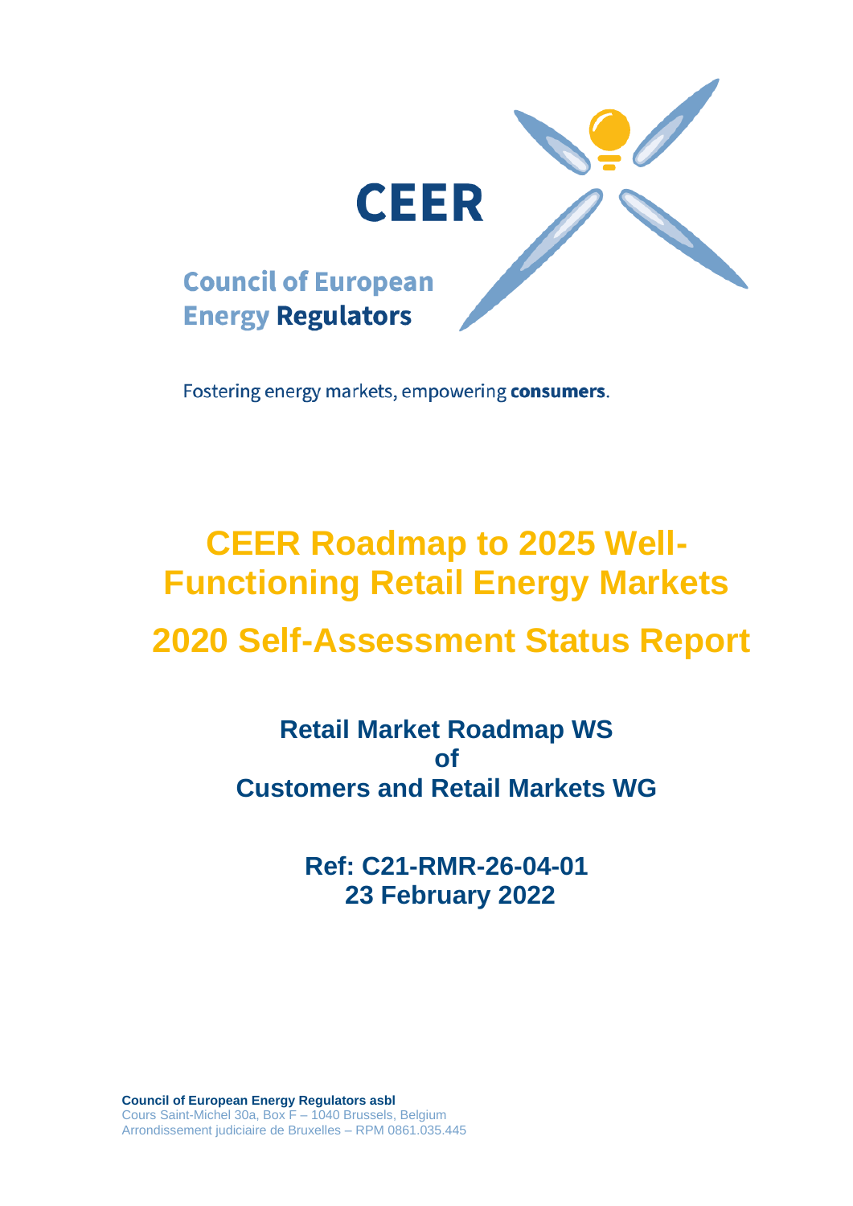CEER

Council of European Energy Regulators

Fostering energy markets, empowering **consumers**.

# CEER Roadmap to 2025 Well-Functioning Retail Energy Markets

# 2020 Self-Assessment Status Report

## Retail Market Roadmap WS of Customers and Retail Markets WG

**Ref: C21-RMR-26-04-01**
**23 February 2022**

**Council of European Energy Regulators asbl**
Cours Saint-Michel 30a, Box F – 1040 Brussels, Belgium
Arrondissement judiciaire de Bruxelles – RPM 0861.035.445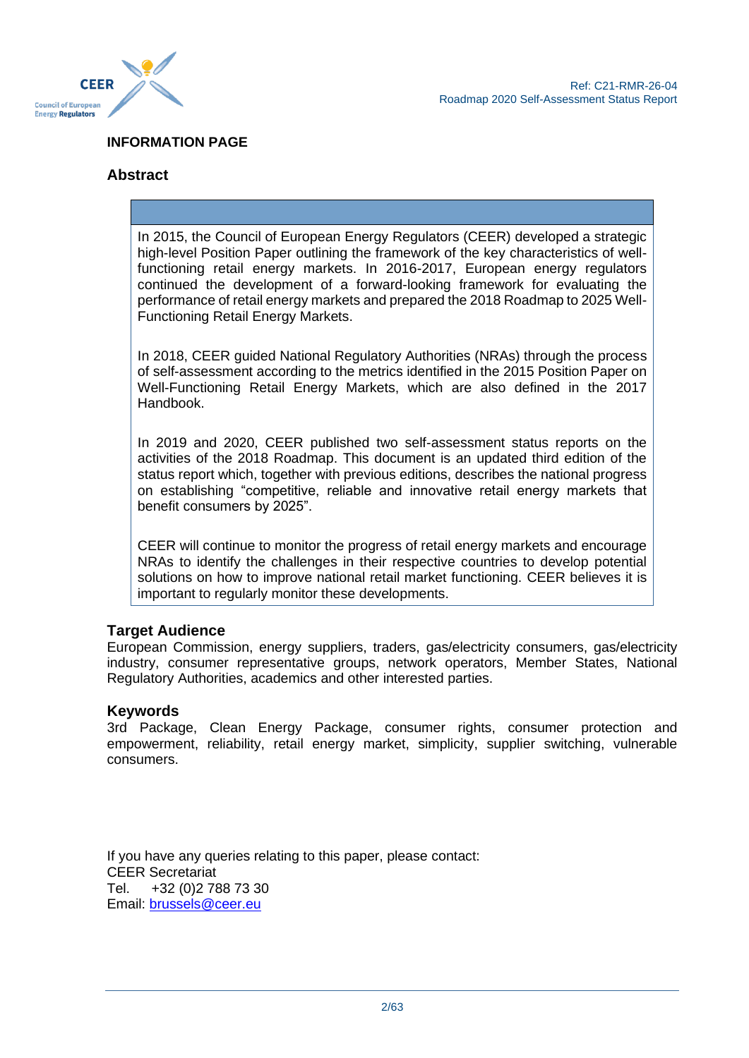## INFORMATION PAGE

### Abstract

In 2015, the Council of European Energy Regulators (CEER) developed a strategic high-level Position Paper outlining the framework of the key characteristics of well-functioning retail energy markets. In 2016-2017, European energy regulators continued the development of a forward-looking framework for evaluating the performance of retail energy markets and prepared the 2018 Roadmap to 2025 Well-Functioning Retail Energy Markets.

In 2018, CEER guided National Regulatory Authorities (NRAs) through the process of self-assessment according to the metrics identified in the 2015 Position Paper on Well-Functioning Retail Energy Markets, which are also defined in the 2017 Handbook.

In 2019 and 2020, CEER published two self-assessment status reports on the activities of the 2018 Roadmap. This document is an updated third edition of the status report which, together with previous editions, describes the national progress on establishing "competitive, reliable and innovative retail energy markets that benefit consumers by 2025".

CEER will continue to monitor the progress of retail energy markets and encourage NRAs to identify the challenges in their respective countries to develop potential solutions on how to improve national retail market functioning. CEER believes it is important to regularly monitor these developments.

### Target Audience

European Commission, energy suppliers, traders, gas/electricity consumers, gas/electricity industry, consumer representative groups, network operators, Member States, National Regulatory Authorities, academics and other interested parties.

### Keywords

3rd Package, Clean Energy Package, consumer rights, consumer protection and empowerment, reliability, retail energy market, simplicity, supplier switching, vulnerable consumers.

If you have any queries relating to this paper, please contact:
CEER Secretariat
Tel. +32 (0)2 788 73 30
Email: brussels@ceer.eu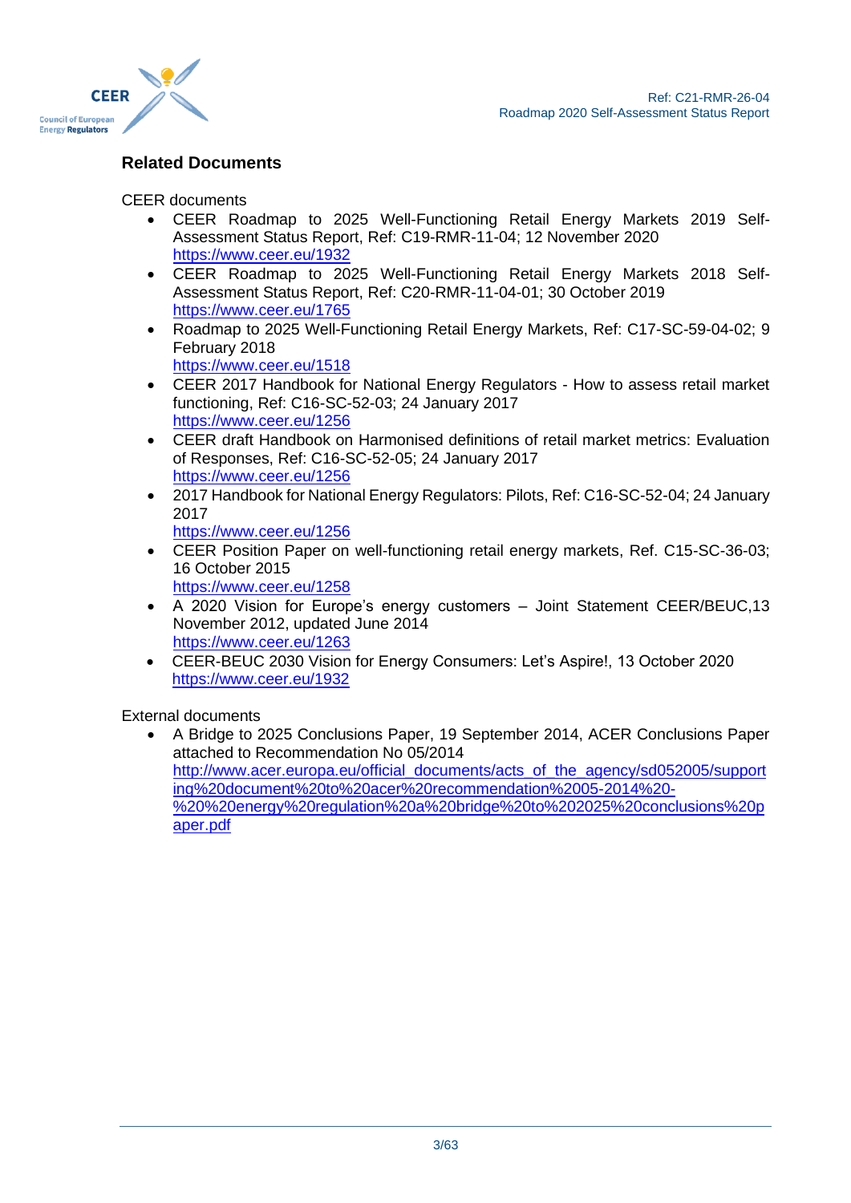## Related Documents

CEER documents

- CEER Roadmap to 2025 Well-Functioning Retail Energy Markets 2019 Self-Assessment Status Report, Ref: C19-RMR-11-04; 12 November 2020
  https://www.ceer.eu/1932
- CEER Roadmap to 2025 Well-Functioning Retail Energy Markets 2018 Self-Assessment Status Report, Ref: C20-RMR-11-04-01; 30 October 2019
  https://www.ceer.eu/1765
- Roadmap to 2025 Well-Functioning Retail Energy Markets, Ref: C17-SC-59-04-02; 9 February 2018
  https://www.ceer.eu/1518
- CEER 2017 Handbook for National Energy Regulators - How to assess retail market functioning, Ref: C16-SC-52-03; 24 January 2017
  https://www.ceer.eu/1256
- CEER draft Handbook on Harmonised definitions of retail market metrics: Evaluation of Responses, Ref: C16-SC-52-05; 24 January 2017
  https://www.ceer.eu/1256
- 2017 Handbook for National Energy Regulators: Pilots, Ref: C16-SC-52-04; 24 January 2017
  https://www.ceer.eu/1256
- CEER Position Paper on well-functioning retail energy markets, Ref. C15-SC-36-03; 16 October 2015
  https://www.ceer.eu/1258
- A 2020 Vision for Europe's energy customers – Joint Statement CEER/BEUC,13 November 2012, updated June 2014
  https://www.ceer.eu/1263
- CEER-BEUC 2030 Vision for Energy Consumers: Let's Aspire!, 13 October 2020
  https://www.ceer.eu/1932

External documents

- A Bridge to 2025 Conclusions Paper, 19 September 2014, ACER Conclusions Paper attached to Recommendation No 05/2014
  http://www.acer.europa.eu/official_documents/acts_of_the_agency/sd052005/supporting%20document%20to%20acer%20recommendation%2005-2014%20-%20%20energy%20regulation%20a%20bridge%20to%202025%20conclusions%20paper.pdf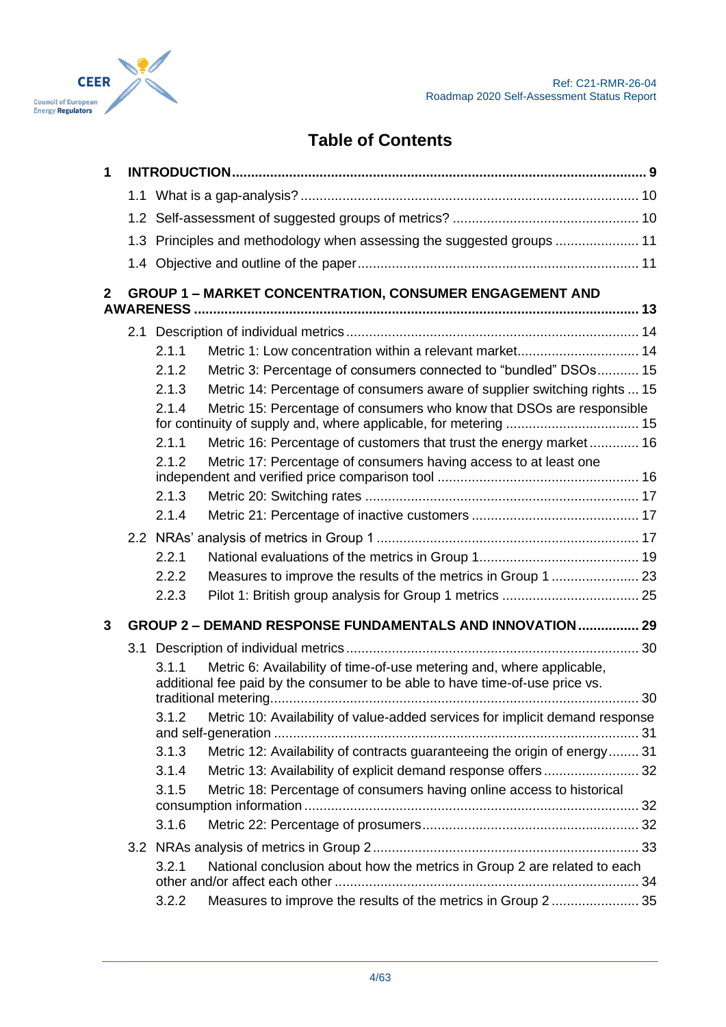# Table of Contents

**1 INTRODUCTION** .......... **9**

- 1.1 What is a gap-analysis? .......... 10
- 1.2 Self-assessment of suggested groups of metrics? .......... 10
- 1.3 Principles and methodology when assessing the suggested groups .......... 11
- 1.4 Objective and outline of the paper .......... 11

**2 GROUP 1 – MARKET CONCENTRATION, CONSUMER ENGAGEMENT AND AWARENESS** .......... **13**

- 2.1 Description of individual metrics .......... 14
  - 2.1.1 Metric 1: Low concentration within a relevant market .......... 14
  - 2.1.2 Metric 3: Percentage of consumers connected to "bundled" DSOs .......... 15
  - 2.1.3 Metric 14: Percentage of consumers aware of supplier switching rights .......... 15
  - 2.1.4 Metric 15: Percentage of consumers who know that DSOs are responsible for continuity of supply and, where applicable, for metering .......... 15
  - 2.1.1 Metric 16: Percentage of customers that trust the energy market .......... 16
  - 2.1.2 Metric 17: Percentage of consumers having access to at least one independent and verified price comparison tool .......... 16
  - 2.1.3 Metric 20: Switching rates .......... 17
  - 2.1.4 Metric 21: Percentage of inactive customers .......... 17
- 2.2 NRAs' analysis of metrics in Group 1 .......... 17
  - 2.2.1 National evaluations of the metrics in Group 1 .......... 19
  - 2.2.2 Measures to improve the results of the metrics in Group 1 .......... 23
  - 2.2.3 Pilot 1: British group analysis for Group 1 metrics .......... 25

**3 GROUP 2 – DEMAND RESPONSE FUNDAMENTALS AND INNOVATION** .......... **29**

- 3.1 Description of individual metrics .......... 30
  - 3.1.1 Metric 6: Availability of time-of-use metering and, where applicable, additional fee paid by the consumer to be able to have time-of-use price vs. traditional metering .......... 30
  - 3.1.2 Metric 10: Availability of value-added services for implicit demand response and self-generation .......... 31
  - 3.1.3 Metric 12: Availability of contracts guaranteeing the origin of energy .......... 31
  - 3.1.4 Metric 13: Availability of explicit demand response offers .......... 32
  - 3.1.5 Metric 18: Percentage of consumers having online access to historical consumption information .......... 32
  - 3.1.6 Metric 22: Percentage of prosumers .......... 32
- 3.2 NRAs analysis of metrics in Group 2 .......... 33
  - 3.2.1 National conclusion about how the metrics in Group 2 are related to each other and/or affect each other .......... 34
  - 3.2.2 Measures to improve the results of the metrics in Group 2 .......... 35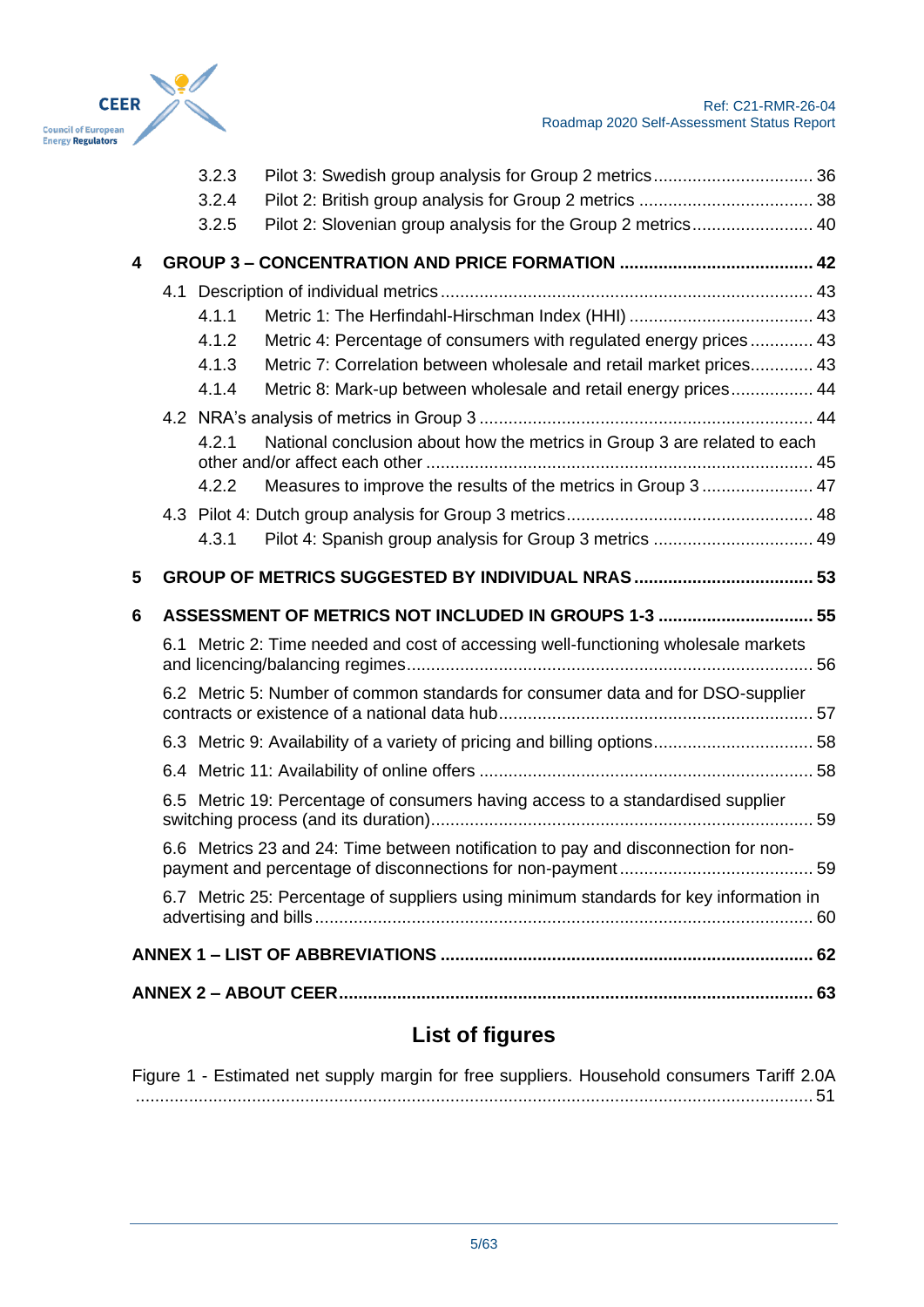3.2.3 Pilot 3: Swedish group analysis for Group 2 metrics ................................ 36

3.2.4 Pilot 2: British group analysis for Group 2 metrics ................................... 38

3.2.5 Pilot 2: Slovenian group analysis for the Group 2 metrics ........................ 40

**4 GROUP 3 – CONCENTRATION AND PRICE FORMATION ........................................ 42**

4.1 Description of individual metrics ........................................................................... 43

4.1.1 Metric 1: The Herfindahl-Hirschman Index (HHI) ...................................... 43

4.1.2 Metric 4: Percentage of consumers with regulated energy prices ............. 43

4.1.3 Metric 7: Correlation between wholesale and retail market prices............. 43

4.1.4 Metric 8: Mark-up between wholesale and retail energy prices ................. 44

4.2 NRA's analysis of metrics in Group 3 .................................................................... 44

4.2.1 National conclusion about how the metrics in Group 3 are related to each other and/or affect each other ................................................................................ 45

4.2.2 Measures to improve the results of the metrics in Group 3 ....................... 47

4.3 Pilot 4: Dutch group analysis for Group 3 metrics.................................................. 48

4.3.1 Pilot 4: Spanish group analysis for Group 3 metrics ................................. 49

**5 GROUP OF METRICS SUGGESTED BY INDIVIDUAL NRAS .................................... 53**

**6 ASSESSMENT OF METRICS NOT INCLUDED IN GROUPS 1-3 ................................ 55**

6.1 Metric 2: Time needed and cost of accessing well-functioning wholesale markets and licencing/balancing regimes .................................................................................... 56

6.2 Metric 5: Number of common standards for consumer data and for DSO-supplier contracts or existence of a national data hub ................................................................. 57

6.3 Metric 9: Availability of a variety of pricing and billing options................................ 58

6.4 Metric 11: Availability of online offers .................................................................... 58

6.5 Metric 19: Percentage of consumers having access to a standardised supplier switching process (and its duration).............................................................................. 59

6.6 Metrics 23 and 24: Time between notification to pay and disconnection for non-payment and percentage of disconnections for non-payment ........................................ 59

6.7 Metric 25: Percentage of suppliers using minimum standards for key information in advertising and bills ...................................................................................................... 60

**ANNEX 1 – LIST OF ABBREVIATIONS ........................................................................... 62**

**ANNEX 2 – ABOUT CEER................................................................................................ 63**

## List of figures

Figure 1 - Estimated net supply margin for free suppliers. Household consumers Tariff 2.0A ......................................................................................................................................... 51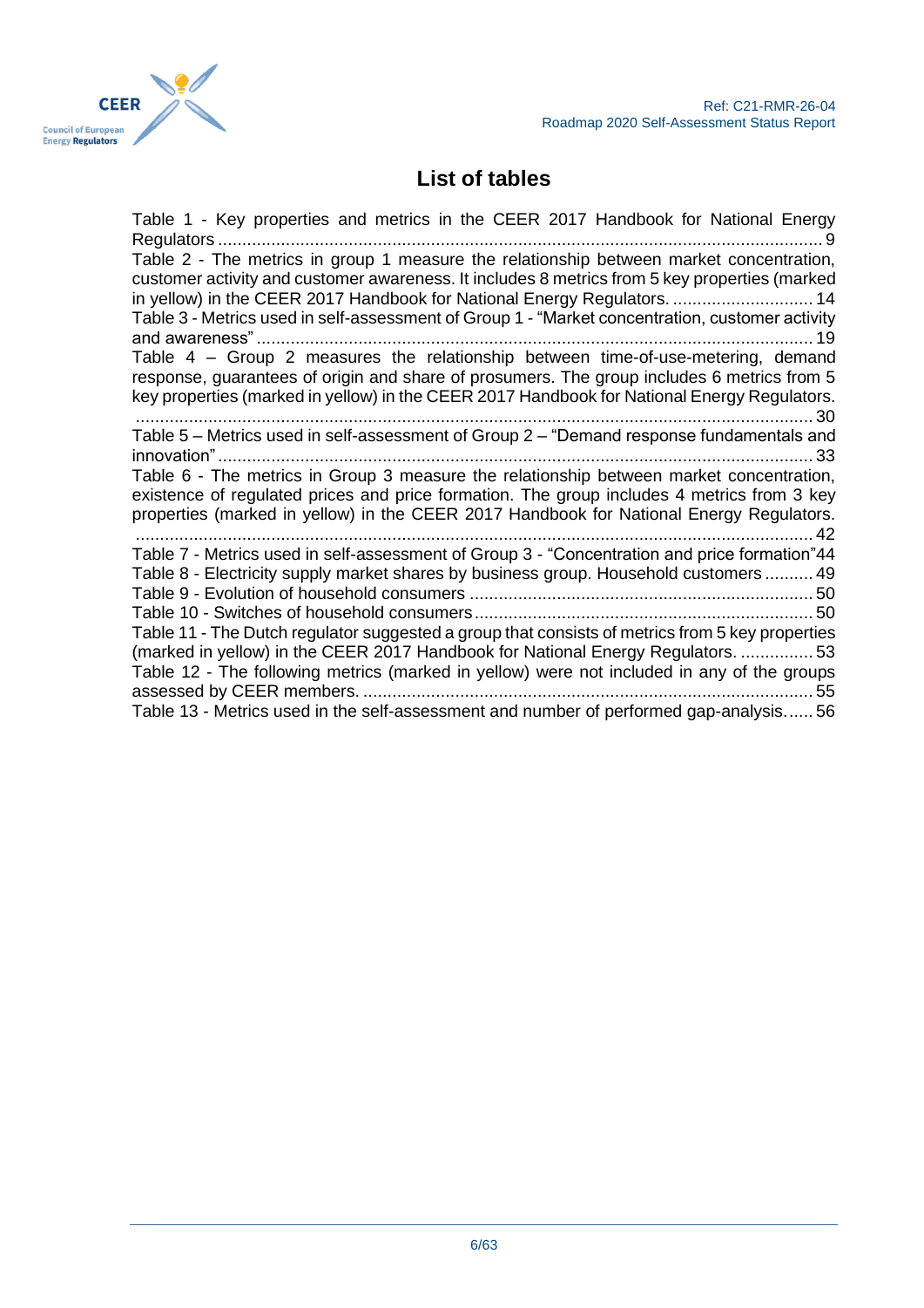# List of tables

Table 1 - Key properties and metrics in the CEER 2017 Handbook for National Energy Regulators ............................................................................................................................. 9

Table 2 - The metrics in group 1 measure the relationship between market concentration, customer activity and customer awareness. It includes 8 metrics from 5 key properties (marked in yellow) in the CEER 2017 Handbook for National Energy Regulators. ............................. 14

Table 3 - Metrics used in self-assessment of Group 1 - "Market concentration, customer activity and awareness" ................................................................................................................... 19

Table 4 – Group 2 measures the relationship between time-of-use-metering, demand response, guarantees of origin and share of prosumers. The group includes 6 metrics from 5 key properties (marked in yellow) in the CEER 2017 Handbook for National Energy Regulators. ............................................................................................................................................. 30

Table 5 – Metrics used in self-assessment of Group 2 – "Demand response fundamentals and innovation" ........................................................................................................................... 33

Table 6 - The metrics in Group 3 measure the relationship between market concentration, existence of regulated prices and price formation. The group includes 4 metrics from 3 key properties (marked in yellow) in the CEER 2017 Handbook for National Energy Regulators. ............................................................................................................................................. 42

Table 7 - Metrics used in self-assessment of Group 3 - "Concentration and price formation" 44

Table 8 - Electricity supply market shares by business group. Household customers .......... 49

Table 9 - Evolution of household consumers ....................................................................... 50

Table 10 - Switches of household consumers ...................................................................... 50

Table 11 - The Dutch regulator suggested a group that consists of metrics from 5 key properties (marked in yellow) in the CEER 2017 Handbook for National Energy Regulators. ............... 53

Table 12 - The following metrics (marked in yellow) were not included in any of the groups assessed by CEER members. ............................................................................................. 55

Table 13 - Metrics used in the self-assessment and number of performed gap-analysis...... 56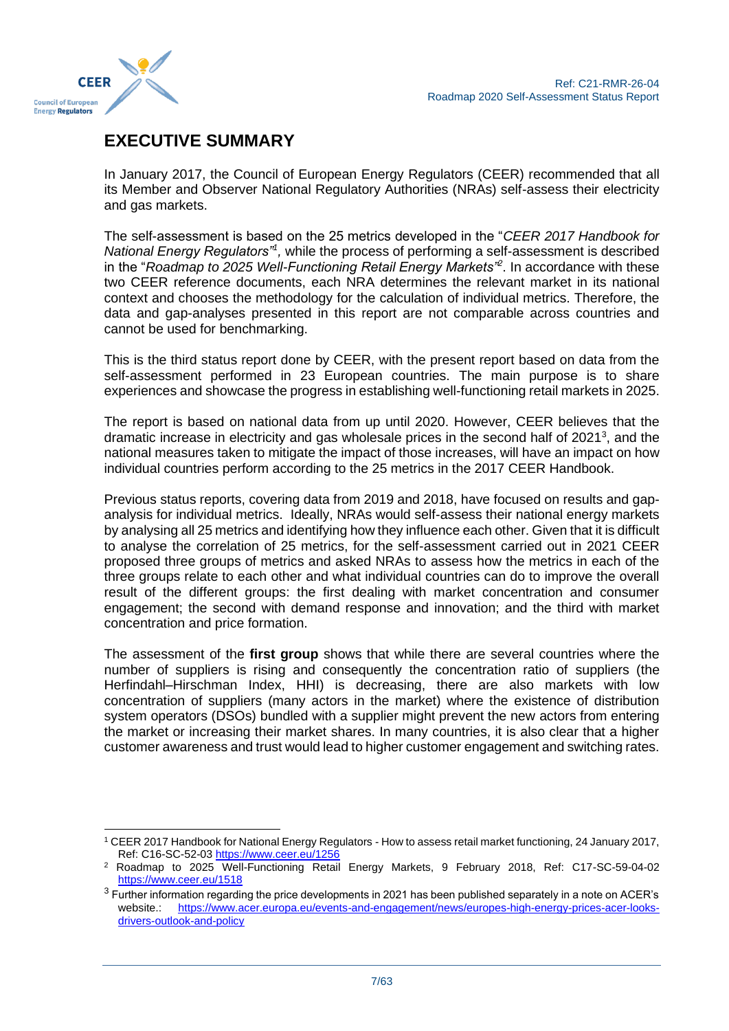# EXECUTIVE SUMMARY

In January 2017, the Council of European Energy Regulators (CEER) recommended that all its Member and Observer National Regulatory Authorities (NRAs) self-assess their electricity and gas markets.

The self-assessment is based on the 25 metrics developed in the "*CEER 2017 Handbook for National Energy Regulators*"[1], while the process of performing a self-assessment is described in the "*Roadmap to 2025 Well-Functioning Retail Energy Markets*"[2]. In accordance with these two CEER reference documents, each NRA determines the relevant market in its national context and chooses the methodology for the calculation of individual metrics. Therefore, the data and gap-analyses presented in this report are not comparable across countries and cannot be used for benchmarking.

This is the third status report done by CEER, with the present report based on data from the self-assessment performed in 23 European countries. The main purpose is to share experiences and showcase the progress in establishing well-functioning retail markets in 2025.

The report is based on national data from up until 2020. However, CEER believes that the dramatic increase in electricity and gas wholesale prices in the second half of 2021[3], and the national measures taken to mitigate the impact of those increases, will have an impact on how individual countries perform according to the 25 metrics in the 2017 CEER Handbook.

Previous status reports, covering data from 2019 and 2018, have focused on results and gap-analysis for individual metrics. Ideally, NRAs would self-assess their national energy markets by analysing all 25 metrics and identifying how they influence each other. Given that it is difficult to analyse the correlation of 25 metrics, for the self-assessment carried out in 2021 CEER proposed three groups of metrics and asked NRAs to assess how the metrics in each of the three groups relate to each other and what individual countries can do to improve the overall result of the different groups: the first dealing with market concentration and consumer engagement; the second with demand response and innovation; and the third with market concentration and price formation.

The assessment of the **first group** shows that while there are several countries where the number of suppliers is rising and consequently the concentration ratio of suppliers (the Herfindahl–Hirschman Index, HHI) is decreasing, there are also markets with low concentration of suppliers (many actors in the market) where the existence of distribution system operators (DSOs) bundled with a supplier might prevent the new actors from entering the market or increasing their market shares. In many countries, it is also clear that a higher customer awareness and trust would lead to higher customer engagement and switching rates.

---

[1] CEER 2017 Handbook for National Energy Regulators - How to assess retail market functioning, 24 January 2017, Ref: C16-SC-52-03 https://www.ceer.eu/1256

[2] Roadmap to 2025 Well-Functioning Retail Energy Markets, 9 February 2018, Ref: C17-SC-59-04-02 https://www.ceer.eu/1518

[3] Further information regarding the price developments in 2021 has been published separately in a note on ACER's website.: https://www.acer.europa.eu/events-and-engagement/news/europes-high-energy-prices-acer-looks-drivers-outlook-and-policy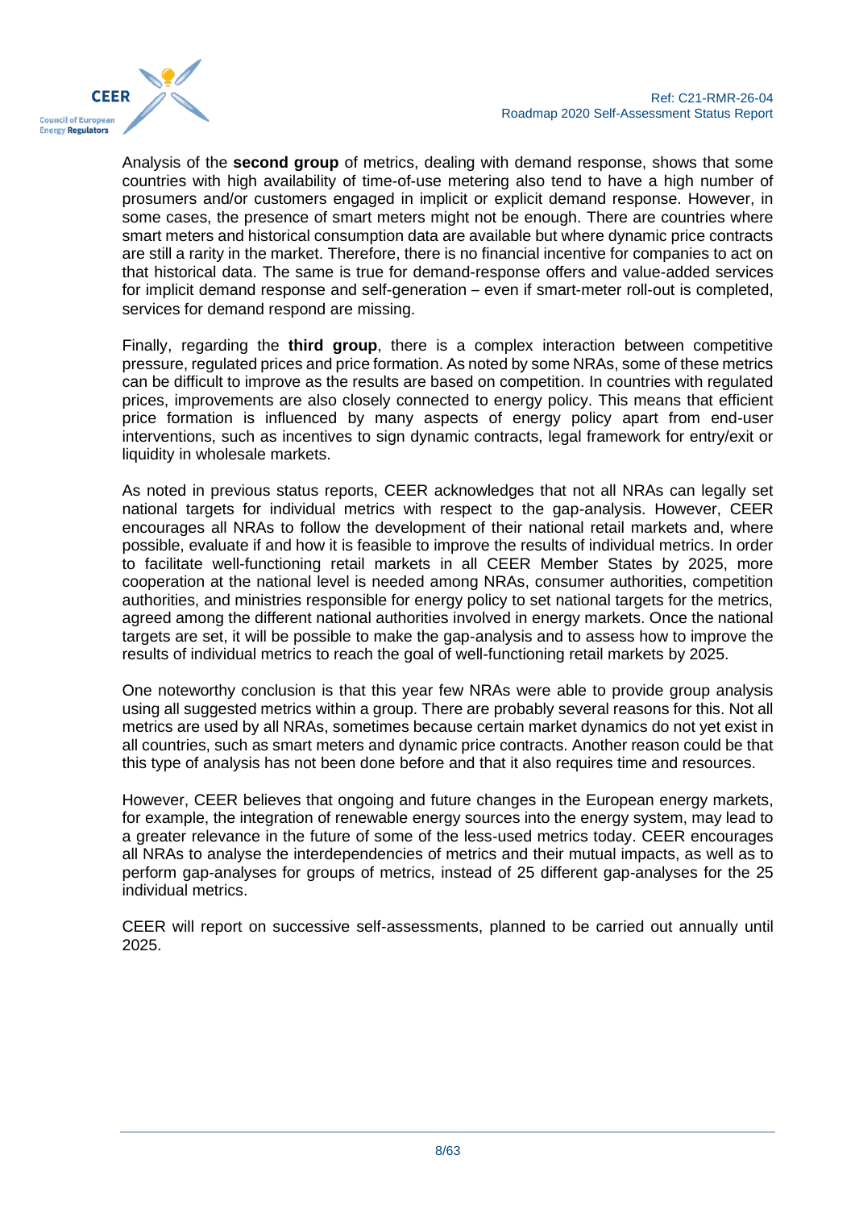Analysis of the **second group** of metrics, dealing with demand response, shows that some countries with high availability of time-of-use metering also tend to have a high number of prosumers and/or customers engaged in implicit or explicit demand response. However, in some cases, the presence of smart meters might not be enough. There are countries where smart meters and historical consumption data are available but where dynamic price contracts are still a rarity in the market. Therefore, there is no financial incentive for companies to act on that historical data. The same is true for demand-response offers and value-added services for implicit demand response and self-generation – even if smart-meter roll-out is completed, services for demand respond are missing.

Finally, regarding the **third group**, there is a complex interaction between competitive pressure, regulated prices and price formation. As noted by some NRAs, some of these metrics can be difficult to improve as the results are based on competition. In countries with regulated prices, improvements are also closely connected to energy policy. This means that efficient price formation is influenced by many aspects of energy policy apart from end-user interventions, such as incentives to sign dynamic contracts, legal framework for entry/exit or liquidity in wholesale markets.

As noted in previous status reports, CEER acknowledges that not all NRAs can legally set national targets for individual metrics with respect to the gap-analysis. However, CEER encourages all NRAs to follow the development of their national retail markets and, where possible, evaluate if and how it is feasible to improve the results of individual metrics. In order to facilitate well-functioning retail markets in all CEER Member States by 2025, more cooperation at the national level is needed among NRAs, consumer authorities, competition authorities, and ministries responsible for energy policy to set national targets for the metrics, agreed among the different national authorities involved in energy markets. Once the national targets are set, it will be possible to make the gap-analysis and to assess how to improve the results of individual metrics to reach the goal of well-functioning retail markets by 2025.

One noteworthy conclusion is that this year few NRAs were able to provide group analysis using all suggested metrics within a group. There are probably several reasons for this. Not all metrics are used by all NRAs, sometimes because certain market dynamics do not yet exist in all countries, such as smart meters and dynamic price contracts. Another reason could be that this type of analysis has not been done before and that it also requires time and resources.

However, CEER believes that ongoing and future changes in the European energy markets, for example, the integration of renewable energy sources into the energy system, may lead to a greater relevance in the future of some of the less-used metrics today. CEER encourages all NRAs to analyse the interdependencies of metrics and their mutual impacts, as well as to perform gap-analyses for groups of metrics, instead of 25 different gap-analyses for the 25 individual metrics.

CEER will report on successive self-assessments, planned to be carried out annually until 2025.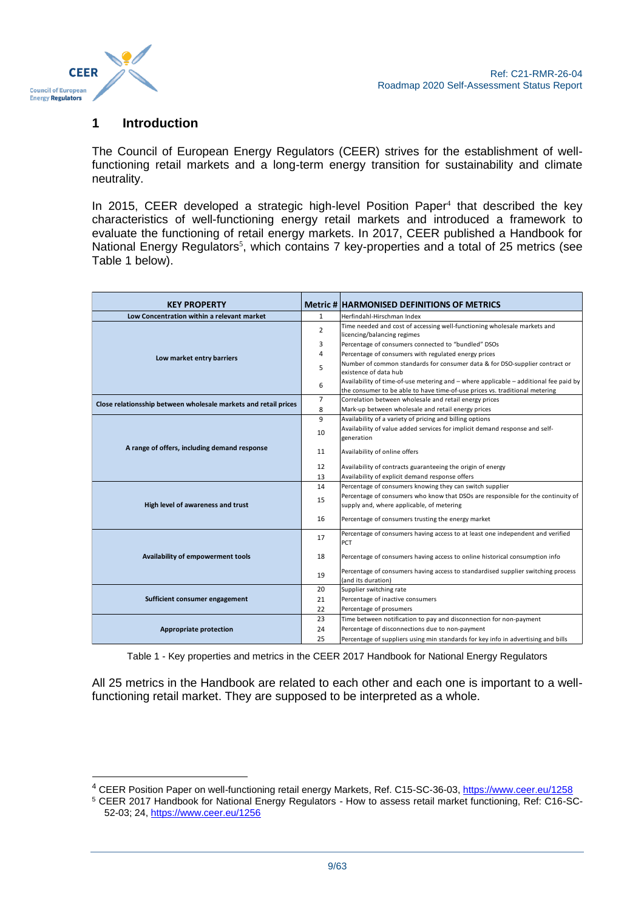# 1 Introduction

The Council of European Energy Regulators (CEER) strives for the establishment of well-functioning retail markets and a long-term energy transition for sustainability and climate neutrality.

In 2015, CEER developed a strategic high-level Position Paper[4] that described the key characteristics of well-functioning energy retail markets and introduced a framework to evaluate the functioning of retail energy markets. In 2017, CEER published a Handbook for National Energy Regulators[5], which contains 7 key-properties and a total of 25 metrics (see Table 1 below).

| KEY PROPERTY | Metric # | HARMONISED DEFINITIONS OF METRICS |
|---|---|---|
| Low Concentration within a relevant market | 1 | Herfindahl-Hirschman Index |
| Low market entry barriers | 2 | Time needed and cost of accessing well-functioning wholesale markets and licencing/balancing regimes |
| | 3 | Percentage of consumers connected to "bundled" DSOs |
| | 4 | Percentage of consumers with regulated energy prices |
| | 5 | Number of common standards for consumer data & for DSO-supplier contract or existence of data hub |
| | 6 | Availability of time-of-use metering and – where applicable – additional fee paid by the consumer to be able to have time-of-use prices vs. traditional metering |
| Close relationsship between wholesale markets and retail prices | 7 | Correlation between wholesale and retail energy prices |
| | 8 | Mark-up between wholesale and retail energy prices |
| A range of offers, including demand response | 9 | Availability of a variety of pricing and billing options |
| | 10 | Availability of value added services for implicit demand response and self-generation |
| | 11 | Availability of online offers |
| | 12 | Availability of contracts guaranteeing the origin of energy |
| | 13 | Availability of explicit demand response offers |
| High level of awareness and trust | 14 | Percentage of consumers knowing they can switch supplier |
| | 15 | Percentage of consumers who know that DSOs are responsible for the continuity of supply and, where applicable, of metering |
| | 16 | Percentage of consumers trusting the energy market |
| Availability of empowerment tools | 17 | Percentage of consumers having access to at least one independent and verified PCT |
| | 18 | Percentage of consumers having access to online historical consumption info |
| | 19 | Percentage of consumers having access to standardised supplier switching process (and its duration) |
| Sufficient consumer engagement | 20 | Supplier switching rate |
| | 21 | Percentage of inactive consumers |
| | 22 | Percentage of prosumers |
| Appropriate protection | 23 | Time between notification to pay and disconnection for non-payment |
| | 24 | Percentage of disconnections due to non-payment |
| | 25 | Percentage of suppliers using min standards for key info in advertising and bills |

Table 1 - Key properties and metrics in the CEER 2017 Handbook for National Energy Regulators

All 25 metrics in the Handbook are related to each other and each one is important to a well-functioning retail market. They are supposed to be interpreted as a whole.

[4] CEER Position Paper on well-functioning retail energy Markets, Ref. C15-SC-36-03, https://www.ceer.eu/1258

[5] CEER 2017 Handbook for National Energy Regulators - How to assess retail market functioning, Ref: C16-SC-52-03; 24, https://www.ceer.eu/1256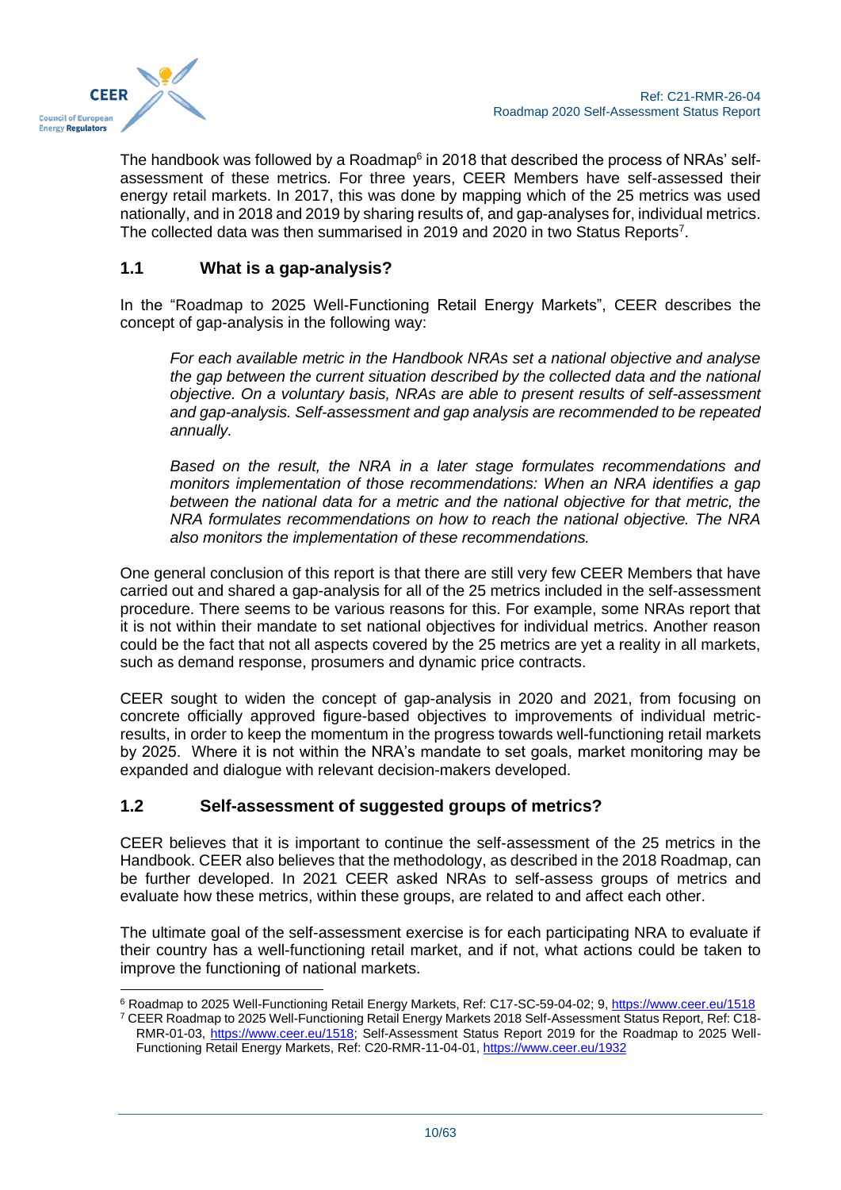The handbook was followed by a Roadmap[6] in 2018 that described the process of NRAs' self-assessment of these metrics. For three years, CEER Members have self-assessed their energy retail markets. In 2017, this was done by mapping which of the 25 metrics was used nationally, and in 2018 and 2019 by sharing results of, and gap-analyses for, individual metrics. The collected data was then summarised in 2019 and 2020 in two Status Reports[7].

## 1.1 What is a gap-analysis?

In the "Roadmap to 2025 Well-Functioning Retail Energy Markets", CEER describes the concept of gap-analysis in the following way:

> *For each available metric in the Handbook NRAs set a national objective and analyse the gap between the current situation described by the collected data and the national objective. On a voluntary basis, NRAs are able to present results of self-assessment and gap-analysis. Self-assessment and gap analysis are recommended to be repeated annually.*
>
> *Based on the result, the NRA in a later stage formulates recommendations and monitors implementation of those recommendations: When an NRA identifies a gap between the national data for a metric and the national objective for that metric, the NRA formulates recommendations on how to reach the national objective. The NRA also monitors the implementation of these recommendations.*

One general conclusion of this report is that there are still very few CEER Members that have carried out and shared a gap-analysis for all of the 25 metrics included in the self-assessment procedure. There seems to be various reasons for this. For example, some NRAs report that it is not within their mandate to set national objectives for individual metrics. Another reason could be the fact that not all aspects covered by the 25 metrics are yet a reality in all markets, such as demand response, prosumers and dynamic price contracts.

CEER sought to widen the concept of gap-analysis in 2020 and 2021, from focusing on concrete officially approved figure-based objectives to improvements of individual metric-results, in order to keep the momentum in the progress towards well-functioning retail markets by 2025. Where it is not within the NRA's mandate to set goals, market monitoring may be expanded and dialogue with relevant decision-makers developed.

## 1.2 Self-assessment of suggested groups of metrics?

CEER believes that it is important to continue the self-assessment of the 25 metrics in the Handbook. CEER also believes that the methodology, as described in the 2018 Roadmap, can be further developed. In 2021 CEER asked NRAs to self-assess groups of metrics and evaluate how these metrics, within these groups, are related to and affect each other.

The ultimate goal of the self-assessment exercise is for each participating NRA to evaluate if their country has a well-functioning retail market, and if not, what actions could be taken to improve the functioning of national markets.

---

[6] Roadmap to 2025 Well-Functioning Retail Energy Markets, Ref: C17-SC-59-04-02; 9, https://www.ceer.eu/1518

[7] CEER Roadmap to 2025 Well-Functioning Retail Energy Markets 2018 Self-Assessment Status Report, Ref: C18-RMR-01-03, https://www.ceer.eu/1518; Self-Assessment Status Report 2019 for the Roadmap to 2025 Well-Functioning Retail Energy Markets, Ref: C20-RMR-11-04-01, https://www.ceer.eu/1932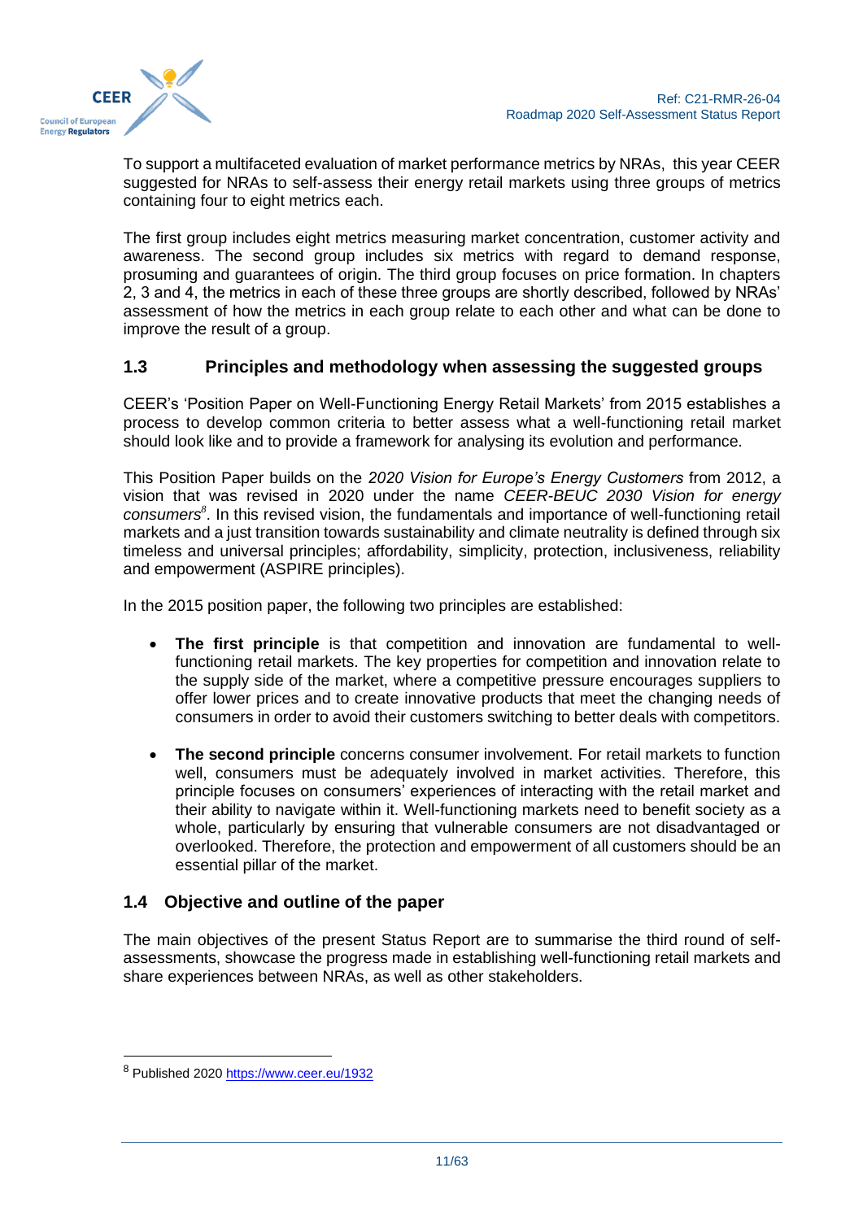To support a multifaceted evaluation of market performance metrics by NRAs, this year CEER suggested for NRAs to self-assess their energy retail markets using three groups of metrics containing four to eight metrics each.

The first group includes eight metrics measuring market concentration, customer activity and awareness. The second group includes six metrics with regard to demand response, prosuming and guarantees of origin. The third group focuses on price formation. In chapters 2, 3 and 4, the metrics in each of these three groups are shortly described, followed by NRAs' assessment of how the metrics in each group relate to each other and what can be done to improve the result of a group.

## 1.3 Principles and methodology when assessing the suggested groups

CEER's 'Position Paper on Well-Functioning Energy Retail Markets' from 2015 establishes a process to develop common criteria to better assess what a well-functioning retail market should look like and to provide a framework for analysing its evolution and performance.

This Position Paper builds on the *2020 Vision for Europe's Energy Customers* from 2012, a vision that was revised in 2020 under the name *CEER-BEUC 2030 Vision for energy consumers*[8]. In this revised vision, the fundamentals and importance of well-functioning retail markets and a just transition towards sustainability and climate neutrality is defined through six timeless and universal principles; affordability, simplicity, protection, inclusiveness, reliability and empowerment (ASPIRE principles).

In the 2015 position paper, the following two principles are established:

- **The first principle** is that competition and innovation are fundamental to well-functioning retail markets. The key properties for competition and innovation relate to the supply side of the market, where a competitive pressure encourages suppliers to offer lower prices and to create innovative products that meet the changing needs of consumers in order to avoid their customers switching to better deals with competitors.

- **The second principle** concerns consumer involvement. For retail markets to function well, consumers must be adequately involved in market activities. Therefore, this principle focuses on consumers' experiences of interacting with the retail market and their ability to navigate within it. Well-functioning markets need to benefit society as a whole, particularly by ensuring that vulnerable consumers are not disadvantaged or overlooked. Therefore, the protection and empowerment of all customers should be an essential pillar of the market.

## 1.4 Objective and outline of the paper

The main objectives of the present Status Report are to summarise the third round of self-assessments, showcase the progress made in establishing well-functioning retail markets and share experiences between NRAs, as well as other stakeholders.

[8] Published 2020 https://www.ceer.eu/1932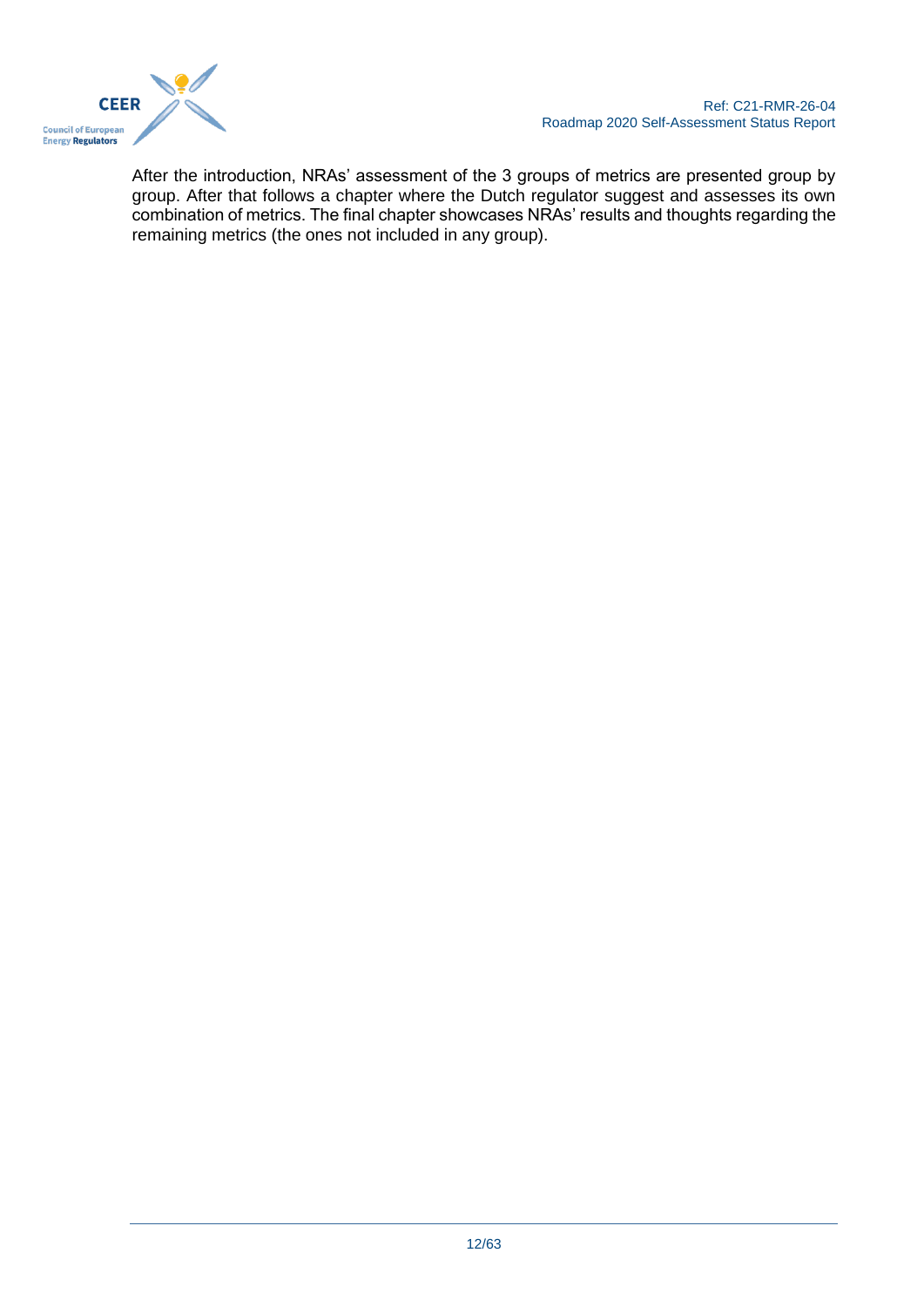After the introduction, NRAs' assessment of the 3 groups of metrics are presented group by group. After that follows a chapter where the Dutch regulator suggest and assesses its own combination of metrics. The final chapter showcases NRAs' results and thoughts regarding the remaining metrics (the ones not included in any group).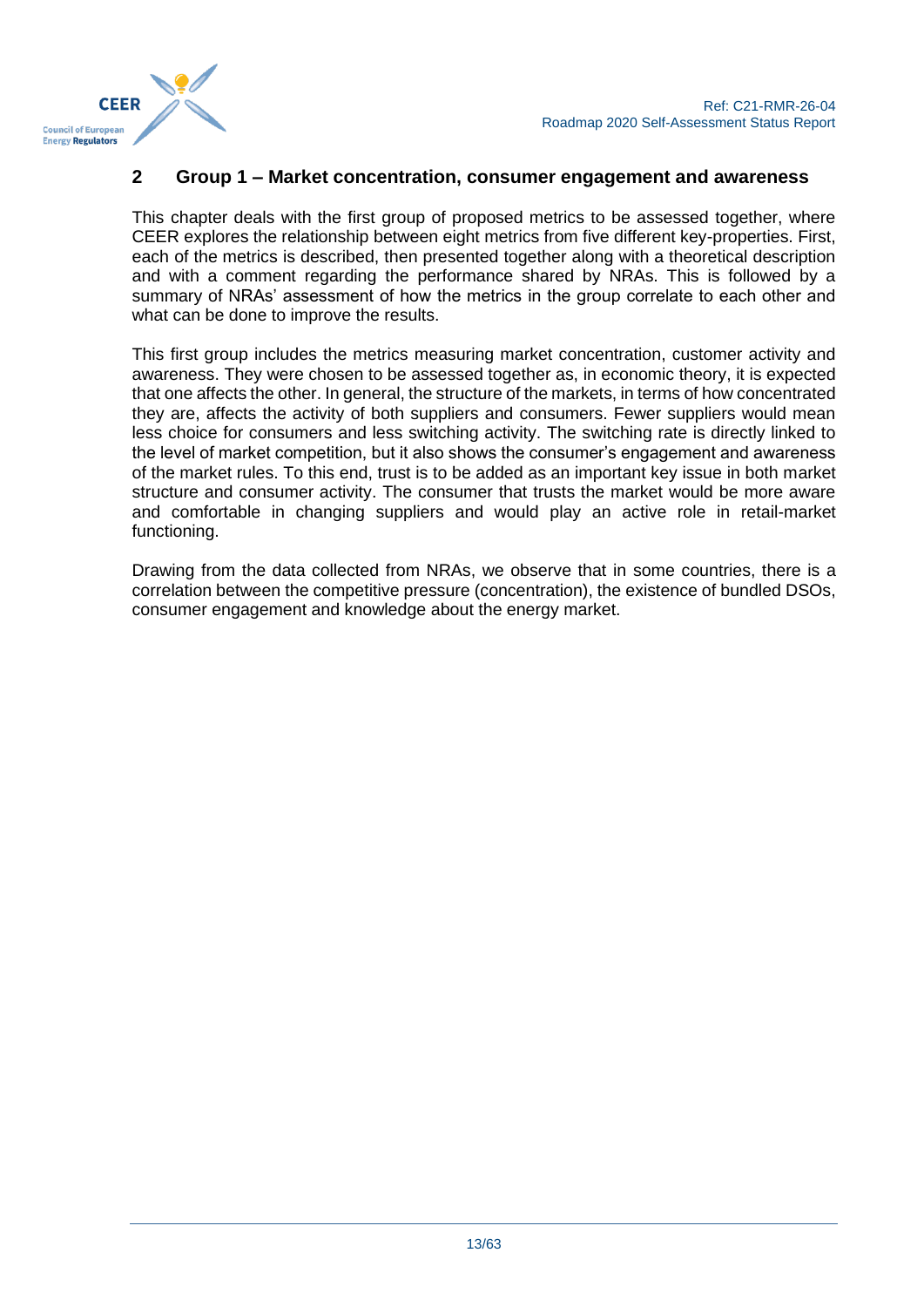## 2 Group 1 – Market concentration, consumer engagement and awareness

This chapter deals with the first group of proposed metrics to be assessed together, where CEER explores the relationship between eight metrics from five different key-properties. First, each of the metrics is described, then presented together along with a theoretical description and with a comment regarding the performance shared by NRAs. This is followed by a summary of NRAs' assessment of how the metrics in the group correlate to each other and what can be done to improve the results.

This first group includes the metrics measuring market concentration, customer activity and awareness. They were chosen to be assessed together as, in economic theory, it is expected that one affects the other. In general, the structure of the markets, in terms of how concentrated they are, affects the activity of both suppliers and consumers. Fewer suppliers would mean less choice for consumers and less switching activity. The switching rate is directly linked to the level of market competition, but it also shows the consumer's engagement and awareness of the market rules. To this end, trust is to be added as an important key issue in both market structure and consumer activity. The consumer that trusts the market would be more aware and comfortable in changing suppliers and would play an active role in retail-market functioning.

Drawing from the data collected from NRAs, we observe that in some countries, there is a correlation between the competitive pressure (concentration), the existence of bundled DSOs, consumer engagement and knowledge about the energy market.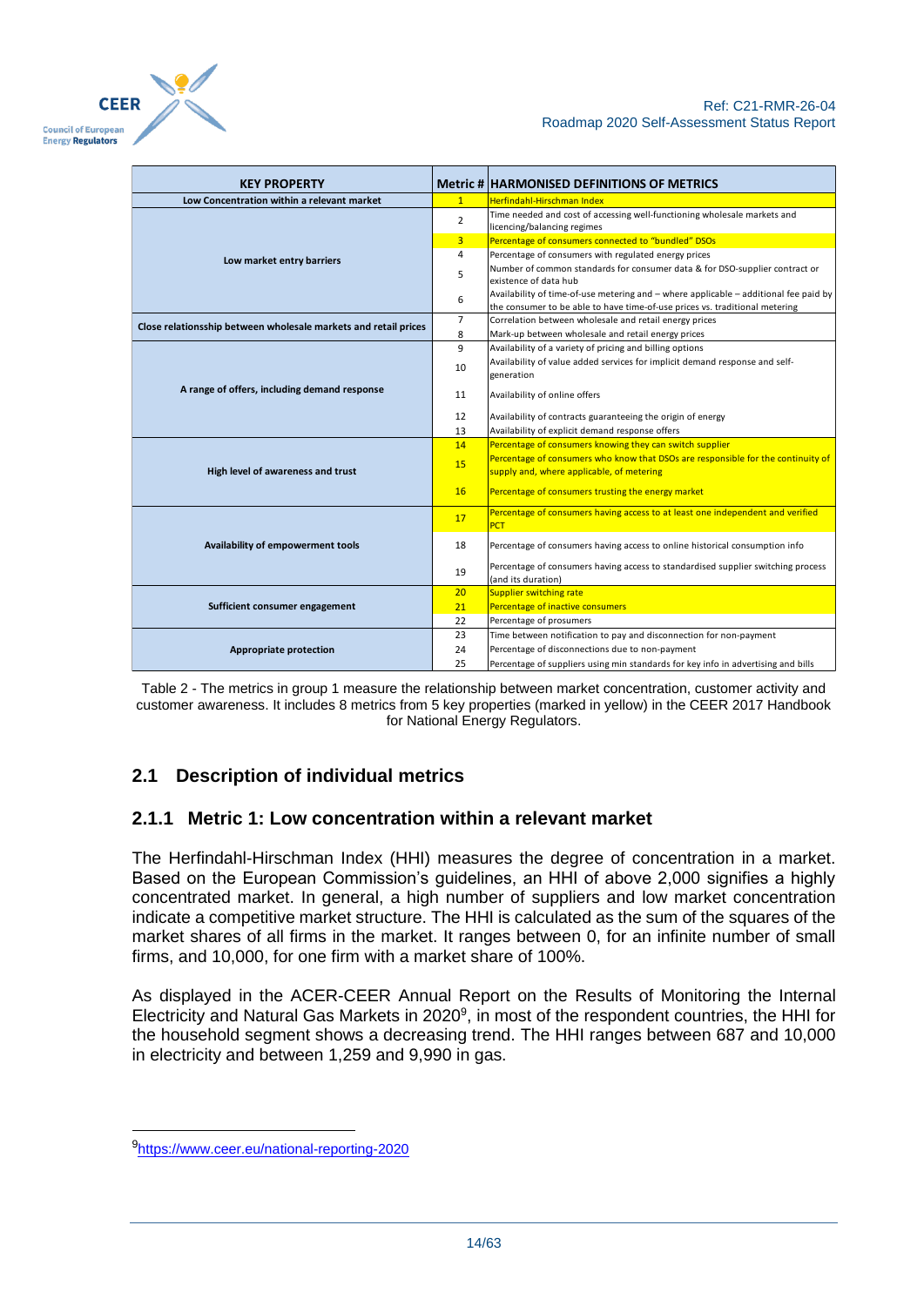| KEY PROPERTY | Metric # | HARMONISED DEFINITIONS OF METRICS |
|---|---|---|
| Low Concentration within a relevant market | 1 | Herfindahl-Hirschman Index |
| Low market entry barriers | 2 | Time needed and cost of accessing well-functioning wholesale markets and licencing/balancing regimes |
| | 3 | Percentage of consumers connected to "bundled" DSOs |
| | 4 | Percentage of consumers with regulated energy prices |
| | 5 | Number of common standards for consumer data & for DSO-supplier contract or existence of data hub |
| | 6 | Availability of time-of-use metering and – where applicable – additional fee paid by the consumer to be able to have time-of-use prices vs. traditional metering |
| Close relationsship between wholesale markets and retail prices | 7 | Correlation between wholesale and retail energy prices |
| | 8 | Mark-up between wholesale and retail energy prices |
| A range of offers, including demand response | 9 | Availability of a variety of pricing and billing options |
| | 10 | Availability of value added services for implicit demand response and self-generation |
| | 11 | Availability of online offers |
| | 12 | Availability of contracts guaranteeing the origin of energy |
| | 13 | Availability of explicit demand response offers |
| High level of awareness and trust | 14 | Percentage of consumers knowing they can switch supplier |
| | 15 | Percentage of consumers who know that DSOs are responsible for the continuity of supply and, where applicable, of metering |
| | 16 | Percentage of consumers trusting the energy market |
| Availability of empowerment tools | 17 | Percentage of consumers having access to at least one independent and verified PCT |
| | 18 | Percentage of consumers having access to online historical consumption info |
| | 19 | Percentage of consumers having access to standardised supplier switching process (and its duration) |
| Sufficient consumer engagement | 20 | Supplier switching rate |
| | 21 | Percentage of inactive consumers |
| | 22 | Percentage of prosumers |
| Appropriate protection | 23 | Time between notification to pay and disconnection for non-payment |
| | 24 | Percentage of disconnections due to non-payment |
| | 25 | Percentage of suppliers using min standards for key info in advertising and bills |

Table 2 - The metrics in group 1 measure the relationship between market concentration, customer activity and customer awareness. It includes 8 metrics from 5 key properties (marked in yellow) in the CEER 2017 Handbook for National Energy Regulators.

## 2.1 Description of individual metrics

### 2.1.1 Metric 1: Low concentration within a relevant market

The Herfindahl-Hirschman Index (HHI) measures the degree of concentration in a market. Based on the European Commission's guidelines, an HHI of above 2,000 signifies a highly concentrated market. In general, a high number of suppliers and low market concentration indicate a competitive market structure. The HHI is calculated as the sum of the squares of the market shares of all firms in the market. It ranges between 0, for an infinite number of small firms, and 10,000, for one firm with a market share of 100%.

As displayed in the ACER-CEER Annual Report on the Results of Monitoring the Internal Electricity and Natural Gas Markets in 2020[9], in most of the respondent countries, the HHI for the household segment shows a decreasing trend. The HHI ranges between 687 and 10,000 in electricity and between 1,259 and 9,990 in gas.

[9] https://www.ceer.eu/national-reporting-2020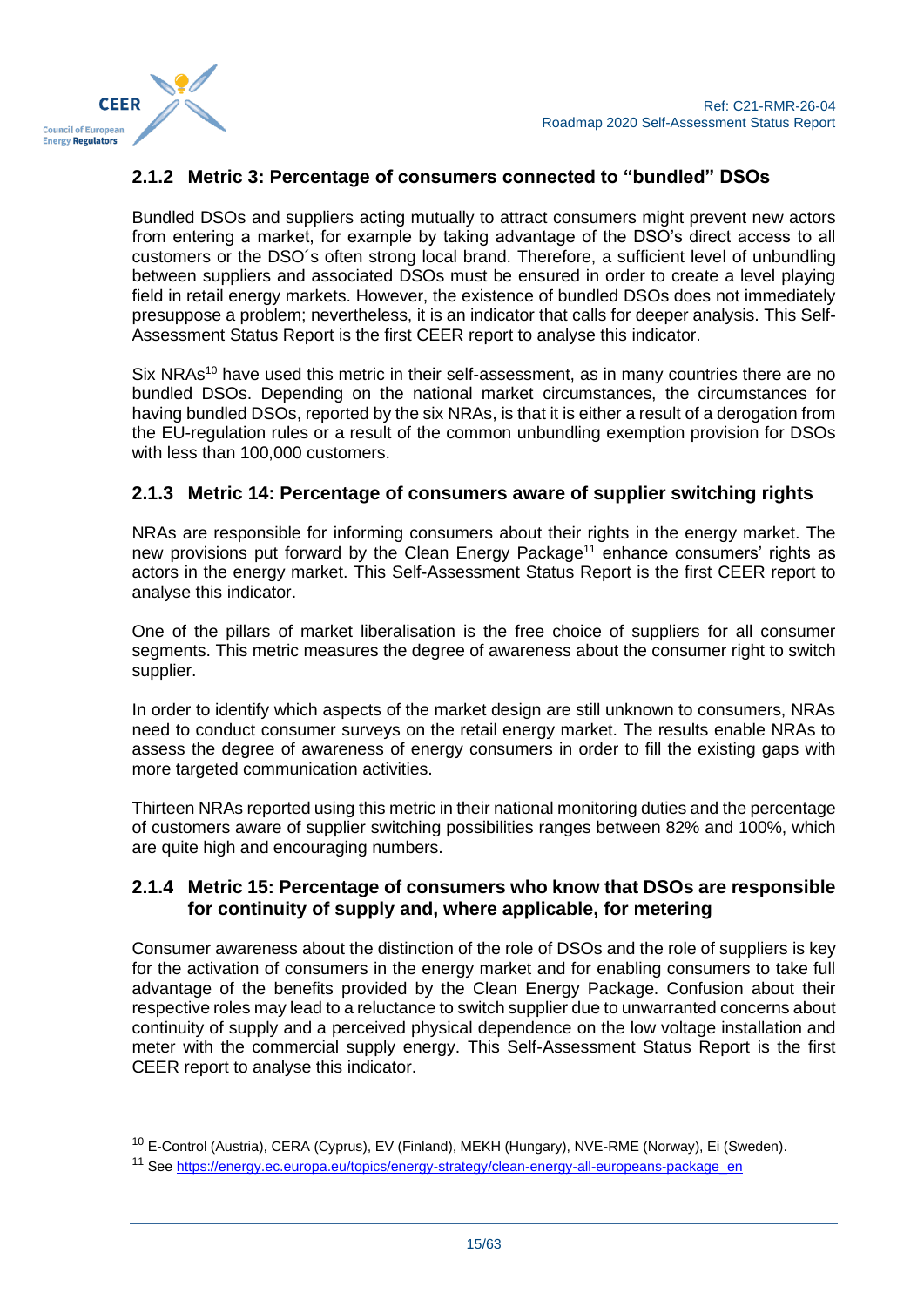### 2.1.2 Metric 3: Percentage of consumers connected to "bundled" DSOs

Bundled DSOs and suppliers acting mutually to attract consumers might prevent new actors from entering a market, for example by taking advantage of the DSO's direct access to all customers or the DSO´s often strong local brand. Therefore, a sufficient level of unbundling between suppliers and associated DSOs must be ensured in order to create a level playing field in retail energy markets. However, the existence of bundled DSOs does not immediately presuppose a problem; nevertheless, it is an indicator that calls for deeper analysis. This Self-Assessment Status Report is the first CEER report to analyse this indicator.

Six NRAs[10] have used this metric in their self-assessment, as in many countries there are no bundled DSOs. Depending on the national market circumstances, the circumstances for having bundled DSOs, reported by the six NRAs, is that it is either a result of a derogation from the EU-regulation rules or a result of the common unbundling exemption provision for DSOs with less than 100,000 customers.

### 2.1.3 Metric 14: Percentage of consumers aware of supplier switching rights

NRAs are responsible for informing consumers about their rights in the energy market. The new provisions put forward by the Clean Energy Package[11] enhance consumers' rights as actors in the energy market. This Self-Assessment Status Report is the first CEER report to analyse this indicator.

One of the pillars of market liberalisation is the free choice of suppliers for all consumer segments. This metric measures the degree of awareness about the consumer right to switch supplier.

In order to identify which aspects of the market design are still unknown to consumers, NRAs need to conduct consumer surveys on the retail energy market. The results enable NRAs to assess the degree of awareness of energy consumers in order to fill the existing gaps with more targeted communication activities.

Thirteen NRAs reported using this metric in their national monitoring duties and the percentage of customers aware of supplier switching possibilities ranges between 82% and 100%, which are quite high and encouraging numbers.

### 2.1.4 Metric 15: Percentage of consumers who know that DSOs are responsible for continuity of supply and, where applicable, for metering

Consumer awareness about the distinction of the role of DSOs and the role of suppliers is key for the activation of consumers in the energy market and for enabling consumers to take full advantage of the benefits provided by the Clean Energy Package. Confusion about their respective roles may lead to a reluctance to switch supplier due to unwarranted concerns about continuity of supply and a perceived physical dependence on the low voltage installation and meter with the commercial supply energy. This Self-Assessment Status Report is the first CEER report to analyse this indicator.

---

[10] E-Control (Austria), CERA (Cyprus), EV (Finland), MEKH (Hungary), NVE-RME (Norway), Ei (Sweden).

[11] See https://energy.ec.europa.eu/topics/energy-strategy/clean-energy-all-europeans-package_en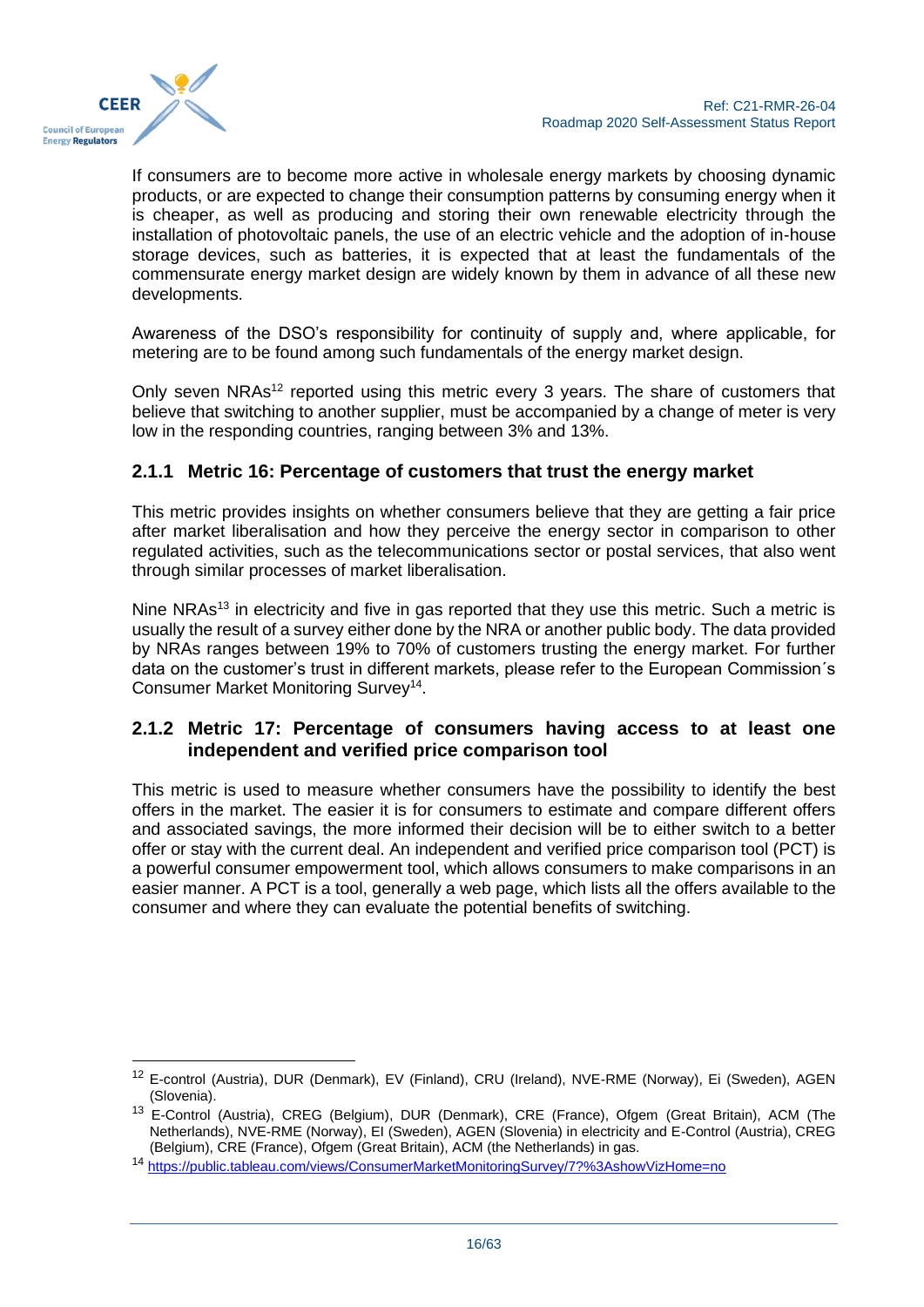If consumers are to become more active in wholesale energy markets by choosing dynamic products, or are expected to change their consumption patterns by consuming energy when it is cheaper, as well as producing and storing their own renewable electricity through the installation of photovoltaic panels, the use of an electric vehicle and the adoption of in-house storage devices, such as batteries, it is expected that at least the fundamentals of the commensurate energy market design are widely known by them in advance of all these new developments.

Awareness of the DSO's responsibility for continuity of supply and, where applicable, for metering are to be found among such fundamentals of the energy market design.

Only seven NRAs[12] reported using this metric every 3 years. The share of customers that believe that switching to another supplier, must be accompanied by a change of meter is very low in the responding countries, ranging between 3% and 13%.

### 2.1.1 Metric 16: Percentage of customers that trust the energy market

This metric provides insights on whether consumers believe that they are getting a fair price after market liberalisation and how they perceive the energy sector in comparison to other regulated activities, such as the telecommunications sector or postal services, that also went through similar processes of market liberalisation.

Nine NRAs[13] in electricity and five in gas reported that they use this metric. Such a metric is usually the result of a survey either done by the NRA or another public body. The data provided by NRAs ranges between 19% to 70% of customers trusting the energy market. For further data on the customer's trust in different markets, please refer to the European Commission´s Consumer Market Monitoring Survey[14].

### 2.1.2 Metric 17: Percentage of consumers having access to at least one independent and verified price comparison tool

This metric is used to measure whether consumers have the possibility to identify the best offers in the market. The easier it is for consumers to estimate and compare different offers and associated savings, the more informed their decision will be to either switch to a better offer or stay with the current deal. An independent and verified price comparison tool (PCT) is a powerful consumer empowerment tool, which allows consumers to make comparisons in an easier manner. A PCT is a tool, generally a web page, which lists all the offers available to the consumer and where they can evaluate the potential benefits of switching.

---

[12] E-control (Austria), DUR (Denmark), EV (Finland), CRU (Ireland), NVE-RME (Norway), Ei (Sweden), AGEN (Slovenia).

[13] E-Control (Austria), CREG (Belgium), DUR (Denmark), CRE (France), Ofgem (Great Britain), ACM (The Netherlands), NVE-RME (Norway), EI (Sweden), AGEN (Slovenia) in electricity and E-Control (Austria), CREG (Belgium), CRE (France), Ofgem (Great Britain), ACM (the Netherlands) in gas.

[14] https://public.tableau.com/views/ConsumerMarketMonitoringSurvey/7?%3AshowVizHome=no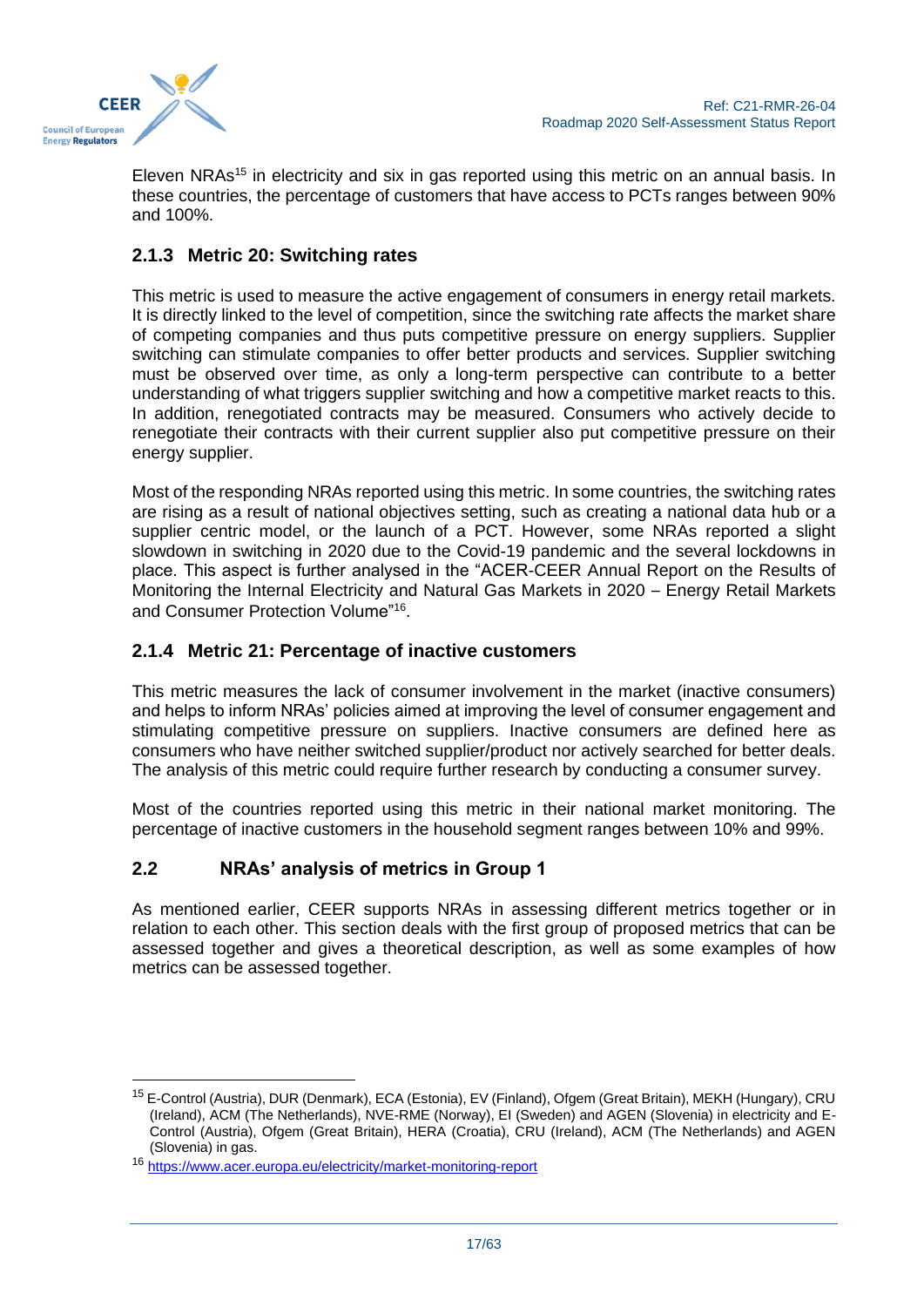Eleven NRAs[15] in electricity and six in gas reported using this metric on an annual basis. In these countries, the percentage of customers that have access to PCTs ranges between 90% and 100%.

### 2.1.3 Metric 20: Switching rates

This metric is used to measure the active engagement of consumers in energy retail markets. It is directly linked to the level of competition, since the switching rate affects the market share of competing companies and thus puts competitive pressure on energy suppliers. Supplier switching can stimulate companies to offer better products and services. Supplier switching must be observed over time, as only a long-term perspective can contribute to a better understanding of what triggers supplier switching and how a competitive market reacts to this. In addition, renegotiated contracts may be measured. Consumers who actively decide to renegotiate their contracts with their current supplier also put competitive pressure on their energy supplier.

Most of the responding NRAs reported using this metric. In some countries, the switching rates are rising as a result of national objectives setting, such as creating a national data hub or a supplier centric model, or the launch of a PCT. However, some NRAs reported a slight slowdown in switching in 2020 due to the Covid-19 pandemic and the several lockdowns in place. This aspect is further analysed in the "ACER-CEER Annual Report on the Results of Monitoring the Internal Electricity and Natural Gas Markets in 2020 – Energy Retail Markets and Consumer Protection Volume"[16].

### 2.1.4 Metric 21: Percentage of inactive customers

This metric measures the lack of consumer involvement in the market (inactive consumers) and helps to inform NRAs' policies aimed at improving the level of consumer engagement and stimulating competitive pressure on suppliers. Inactive consumers are defined here as consumers who have neither switched supplier/product nor actively searched for better deals. The analysis of this metric could require further research by conducting a consumer survey.

Most of the countries reported using this metric in their national market monitoring. The percentage of inactive customers in the household segment ranges between 10% and 99%.

## 2.2 NRAs' analysis of metrics in Group 1

As mentioned earlier, CEER supports NRAs in assessing different metrics together or in relation to each other. This section deals with the first group of proposed metrics that can be assessed together and gives a theoretical description, as well as some examples of how metrics can be assessed together.

---

[15] E-Control (Austria), DUR (Denmark), ECA (Estonia), EV (Finland), Ofgem (Great Britain), MEKH (Hungary), CRU (Ireland), ACM (The Netherlands), NVE-RME (Norway), EI (Sweden) and AGEN (Slovenia) in electricity and E-Control (Austria), Ofgem (Great Britain), HERA (Croatia), CRU (Ireland), ACM (The Netherlands) and AGEN (Slovenia) in gas.

[16] https://www.acer.europa.eu/electricity/market-monitoring-report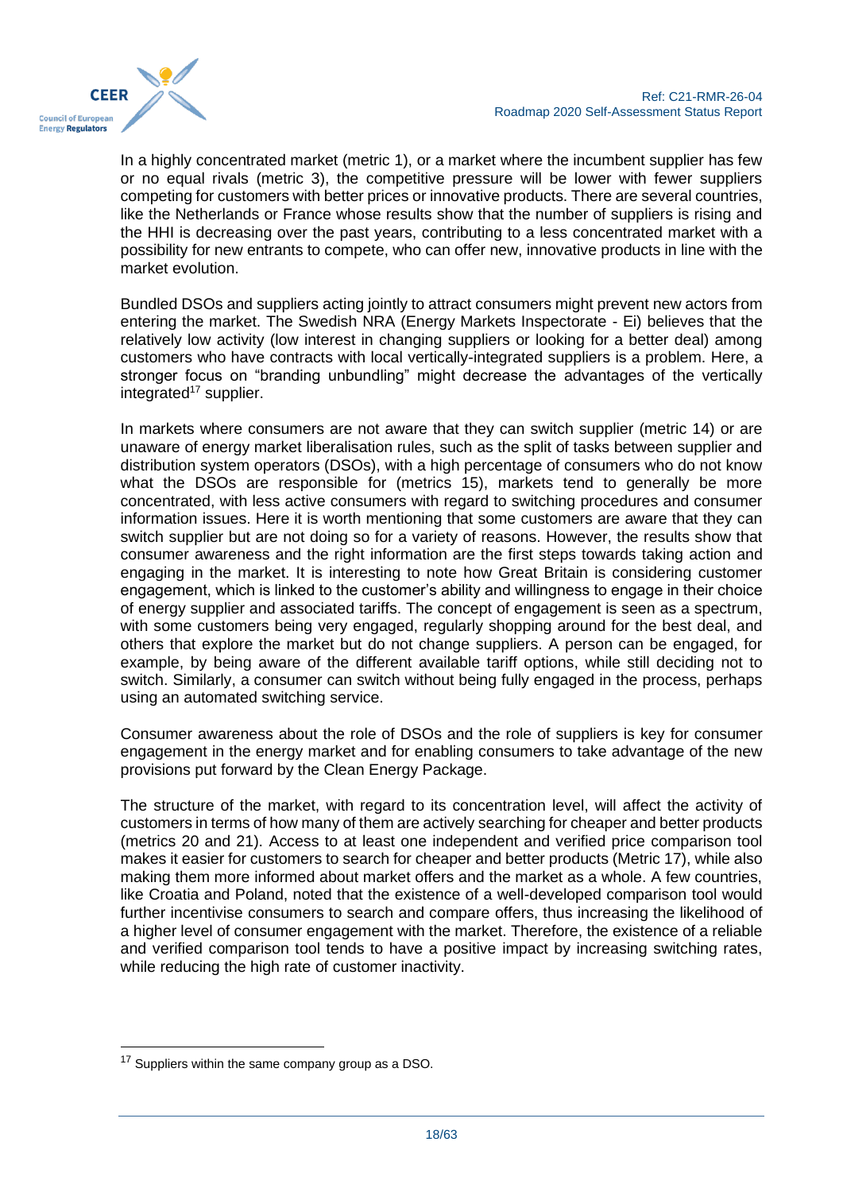In a highly concentrated market (metric 1), or a market where the incumbent supplier has few or no equal rivals (metric 3), the competitive pressure will be lower with fewer suppliers competing for customers with better prices or innovative products. There are several countries, like the Netherlands or France whose results show that the number of suppliers is rising and the HHI is decreasing over the past years, contributing to a less concentrated market with a possibility for new entrants to compete, who can offer new, innovative products in line with the market evolution.

Bundled DSOs and suppliers acting jointly to attract consumers might prevent new actors from entering the market. The Swedish NRA (Energy Markets Inspectorate - Ei) believes that the relatively low activity (low interest in changing suppliers or looking for a better deal) among customers who have contracts with local vertically-integrated suppliers is a problem. Here, a stronger focus on "branding unbundling" might decrease the advantages of the vertically integrated[17] supplier.

In markets where consumers are not aware that they can switch supplier (metric 14) or are unaware of energy market liberalisation rules, such as the split of tasks between supplier and distribution system operators (DSOs), with a high percentage of consumers who do not know what the DSOs are responsible for (metrics 15), markets tend to generally be more concentrated, with less active consumers with regard to switching procedures and consumer information issues. Here it is worth mentioning that some customers are aware that they can switch supplier but are not doing so for a variety of reasons. However, the results show that consumer awareness and the right information are the first steps towards taking action and engaging in the market. It is interesting to note how Great Britain is considering customer engagement, which is linked to the customer's ability and willingness to engage in their choice of energy supplier and associated tariffs. The concept of engagement is seen as a spectrum, with some customers being very engaged, regularly shopping around for the best deal, and others that explore the market but do not change suppliers. A person can be engaged, for example, by being aware of the different available tariff options, while still deciding not to switch. Similarly, a consumer can switch without being fully engaged in the process, perhaps using an automated switching service.

Consumer awareness about the role of DSOs and the role of suppliers is key for consumer engagement in the energy market and for enabling consumers to take advantage of the new provisions put forward by the Clean Energy Package.

The structure of the market, with regard to its concentration level, will affect the activity of customers in terms of how many of them are actively searching for cheaper and better products (metrics 20 and 21). Access to at least one independent and verified price comparison tool makes it easier for customers to search for cheaper and better products (Metric 17), while also making them more informed about market offers and the market as a whole. A few countries, like Croatia and Poland, noted that the existence of a well-developed comparison tool would further incentivise consumers to search and compare offers, thus increasing the likelihood of a higher level of consumer engagement with the market. Therefore, the existence of a reliable and verified comparison tool tends to have a positive impact by increasing switching rates, while reducing the high rate of customer inactivity.

---

[17] Suppliers within the same company group as a DSO.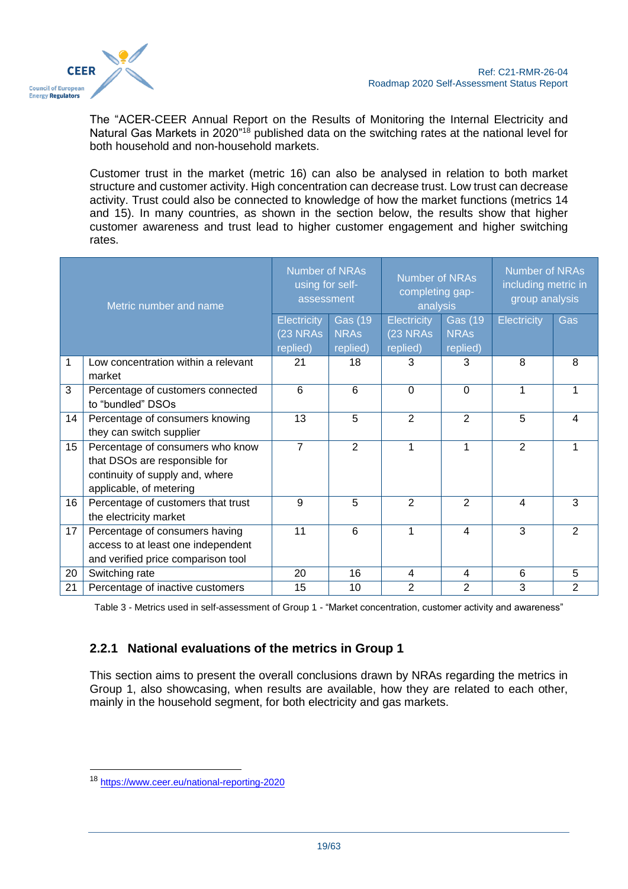The "ACER-CEER Annual Report on the Results of Monitoring the Internal Electricity and Natural Gas Markets in 2020"[18] published data on the switching rates at the national level for both household and non-household markets.

Customer trust in the market (metric 16) can also be analysed in relation to both market structure and customer activity. High concentration can decrease trust. Low trust can decrease activity. Trust could also be connected to knowledge of how the market functions (metrics 14 and 15). In many countries, as shown in the section below, the results show that higher customer awareness and trust lead to higher customer engagement and higher switching rates.

| Metric number and name | | Number of NRAs using for self-assessment | | Number of NRAs completing gap-analysis | | Number of NRAs including metric in group analysis | |
|---|---|---|---|---|---|---|---|
| | | Electricity (23 NRAs replied) | Gas (19 NRAs replied) | Electricity (23 NRAs replied) | Gas (19 NRAs replied) | Electricity | Gas |
| 1 | Low concentration within a relevant market | 21 | 18 | 3 | 3 | 8 | 8 |
| 3 | Percentage of customers connected to "bundled" DSOs | 6 | 6 | 0 | 0 | 1 | 1 |
| 14 | Percentage of consumers knowing they can switch supplier | 13 | 5 | 2 | 2 | 5 | 4 |
| 15 | Percentage of consumers who know that DSOs are responsible for continuity of supply and, where applicable, of metering | 7 | 2 | 1 | 1 | 2 | 1 |
| 16 | Percentage of customers that trust the electricity market | 9 | 5 | 2 | 2 | 4 | 3 |
| 17 | Percentage of consumers having access to at least one independent and verified price comparison tool | 11 | 6 | 1 | 4 | 3 | 2 |
| 20 | Switching rate | 20 | 16 | 4 | 4 | 6 | 5 |
| 21 | Percentage of inactive customers | 15 | 10 | 2 | 2 | 3 | 2 |

Table 3 - Metrics used in self-assessment of Group 1 - "Market concentration, customer activity and awareness"

### 2.2.1 National evaluations of the metrics in Group 1

This section aims to present the overall conclusions drawn by NRAs regarding the metrics in Group 1, also showcasing, when results are available, how they are related to each other, mainly in the household segment, for both electricity and gas markets.

[18] https://www.ceer.eu/national-reporting-2020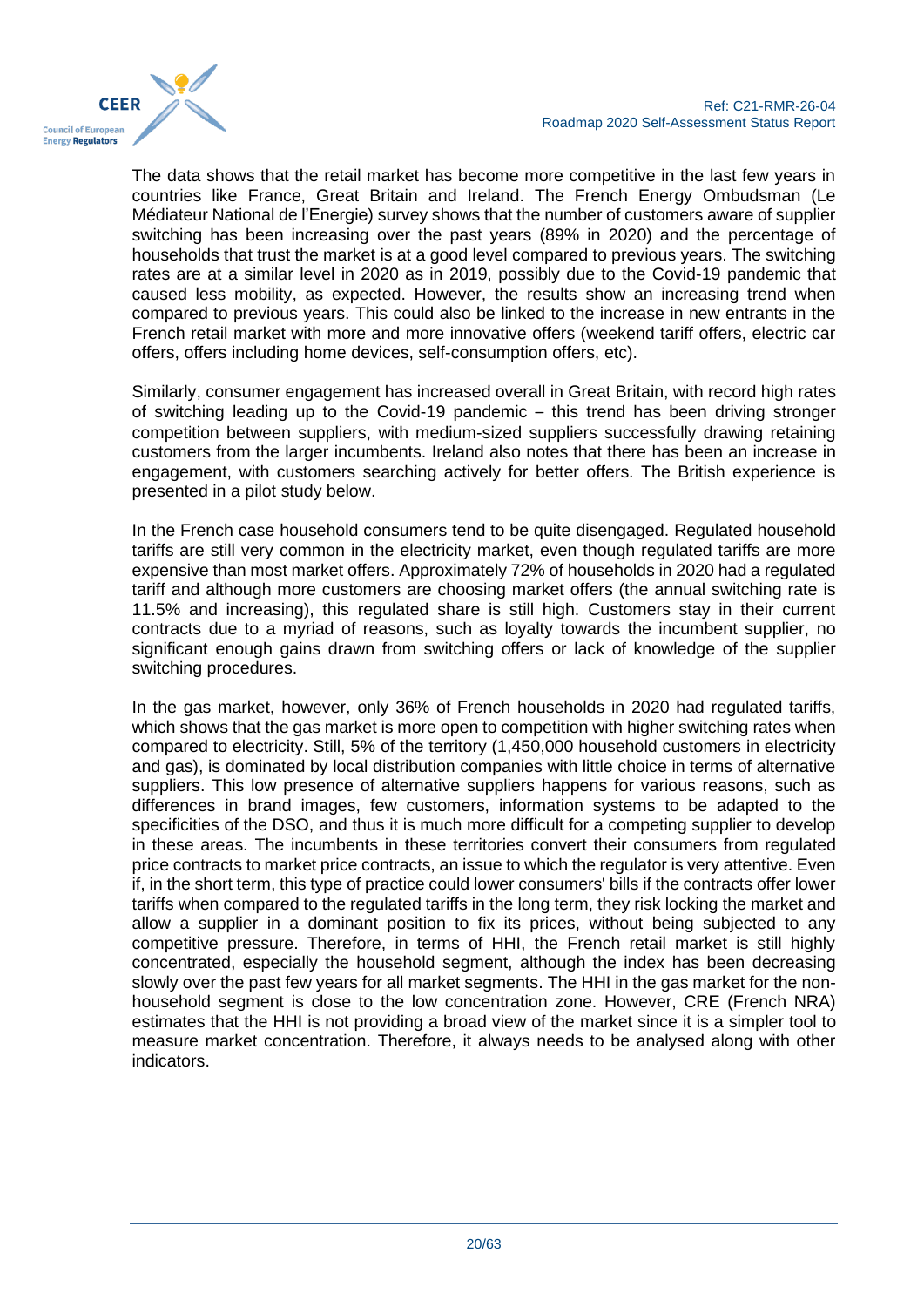The data shows that the retail market has become more competitive in the last few years in countries like France, Great Britain and Ireland. The French Energy Ombudsman (Le Médiateur National de l'Energie) survey shows that the number of customers aware of supplier switching has been increasing over the past years (89% in 2020) and the percentage of households that trust the market is at a good level compared to previous years. The switching rates are at a similar level in 2020 as in 2019, possibly due to the Covid-19 pandemic that caused less mobility, as expected. However, the results show an increasing trend when compared to previous years. This could also be linked to the increase in new entrants in the French retail market with more and more innovative offers (weekend tariff offers, electric car offers, offers including home devices, self-consumption offers, etc).

Similarly, consumer engagement has increased overall in Great Britain, with record high rates of switching leading up to the Covid-19 pandemic – this trend has been driving stronger competition between suppliers, with medium-sized suppliers successfully drawing retaining customers from the larger incumbents. Ireland also notes that there has been an increase in engagement, with customers searching actively for better offers. The British experience is presented in a pilot study below.

In the French case household consumers tend to be quite disengaged. Regulated household tariffs are still very common in the electricity market, even though regulated tariffs are more expensive than most market offers. Approximately 72% of households in 2020 had a regulated tariff and although more customers are choosing market offers (the annual switching rate is 11.5% and increasing), this regulated share is still high. Customers stay in their current contracts due to a myriad of reasons, such as loyalty towards the incumbent supplier, no significant enough gains drawn from switching offers or lack of knowledge of the supplier switching procedures.

In the gas market, however, only 36% of French households in 2020 had regulated tariffs, which shows that the gas market is more open to competition with higher switching rates when compared to electricity. Still, 5% of the territory (1,450,000 household customers in electricity and gas), is dominated by local distribution companies with little choice in terms of alternative suppliers. This low presence of alternative suppliers happens for various reasons, such as differences in brand images, few customers, information systems to be adapted to the specificities of the DSO, and thus it is much more difficult for a competing supplier to develop in these areas. The incumbents in these territories convert their consumers from regulated price contracts to market price contracts, an issue to which the regulator is very attentive. Even if, in the short term, this type of practice could lower consumers' bills if the contracts offer lower tariffs when compared to the regulated tariffs in the long term, they risk locking the market and allow a supplier in a dominant position to fix its prices, without being subjected to any competitive pressure. Therefore, in terms of HHI, the French retail market is still highly concentrated, especially the household segment, although the index has been decreasing slowly over the past few years for all market segments. The HHI in the gas market for the non-household segment is close to the low concentration zone. However, CRE (French NRA) estimates that the HHI is not providing a broad view of the market since it is a simpler tool to measure market concentration. Therefore, it always needs to be analysed along with other indicators.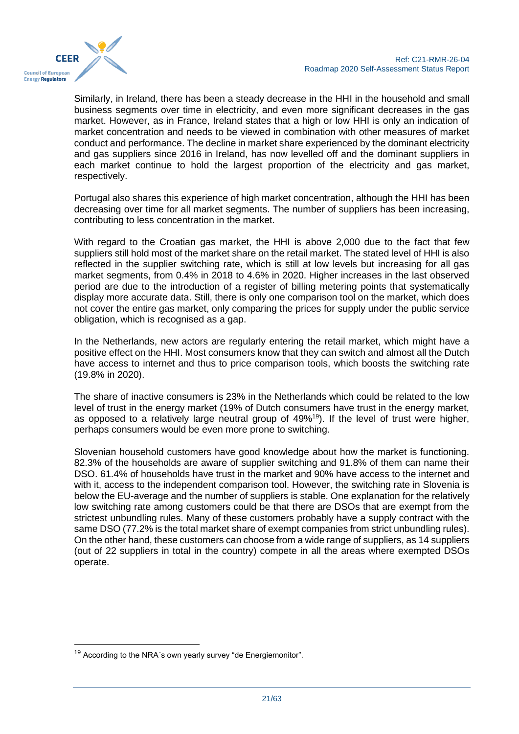Similarly, in Ireland, there has been a steady decrease in the HHI in the household and small business segments over time in electricity, and even more significant decreases in the gas market. However, as in France, Ireland states that a high or low HHI is only an indication of market concentration and needs to be viewed in combination with other measures of market conduct and performance. The decline in market share experienced by the dominant electricity and gas suppliers since 2016 in Ireland, has now levelled off and the dominant suppliers in each market continue to hold the largest proportion of the electricity and gas market, respectively.

Portugal also shares this experience of high market concentration, although the HHI has been decreasing over time for all market segments. The number of suppliers has been increasing, contributing to less concentration in the market.

With regard to the Croatian gas market, the HHI is above 2,000 due to the fact that few suppliers still hold most of the market share on the retail market. The stated level of HHI is also reflected in the supplier switching rate, which is still at low levels but increasing for all gas market segments, from 0.4% in 2018 to 4.6% in 2020. Higher increases in the last observed period are due to the introduction of a register of billing metering points that systematically display more accurate data. Still, there is only one comparison tool on the market, which does not cover the entire gas market, only comparing the prices for supply under the public service obligation, which is recognised as a gap.

In the Netherlands, new actors are regularly entering the retail market, which might have a positive effect on the HHI. Most consumers know that they can switch and almost all the Dutch have access to internet and thus to price comparison tools, which boosts the switching rate (19.8% in 2020).

The share of inactive consumers is 23% in the Netherlands which could be related to the low level of trust in the energy market (19% of Dutch consumers have trust in the energy market, as opposed to a relatively large neutral group of 49%[19]). If the level of trust were higher, perhaps consumers would be even more prone to switching.

Slovenian household customers have good knowledge about how the market is functioning. 82.3% of the households are aware of supplier switching and 91.8% of them can name their DSO. 61.4% of households have trust in the market and 90% have access to the internet and with it, access to the independent comparison tool. However, the switching rate in Slovenia is below the EU-average and the number of suppliers is stable. One explanation for the relatively low switching rate among customers could be that there are DSOs that are exempt from the strictest unbundling rules. Many of these customers probably have a supply contract with the same DSO (77.2% is the total market share of exempt companies from strict unbundling rules). On the other hand, these customers can choose from a wide range of suppliers, as 14 suppliers (out of 22 suppliers in total in the country) compete in all the areas where exempted DSOs operate.

[19] According to the NRA´s own yearly survey "de Energiemonitor".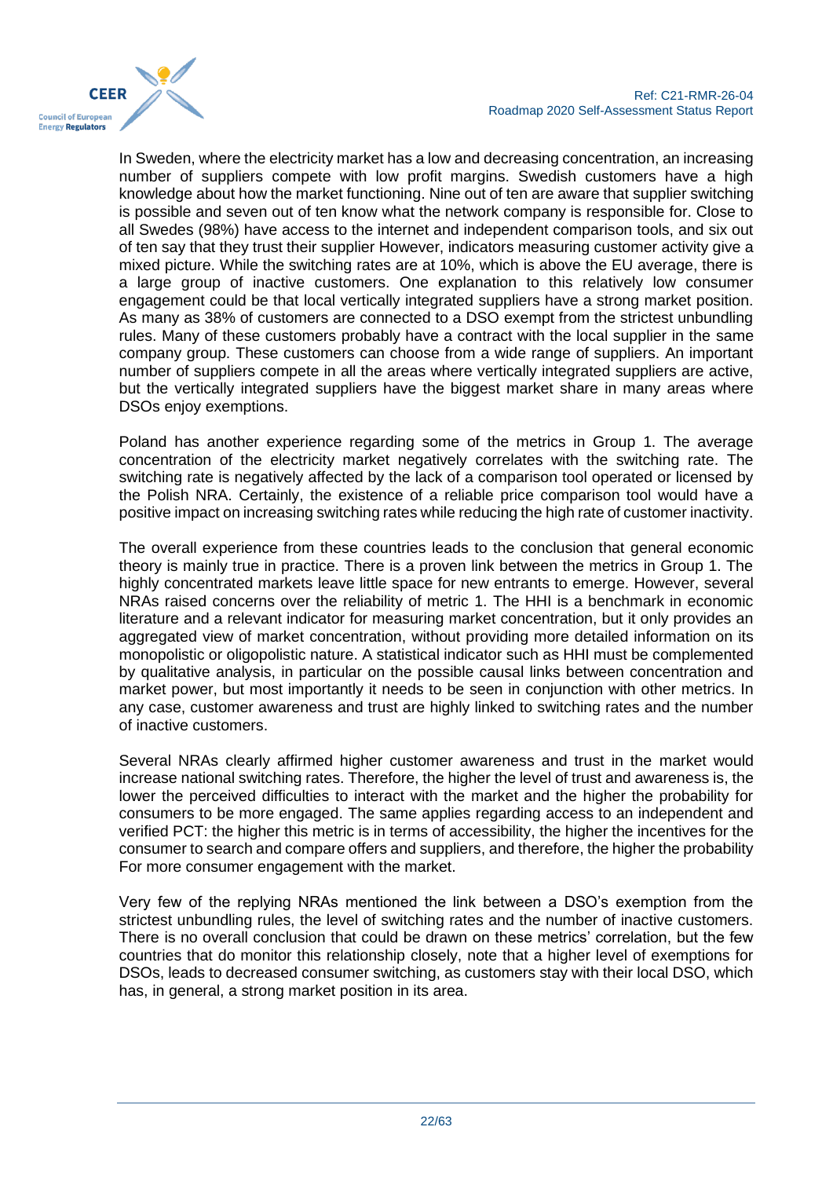In Sweden, where the electricity market has a low and decreasing concentration, an increasing number of suppliers compete with low profit margins. Swedish customers have a high knowledge about how the market functioning. Nine out of ten are aware that supplier switching is possible and seven out of ten know what the network company is responsible for. Close to all Swedes (98%) have access to the internet and independent comparison tools, and six out of ten say that they trust their supplier However, indicators measuring customer activity give a mixed picture. While the switching rates are at 10%, which is above the EU average, there is a large group of inactive customers. One explanation to this relatively low consumer engagement could be that local vertically integrated suppliers have a strong market position. As many as 38% of customers are connected to a DSO exempt from the strictest unbundling rules. Many of these customers probably have a contract with the local supplier in the same company group. These customers can choose from a wide range of suppliers. An important number of suppliers compete in all the areas where vertically integrated suppliers are active, but the vertically integrated suppliers have the biggest market share in many areas where DSOs enjoy exemptions.

Poland has another experience regarding some of the metrics in Group 1. The average concentration of the electricity market negatively correlates with the switching rate. The switching rate is negatively affected by the lack of a comparison tool operated or licensed by the Polish NRA. Certainly, the existence of a reliable price comparison tool would have a positive impact on increasing switching rates while reducing the high rate of customer inactivity.

The overall experience from these countries leads to the conclusion that general economic theory is mainly true in practice. There is a proven link between the metrics in Group 1. The highly concentrated markets leave little space for new entrants to emerge. However, several NRAs raised concerns over the reliability of metric 1. The HHI is a benchmark in economic literature and a relevant indicator for measuring market concentration, but it only provides an aggregated view of market concentration, without providing more detailed information on its monopolistic or oligopolistic nature. A statistical indicator such as HHI must be complemented by qualitative analysis, in particular on the possible causal links between concentration and market power, but most importantly it needs to be seen in conjunction with other metrics. In any case, customer awareness and trust are highly linked to switching rates and the number of inactive customers.

Several NRAs clearly affirmed higher customer awareness and trust in the market would increase national switching rates. Therefore, the higher the level of trust and awareness is, the lower the perceived difficulties to interact with the market and the higher the probability for consumers to be more engaged. The same applies regarding access to an independent and verified PCT: the higher this metric is in terms of accessibility, the higher the incentives for the consumer to search and compare offers and suppliers, and therefore, the higher the probability For more consumer engagement with the market.

Very few of the replying NRAs mentioned the link between a DSO's exemption from the strictest unbundling rules, the level of switching rates and the number of inactive customers. There is no overall conclusion that could be drawn on these metrics' correlation, but the few countries that do monitor this relationship closely, note that a higher level of exemptions for DSOs, leads to decreased consumer switching, as customers stay with their local DSO, which has, in general, a strong market position in its area.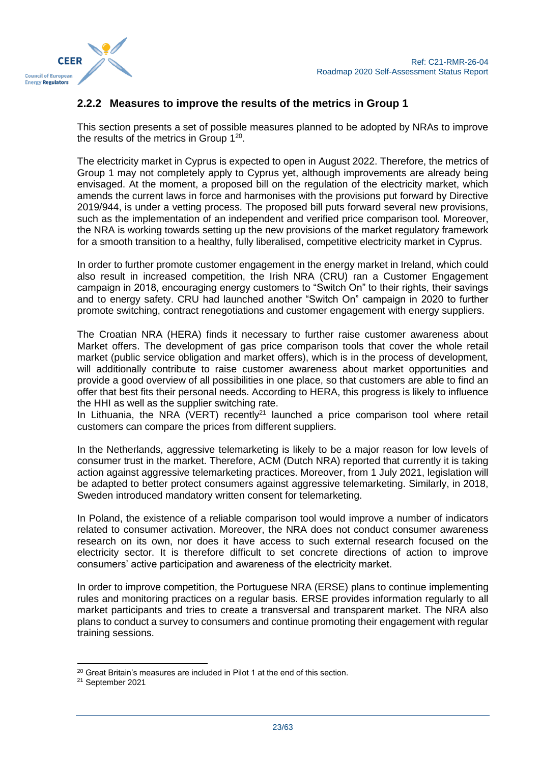### 2.2.2 Measures to improve the results of the metrics in Group 1

This section presents a set of possible measures planned to be adopted by NRAs to improve the results of the metrics in Group 1[20].

The electricity market in Cyprus is expected to open in August 2022. Therefore, the metrics of Group 1 may not completely apply to Cyprus yet, although improvements are already being envisaged. At the moment, a proposed bill on the regulation of the electricity market, which amends the current laws in force and harmonises with the provisions put forward by Directive 2019/944, is under a vetting process. The proposed bill puts forward several new provisions, such as the implementation of an independent and verified price comparison tool. Moreover, the NRA is working towards setting up the new provisions of the market regulatory framework for a smooth transition to a healthy, fully liberalised, competitive electricity market in Cyprus.

In order to further promote customer engagement in the energy market in Ireland, which could also result in increased competition, the Irish NRA (CRU) ran a Customer Engagement campaign in 2018, encouraging energy customers to "Switch On" to their rights, their savings and to energy safety. CRU had launched another "Switch On" campaign in 2020 to further promote switching, contract renegotiations and customer engagement with energy suppliers.

The Croatian NRA (HERA) finds it necessary to further raise customer awareness about Market offers. The development of gas price comparison tools that cover the whole retail market (public service obligation and market offers), which is in the process of development, will additionally contribute to raise customer awareness about market opportunities and provide a good overview of all possibilities in one place, so that customers are able to find an offer that best fits their personal needs. According to HERA, this progress is likely to influence the HHI as well as the supplier switching rate.
In Lithuania, the NRA (VERT) recently[21] launched a price comparison tool where retail customers can compare the prices from different suppliers.

In the Netherlands, aggressive telemarketing is likely to be a major reason for low levels of consumer trust in the market. Therefore, ACM (Dutch NRA) reported that currently it is taking action against aggressive telemarketing practices. Moreover, from 1 July 2021, legislation will be adapted to better protect consumers against aggressive telemarketing. Similarly, in 2018, Sweden introduced mandatory written consent for telemarketing.

In Poland, the existence of a reliable comparison tool would improve a number of indicators related to consumer activation. Moreover, the NRA does not conduct consumer awareness research on its own, nor does it have access to such external research focused on the electricity sector. It is therefore difficult to set concrete directions of action to improve consumers' active participation and awareness of the electricity market.

In order to improve competition, the Portuguese NRA (ERSE) plans to continue implementing rules and monitoring practices on a regular basis. ERSE provides information regularly to all market participants and tries to create a transversal and transparent market. The NRA also plans to conduct a survey to consumers and continue promoting their engagement with regular training sessions.

---

[20] Great Britain's measures are included in Pilot 1 at the end of this section.

[21] September 2021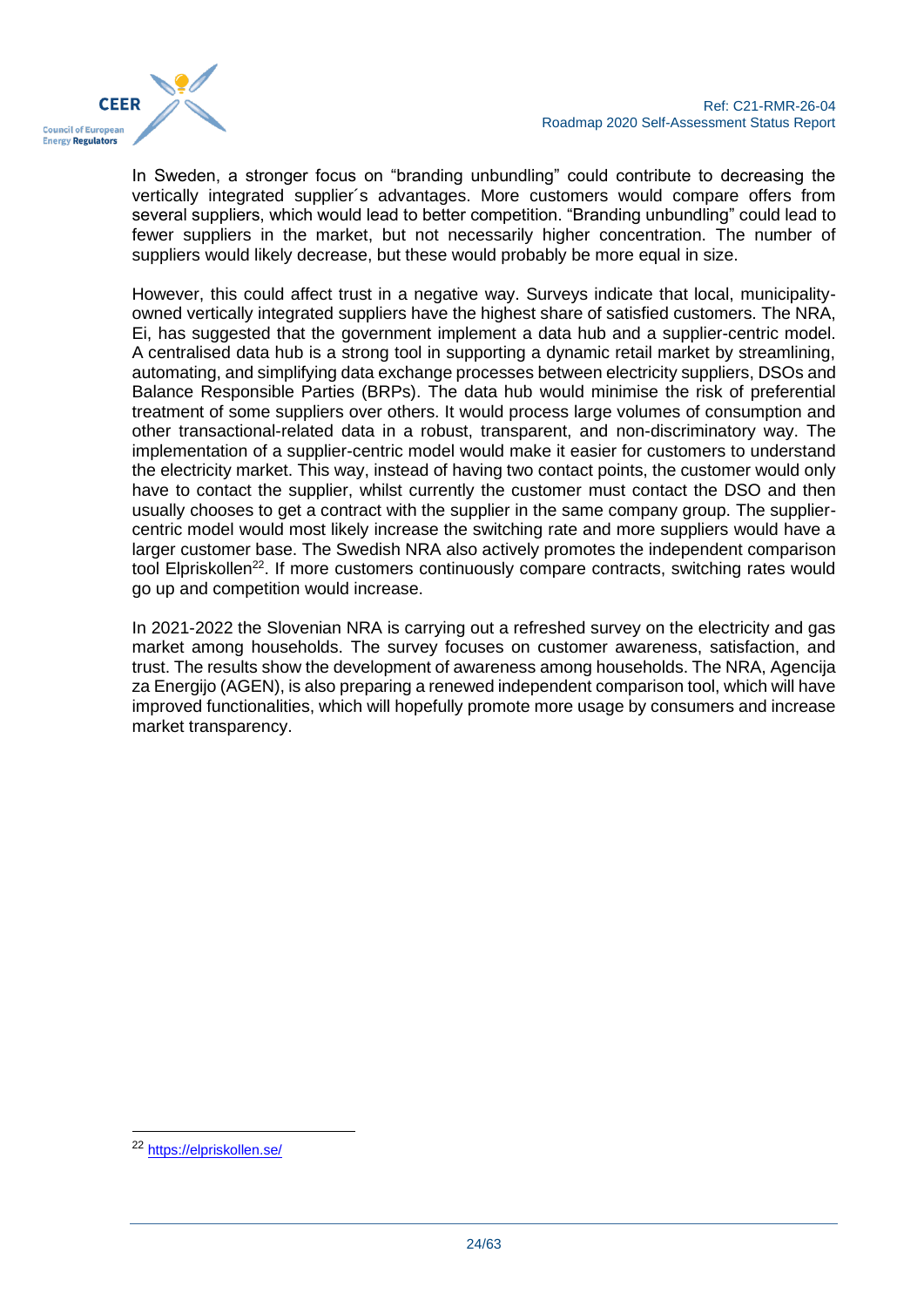In Sweden, a stronger focus on “branding unbundling” could contribute to decreasing the vertically integrated supplier´s advantages. More customers would compare offers from several suppliers, which would lead to better competition. “Branding unbundling” could lead to fewer suppliers in the market, but not necessarily higher concentration. The number of suppliers would likely decrease, but these would probably be more equal in size.

However, this could affect trust in a negative way. Surveys indicate that local, municipality-owned vertically integrated suppliers have the highest share of satisfied customers. The NRA, Ei, has suggested that the government implement a data hub and a supplier-centric model. A centralised data hub is a strong tool in supporting a dynamic retail market by streamlining, automating, and simplifying data exchange processes between electricity suppliers, DSOs and Balance Responsible Parties (BRPs). The data hub would minimise the risk of preferential treatment of some suppliers over others. It would process large volumes of consumption and other transactional-related data in a robust, transparent, and non-discriminatory way. The implementation of a supplier-centric model would make it easier for customers to understand the electricity market. This way, instead of having two contact points, the customer would only have to contact the supplier, whilst currently the customer must contact the DSO and then usually chooses to get a contract with the supplier in the same company group. The supplier-centric model would most likely increase the switching rate and more suppliers would have a larger customer base. The Swedish NRA also actively promotes the independent comparison tool Elpriskollen[22]. If more customers continuously compare contracts, switching rates would go up and competition would increase.

In 2021-2022 the Slovenian NRA is carrying out a refreshed survey on the electricity and gas market among households. The survey focuses on customer awareness, satisfaction, and trust. The results show the development of awareness among households. The NRA, Agencija za Energijo (AGEN), is also preparing a renewed independent comparison tool, which will have improved functionalities, which will hopefully promote more usage by consumers and increase market transparency.

---

[22] https://elpriskollen.se/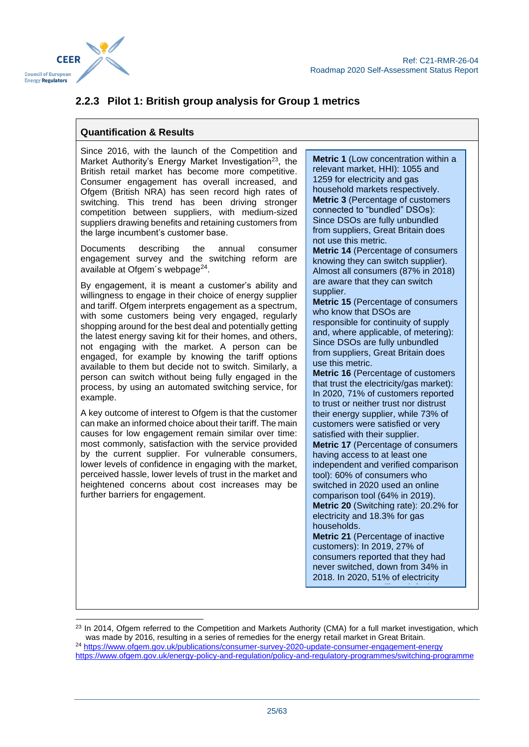### 2.2.3 Pilot 1: British group analysis for Group 1 metrics

**Quantification & Results**

Since 2016, with the launch of the Competition and Market Authority's Energy Market Investigation[23], the British retail market has become more competitive. Consumer engagement has overall increased, and Ofgem (British NRA) has seen record high rates of switching. This trend has been driving stronger competition between suppliers, with medium-sized suppliers drawing benefits and retaining customers from the large incumbent's customer base.

Documents describing the annual consumer engagement survey and the switching reform are available at Ofgem´s webpage[24].

By engagement, it is meant a customer's ability and willingness to engage in their choice of energy supplier and tariff. Ofgem interprets engagement as a spectrum, with some customers being very engaged, regularly shopping around for the best deal and potentially getting the latest energy saving kit for their homes, and others, not engaging with the market. A person can be engaged, for example by knowing the tariff options available to them but decide not to switch. Similarly, a person can switch without being fully engaged in the process, by using an automated switching service, for example.

A key outcome of interest to Ofgem is that the customer can make an informed choice about their tariff. The main causes for low engagement remain similar over time: most commonly, satisfaction with the service provided by the current supplier. For vulnerable consumers, lower levels of confidence in engaging with the market, perceived hassle, lower levels of trust in the market and heightened concerns about cost increases may be further barriers for engagement.

**Metric 1** (Low concentration within a relevant market, HHI): 1055 and 1259 for electricity and gas household markets respectively.
**Metric 3** (Percentage of customers connected to "bundled" DSOs): Since DSOs are fully unbundled from suppliers, Great Britain does not use this metric.
**Metric 14** (Percentage of consumers knowing they can switch supplier). Almost all consumers (87% in 2018) are aware that they can switch supplier.
**Metric 15** (Percentage of consumers who know that DSOs are responsible for continuity of supply and, where applicable, of metering): Since DSOs are fully unbundled from suppliers, Great Britain does use this metric.
**Metric 16** (Percentage of customers that trust the electricity/gas market): In 2020, 71% of customers reported to trust or neither trust nor distrust their energy supplier, while 73% of customers were satisfied or very satisfied with their supplier.
**Metric 17** (Percentage of consumers having access to at least one independent and verified comparison tool): 60% of consumers who switched in 2020 used an online comparison tool (64% in 2019).
**Metric 20** (Switching rate): 20.2% for electricity and 18.3% for gas households.
**Metric 21** (Percentage of inactive customers): In 2019, 27% of consumers reported that they had never switched, down from 34% in 2018. In 2020, 51% of electricity

[23] In 2014, Ofgem referred to the Competition and Markets Authority (CMA) for a full market investigation, which was made by 2016, resulting in a series of remedies for the energy retail market in Great Britain.

[24] https://www.ofgem.gov.uk/publications/consumer-survey-2020-update-consumer-engagement-energy https://www.ofgem.gov.uk/energy-policy-and-regulation/policy-and-regulatory-programmes/switching-programme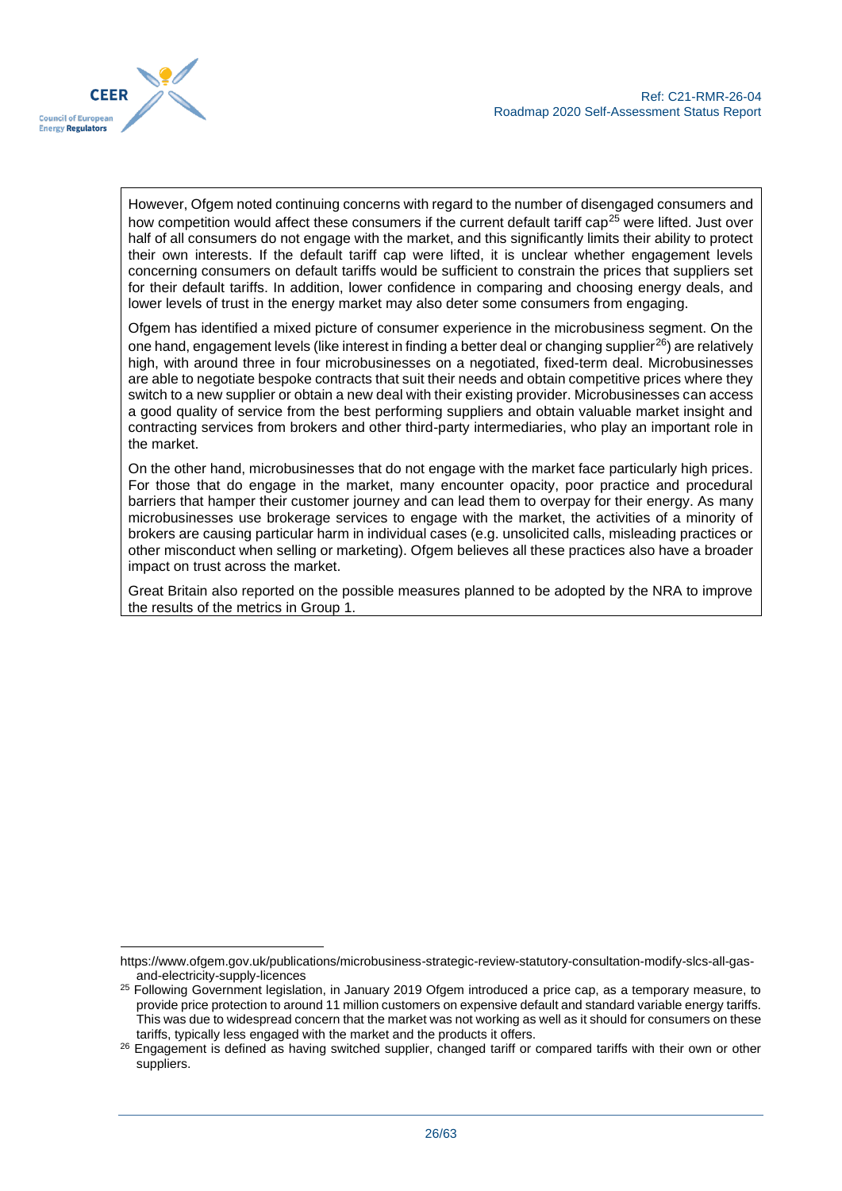However, Ofgem noted continuing concerns with regard to the number of disengaged consumers and how competition would affect these consumers if the current default tariff cap[25] were lifted. Just over half of all consumers do not engage with the market, and this significantly limits their ability to protect their own interests. If the default tariff cap were lifted, it is unclear whether engagement levels concerning consumers on default tariffs would be sufficient to constrain the prices that suppliers set for their default tariffs. In addition, lower confidence in comparing and choosing energy deals, and lower levels of trust in the energy market may also deter some consumers from engaging.

Ofgem has identified a mixed picture of consumer experience in the microbusiness segment. On the one hand, engagement levels (like interest in finding a better deal or changing supplier[26]) are relatively high, with around three in four microbusinesses on a negotiated, fixed-term deal. Microbusinesses are able to negotiate bespoke contracts that suit their needs and obtain competitive prices where they switch to a new supplier or obtain a new deal with their existing provider. Microbusinesses can access a good quality of service from the best performing suppliers and obtain valuable market insight and contracting services from brokers and other third-party intermediaries, who play an important role in the market.

On the other hand, microbusinesses that do not engage with the market face particularly high prices. For those that do engage in the market, many encounter opacity, poor practice and procedural barriers that hamper their customer journey and can lead them to overpay for their energy. As many microbusinesses use brokerage services to engage with the market, the activities of a minority of brokers are causing particular harm in individual cases (e.g. unsolicited calls, misleading practices or other misconduct when selling or marketing). Ofgem believes all these practices also have a broader impact on trust across the market.

Great Britain also reported on the possible measures planned to be adopted by the NRA to improve the results of the metrics in Group 1.

---

https://www.ofgem.gov.uk/publications/microbusiness-strategic-review-statutory-consultation-modify-slcs-all-gas-and-electricity-supply-licences

[25] Following Government legislation, in January 2019 Ofgem introduced a price cap, as a temporary measure, to provide price protection to around 11 million customers on expensive default and standard variable energy tariffs. This was due to widespread concern that the market was not working as well as it should for consumers on these tariffs, typically less engaged with the market and the products it offers.

[26] Engagement is defined as having switched supplier, changed tariff or compared tariffs with their own or other suppliers.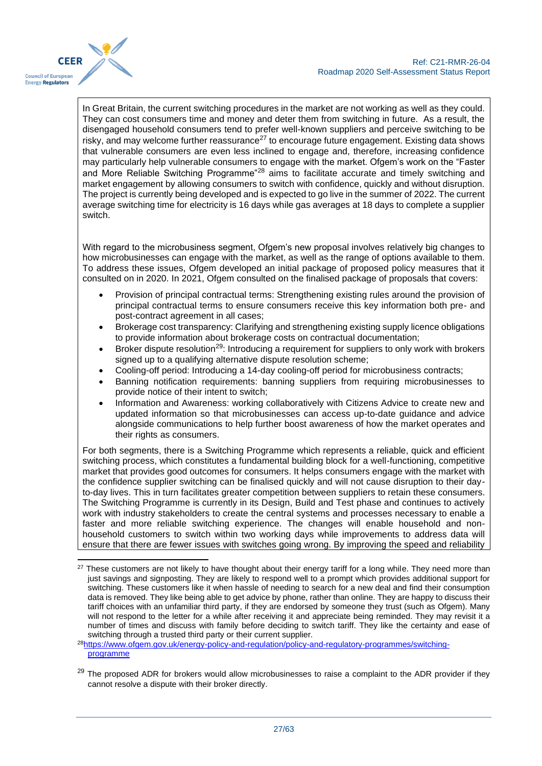In Great Britain, the current switching procedures in the market are not working as well as they could. They can cost consumers time and money and deter them from switching in future. As a result, the disengaged household consumers tend to prefer well-known suppliers and perceive switching to be risky, and may welcome further reassurance[27] to encourage future engagement. Existing data shows that vulnerable consumers are even less inclined to engage and, therefore, increasing confidence may particularly help vulnerable consumers to engage with the market. Ofgem's work on the "Faster and More Reliable Switching Programme"[28] aims to facilitate accurate and timely switching and market engagement by allowing consumers to switch with confidence, quickly and without disruption. The project is currently being developed and is expected to go live in the summer of 2022. The current average switching time for electricity is 16 days while gas averages at 18 days to complete a supplier switch.

With regard to the microbusiness segment, Ofgem's new proposal involves relatively big changes to how microbusinesses can engage with the market, as well as the range of options available to them. To address these issues, Ofgem developed an initial package of proposed policy measures that it consulted on in 2020. In 2021, Ofgem consulted on the finalised package of proposals that covers:

- Provision of principal contractual terms: Strengthening existing rules around the provision of principal contractual terms to ensure consumers receive this key information both pre- and post-contract agreement in all cases;
- Brokerage cost transparency: Clarifying and strengthening existing supply licence obligations to provide information about brokerage costs on contractual documentation;
- Broker dispute resolution[29]: Introducing a requirement for suppliers to only work with brokers signed up to a qualifying alternative dispute resolution scheme;
- Cooling-off period: Introducing a 14-day cooling-off period for microbusiness contracts;
- Banning notification requirements: banning suppliers from requiring microbusinesses to provide notice of their intent to switch;
- Information and Awareness: working collaboratively with Citizens Advice to create new and updated information so that microbusinesses can access up-to-date guidance and advice alongside communications to help further boost awareness of how the market operates and their rights as consumers.

For both segments, there is a Switching Programme which represents a reliable, quick and efficient switching process, which constitutes a fundamental building block for a well-functioning, competitive market that provides good outcomes for consumers. It helps consumers engage with the market with the confidence supplier switching can be finalised quickly and will not cause disruption to their day-to-day lives. This in turn facilitates greater competition between suppliers to retain these consumers. The Switching Programme is currently in its Design, Build and Test phase and continues to actively work with industry stakeholders to create the central systems and processes necessary to enable a faster and more reliable switching experience. The changes will enable household and non-household customers to switch within two working days while improvements to address data will ensure that there are fewer issues with switches going wrong. By improving the speed and reliability

---

[27] These customers are not likely to have thought about their energy tariff for a long while. They need more than just savings and signposting. They are likely to respond well to a prompt which provides additional support for switching. These customers like it when hassle of needing to search for a new deal and find their consumption data is removed. They like being able to get advice by phone, rather than online. They are happy to discuss their tariff choices with an unfamiliar third party, if they are endorsed by someone they trust (such as Ofgem). Many will not respond to the letter for a while after receiving it and appreciate being reminded. They may revisit it a number of times and discuss with family before deciding to switch tariff. They like the certainty and ease of switching through a trusted third party or their current supplier.

[28] https://www.ofgem.gov.uk/energy-policy-and-regulation/policy-and-regulatory-programmes/switching-programme

[29] The proposed ADR for brokers would allow microbusinesses to raise a complaint to the ADR provider if they cannot resolve a dispute with their broker directly.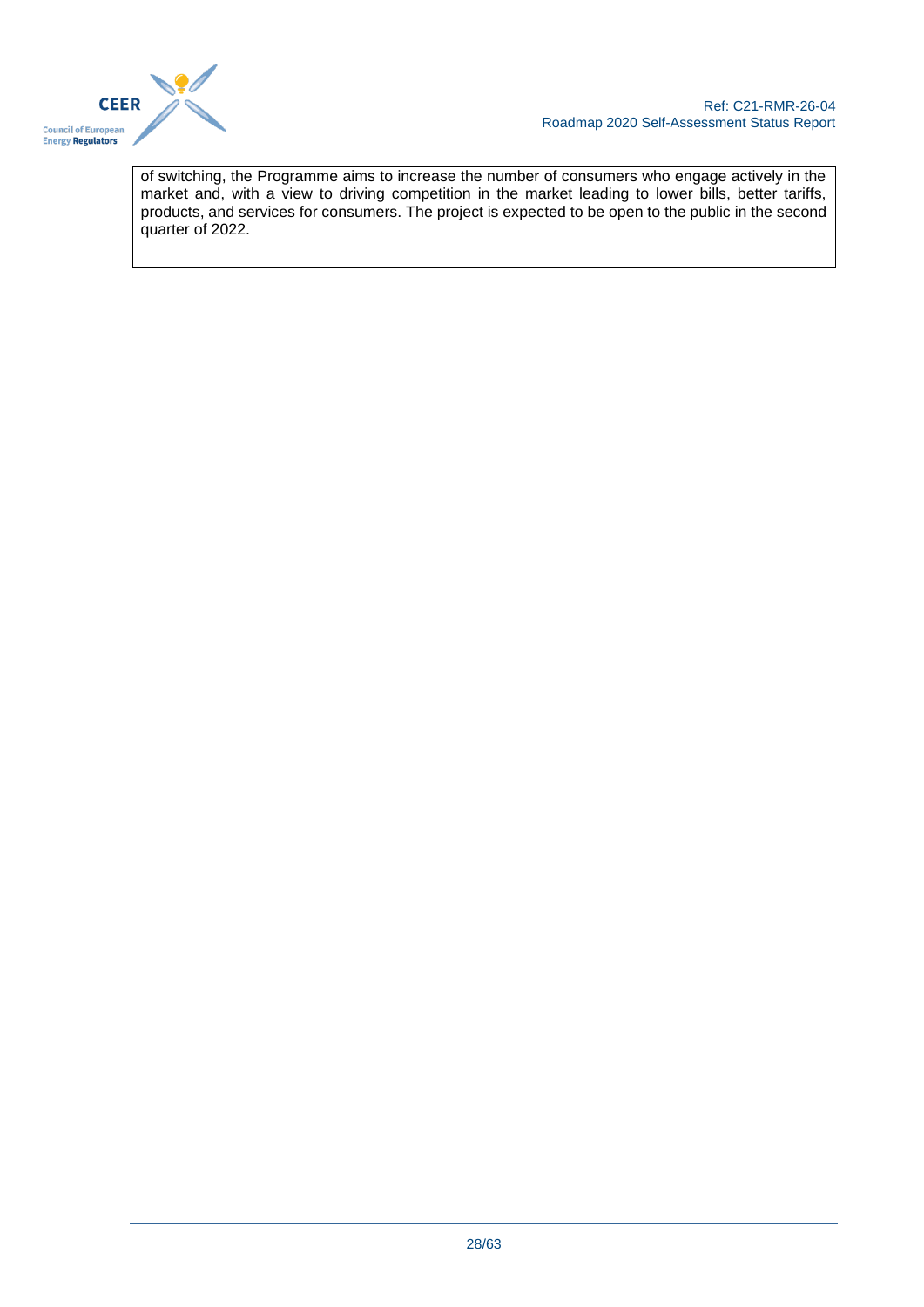of switching, the Programme aims to increase the number of consumers who engage actively in the market and, with a view to driving competition in the market leading to lower bills, better tariffs, products, and services for consumers. The project is expected to be open to the public in the second quarter of 2022.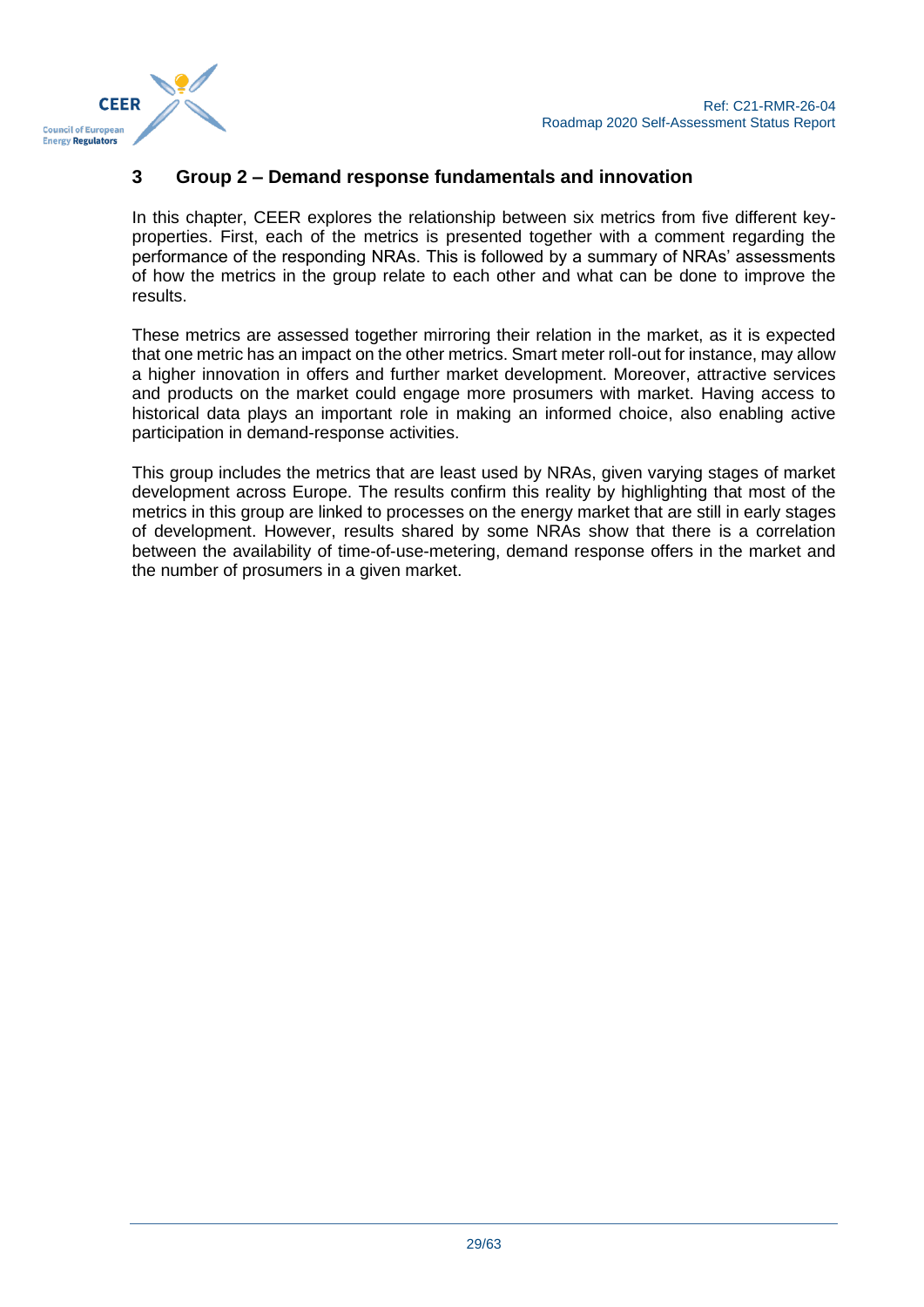# 3 Group 2 – Demand response fundamentals and innovation

In this chapter, CEER explores the relationship between six metrics from five different key-properties. First, each of the metrics is presented together with a comment regarding the performance of the responding NRAs. This is followed by a summary of NRAs' assessments of how the metrics in the group relate to each other and what can be done to improve the results.

These metrics are assessed together mirroring their relation in the market, as it is expected that one metric has an impact on the other metrics. Smart meter roll-out for instance, may allow a higher innovation in offers and further market development. Moreover, attractive services and products on the market could engage more prosumers with market. Having access to historical data plays an important role in making an informed choice, also enabling active participation in demand-response activities.

This group includes the metrics that are least used by NRAs, given varying stages of market development across Europe. The results confirm this reality by highlighting that most of the metrics in this group are linked to processes on the energy market that are still in early stages of development. However, results shared by some NRAs show that there is a correlation between the availability of time-of-use-metering, demand response offers in the market and the number of prosumers in a given market.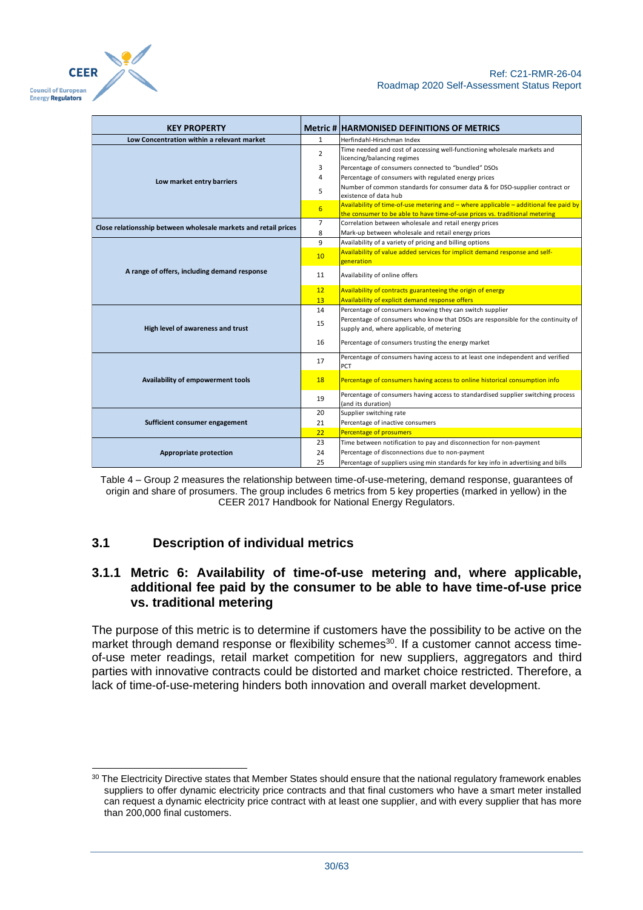| KEY PROPERTY | Metric # | HARMONISED DEFINITIONS OF METRICS |
|---|---|---|
| Low Concentration within a relevant market | 1 | Herfindahl-Hirschman Index |
| Low market entry barriers | 2 | Time needed and cost of accessing well-functioning wholesale markets and licencing/balancing regimes |
| | 3 | Percentage of consumers connected to "bundled" DSOs |
| | 4 | Percentage of consumers with regulated energy prices |
| | 5 | Number of common standards for consumer data & for DSO-supplier contract or existence of data hub |
| | 6 | Availability of time-of-use metering and – where applicable – additional fee paid by the consumer to be able to have time-of-use prices vs. traditional metering |
| Close relationsship between wholesale markets and retail prices | 7 | Correlation between wholesale and retail energy prices |
| | 8 | Mark-up between wholesale and retail energy prices |
| A range of offers, including demand response | 9 | Availability of a variety of pricing and billing options |
| | 10 | Availability of value added services for implicit demand response and self-generation |
| | 11 | Availability of online offers |
| | 12 | Availability of contracts guaranteeing the origin of energy |
| | 13 | Availability of explicit demand response offers |
| High level of awareness and trust | 14 | Percentage of consumers knowing they can switch supplier |
| | 15 | Percentage of consumers who know that DSOs are responsible for the continuity of supply and, where applicable, of metering |
| | 16 | Percentage of consumers trusting the energy market |
| Availability of empowerment tools | 17 | Percentage of consumers having access to at least one independent and verified PCT |
| | 18 | Percentage of consumers having access to online historical consumption info |
| | 19 | Percentage of consumers having access to standardised supplier switching process (and its duration) |
| Sufficient consumer engagement | 20 | Supplier switching rate |
| | 21 | Percentage of inactive consumers |
| | 22 | Percentage of prosumers |
| Appropriate protection | 23 | Time between notification to pay and disconnection for non-payment |
| | 24 | Percentage of disconnections due to non-payment |
| | 25 | Percentage of suppliers using min standards for key info in advertising and bills |

Table 4 – Group 2 measures the relationship between time-of-use-metering, demand response, guarantees of origin and share of prosumers. The group includes 6 metrics from 5 key properties (marked in yellow) in the CEER 2017 Handbook for National Energy Regulators.

## 3.1 Description of individual metrics

### 3.1.1 Metric 6: Availability of time-of-use metering and, where applicable, additional fee paid by the consumer to be able to have time-of-use price vs. traditional metering

The purpose of this metric is to determine if customers have the possibility to be active on the market through demand response or flexibility schemes[30]. If a customer cannot access time-of-use meter readings, retail market competition for new suppliers, aggregators and third parties with innovative contracts could be distorted and market choice restricted. Therefore, a lack of time-of-use-metering hinders both innovation and overall market development.

[30] The Electricity Directive states that Member States should ensure that the national regulatory framework enables suppliers to offer dynamic electricity price contracts and that final customers who have a smart meter installed can request a dynamic electricity price contract with at least one supplier, and with every supplier that has more than 200,000 final customers.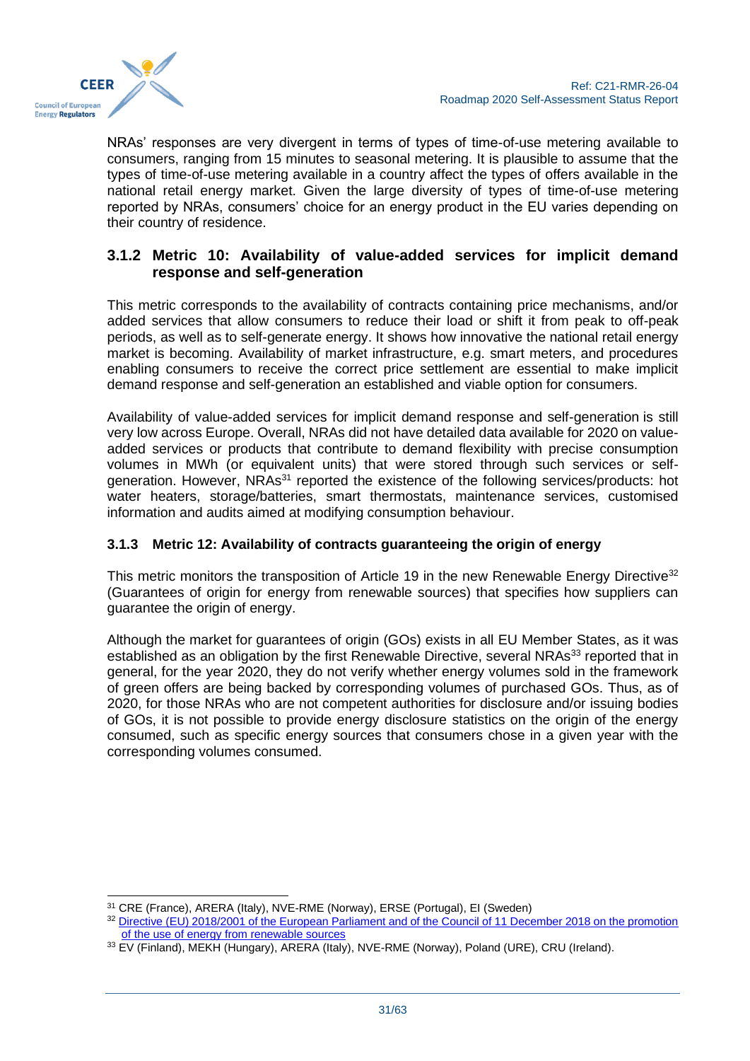NRAs' responses are very divergent in terms of types of time-of-use metering available to consumers, ranging from 15 minutes to seasonal metering. It is plausible to assume that the types of time-of-use metering available in a country affect the types of offers available in the national retail energy market. Given the large diversity of types of time-of-use metering reported by NRAs, consumers' choice for an energy product in the EU varies depending on their country of residence.

### 3.1.2 Metric 10: Availability of value-added services for implicit demand response and self-generation

This metric corresponds to the availability of contracts containing price mechanisms, and/or added services that allow consumers to reduce their load or shift it from peak to off-peak periods, as well as to self-generate energy. It shows how innovative the national retail energy market is becoming. Availability of market infrastructure, e.g. smart meters, and procedures enabling consumers to receive the correct price settlement are essential to make implicit demand response and self-generation an established and viable option for consumers.

Availability of value-added services for implicit demand response and self-generation is still very low across Europe. Overall, NRAs did not have detailed data available for 2020 on value-added services or products that contribute to demand flexibility with precise consumption volumes in MWh (or equivalent units) that were stored through such services or self-generation. However, NRAs[31] reported the existence of the following services/products: hot water heaters, storage/batteries, smart thermostats, maintenance services, customised information and audits aimed at modifying consumption behaviour.

### 3.1.3 Metric 12: Availability of contracts guaranteeing the origin of energy

This metric monitors the transposition of Article 19 in the new Renewable Energy Directive[32] (Guarantees of origin for energy from renewable sources) that specifies how suppliers can guarantee the origin of energy.

Although the market for guarantees of origin (GOs) exists in all EU Member States, as it was established as an obligation by the first Renewable Directive, several NRAs[33] reported that in general, for the year 2020, they do not verify whether energy volumes sold in the framework of green offers are being backed by corresponding volumes of purchased GOs. Thus, as of 2020, for those NRAs who are not competent authorities for disclosure and/or issuing bodies of GOs, it is not possible to provide energy disclosure statistics on the origin of the energy consumed, such as specific energy sources that consumers chose in a given year with the corresponding volumes consumed.

---

[31] CRE (France), ARERA (Italy), NVE-RME (Norway), ERSE (Portugal), EI (Sweden)

[32] Directive (EU) 2018/2001 of the European Parliament and of the Council of 11 December 2018 on the promotion of the use of energy from renewable sources

[33] EV (Finland), MEKH (Hungary), ARERA (Italy), NVE-RME (Norway), Poland (URE), CRU (Ireland).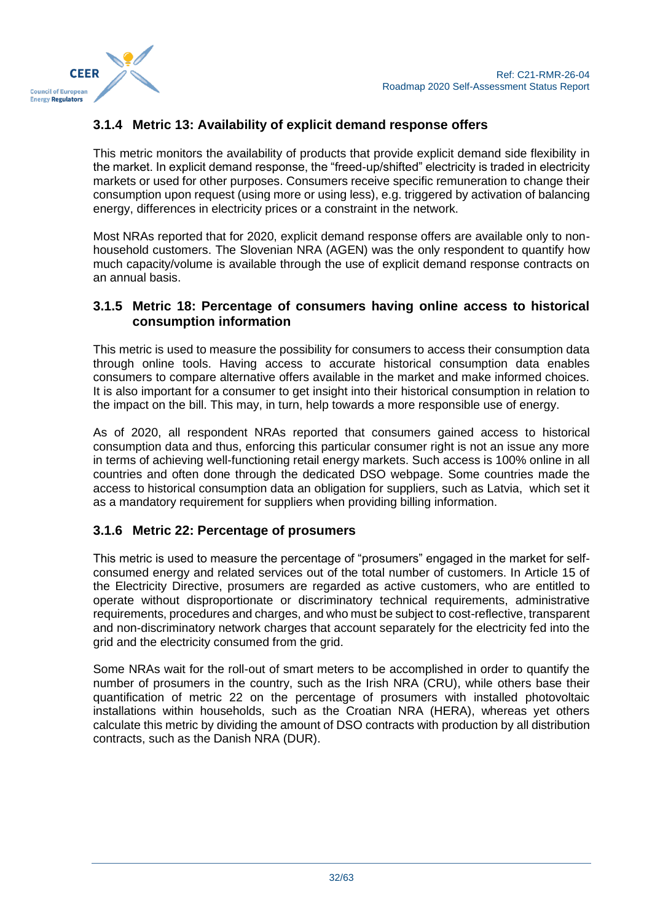### 3.1.4 Metric 13: Availability of explicit demand response offers

This metric monitors the availability of products that provide explicit demand side flexibility in the market. In explicit demand response, the "freed-up/shifted" electricity is traded in electricity markets or used for other purposes. Consumers receive specific remuneration to change their consumption upon request (using more or using less), e.g. triggered by activation of balancing energy, differences in electricity prices or a constraint in the network.

Most NRAs reported that for 2020, explicit demand response offers are available only to non-household customers. The Slovenian NRA (AGEN) was the only respondent to quantify how much capacity/volume is available through the use of explicit demand response contracts on an annual basis.

### 3.1.5 Metric 18: Percentage of consumers having online access to historical consumption information

This metric is used to measure the possibility for consumers to access their consumption data through online tools. Having access to accurate historical consumption data enables consumers to compare alternative offers available in the market and make informed choices. It is also important for a consumer to get insight into their historical consumption in relation to the impact on the bill. This may, in turn, help towards a more responsible use of energy.

As of 2020, all respondent NRAs reported that consumers gained access to historical consumption data and thus, enforcing this particular consumer right is not an issue any more in terms of achieving well-functioning retail energy markets. Such access is 100% online in all countries and often done through the dedicated DSO webpage. Some countries made the access to historical consumption data an obligation for suppliers, such as Latvia, which set it as a mandatory requirement for suppliers when providing billing information.

### 3.1.6 Metric 22: Percentage of prosumers

This metric is used to measure the percentage of "prosumers" engaged in the market for self-consumed energy and related services out of the total number of customers. In Article 15 of the Electricity Directive, prosumers are regarded as active customers, who are entitled to operate without disproportionate or discriminatory technical requirements, administrative requirements, procedures and charges, and who must be subject to cost-reflective, transparent and non-discriminatory network charges that account separately for the electricity fed into the grid and the electricity consumed from the grid.

Some NRAs wait for the roll-out of smart meters to be accomplished in order to quantify the number of prosumers in the country, such as the Irish NRA (CRU), while others base their quantification of metric 22 on the percentage of prosumers with installed photovoltaic installations within households, such as the Croatian NRA (HERA), whereas yet others calculate this metric by dividing the amount of DSO contracts with production by all distribution contracts, such as the Danish NRA (DUR).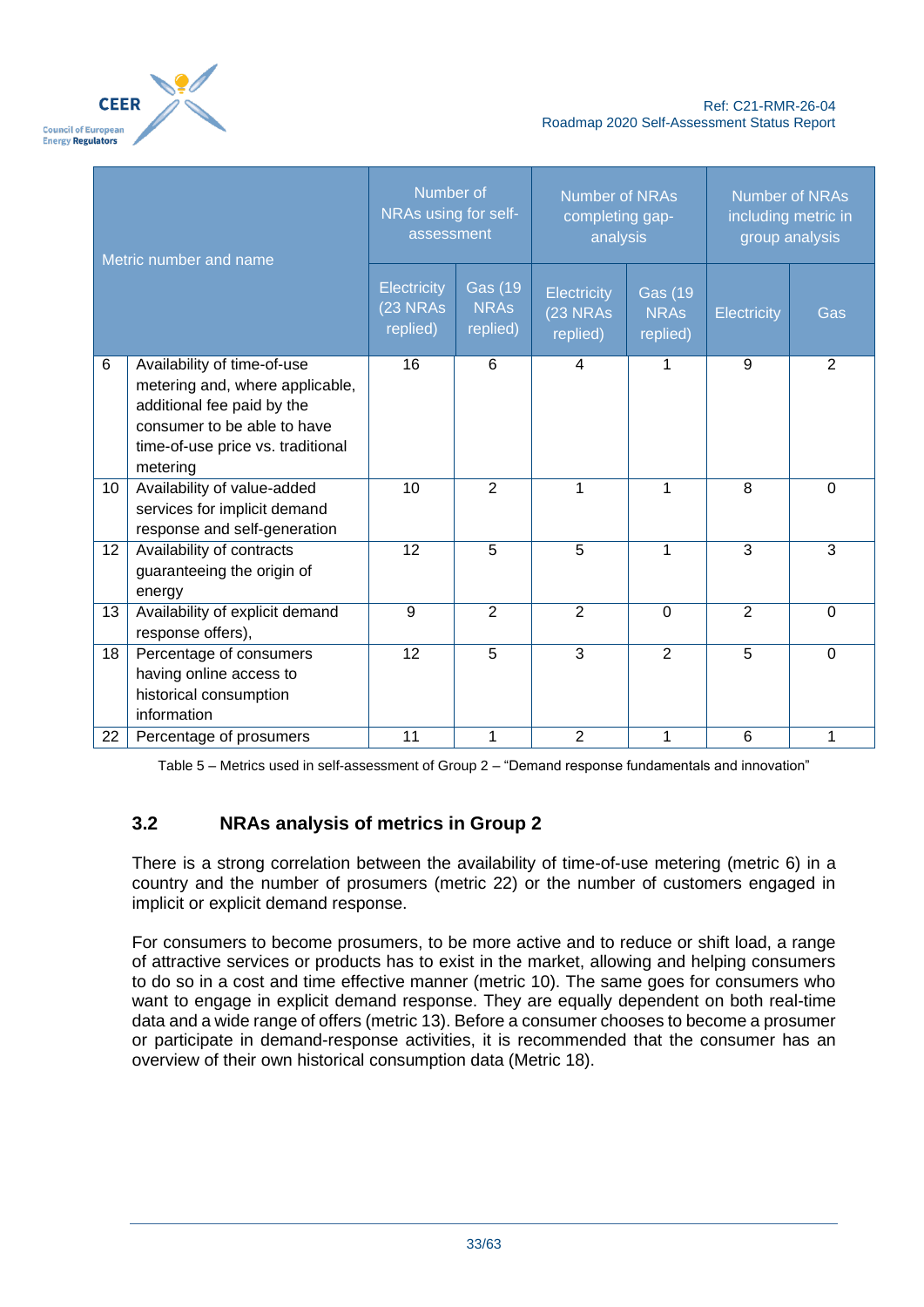| Metric number and name | | Number of NRAs using for self-assessment | | Number of NRAs completing gap-analysis | | Number of NRAs including metric in group analysis | |
|---|---|---|---|---|---|---|---|
| | | Electricity (23 NRAs replied) | Gas (19 NRAs replied) | Electricity (23 NRAs replied) | Gas (19 NRAs replied) | Electricity | Gas |
| 6 | Availability of time-of-use metering and, where applicable, additional fee paid by the consumer to be able to have time-of-use price vs. traditional metering | 16 | 6 | 4 | 1 | 9 | 2 |
| 10 | Availability of value-added services for implicit demand response and self-generation | 10 | 2 | 1 | 1 | 8 | 0 |
| 12 | Availability of contracts guaranteeing the origin of energy | 12 | 5 | 5 | 1 | 3 | 3 |
| 13 | Availability of explicit demand response offers), | 9 | 2 | 2 | 0 | 2 | 0 |
| 18 | Percentage of consumers having online access to historical consumption information | 12 | 5 | 3 | 2 | 5 | 0 |
| 22 | Percentage of prosumers | 11 | 1 | 2 | 1 | 6 | 1 |

Table 5 – Metrics used in self-assessment of Group 2 – "Demand response fundamentals and innovation"

## 3.2 NRAs analysis of metrics in Group 2

There is a strong correlation between the availability of time-of-use metering (metric 6) in a country and the number of prosumers (metric 22) or the number of customers engaged in implicit or explicit demand response.

For consumers to become prosumers, to be more active and to reduce or shift load, a range of attractive services or products has to exist in the market, allowing and helping consumers to do so in a cost and time effective manner (metric 10). The same goes for consumers who want to engage in explicit demand response. They are equally dependent on both real-time data and a wide range of offers (metric 13). Before a consumer chooses to become a prosumer or participate in demand-response activities, it is recommended that the consumer has an overview of their own historical consumption data (Metric 18).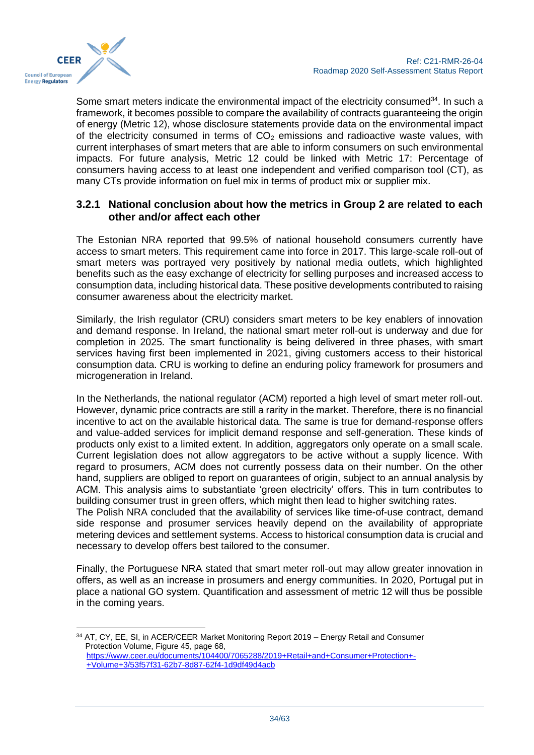Some smart meters indicate the environmental impact of the electricity consumed[34]. In such a framework, it becomes possible to compare the availability of contracts guaranteeing the origin of energy (Metric 12), whose disclosure statements provide data on the environmental impact of the electricity consumed in terms of $CO_2$ emissions and radioactive waste values, with current interphases of smart meters that are able to inform consumers on such environmental impacts. For future analysis, Metric 12 could be linked with Metric 17: Percentage of consumers having access to at least one independent and verified comparison tool (CT), as many CTs provide information on fuel mix in terms of product mix or supplier mix.

### 3.2.1 National conclusion about how the metrics in Group 2 are related to each other and/or affect each other

The Estonian NRA reported that 99.5% of national household consumers currently have access to smart meters. This requirement came into force in 2017. This large-scale roll-out of smart meters was portrayed very positively by national media outlets, which highlighted benefits such as the easy exchange of electricity for selling purposes and increased access to consumption data, including historical data. These positive developments contributed to raising consumer awareness about the electricity market.

Similarly, the Irish regulator (CRU) considers smart meters to be key enablers of innovation and demand response. In Ireland, the national smart meter roll-out is underway and due for completion in 2025. The smart functionality is being delivered in three phases, with smart services having first been implemented in 2021, giving customers access to their historical consumption data. CRU is working to define an enduring policy framework for prosumers and microgeneration in Ireland.

In the Netherlands, the national regulator (ACM) reported a high level of smart meter roll-out. However, dynamic price contracts are still a rarity in the market. Therefore, there is no financial incentive to act on the available historical data. The same is true for demand-response offers and value-added services for implicit demand response and self-generation. These kinds of products only exist to a limited extent. In addition, aggregators only operate on a small scale. Current legislation does not allow aggregators to be active without a supply licence. With regard to prosumers, ACM does not currently possess data on their number. On the other hand, suppliers are obliged to report on guarantees of origin, subject to an annual analysis by ACM. This analysis aims to substantiate 'green electricity' offers. This in turn contributes to building consumer trust in green offers, which might then lead to higher switching rates.
The Polish NRA concluded that the availability of services like time-of-use contract, demand side response and prosumer services heavily depend on the availability of appropriate metering devices and settlement systems. Access to historical consumption data is crucial and necessary to develop offers best tailored to the consumer.

Finally, the Portuguese NRA stated that smart meter roll-out may allow greater innovation in offers, as well as an increase in prosumers and energy communities. In 2020, Portugal put in place a national GO system. Quantification and assessment of metric 12 will thus be possible in the coming years.

---

[34] AT, CY, EE, SI, in ACER/CEER Market Monitoring Report 2019 – Energy Retail and Consumer Protection Volume, Figure 45, page 68, https://www.ceer.eu/documents/104400/7065288/2019+Retail+and+Consumer+Protection+-+Volume+3/53f57f31-62b7-8d87-62f4-1d9df49d4acb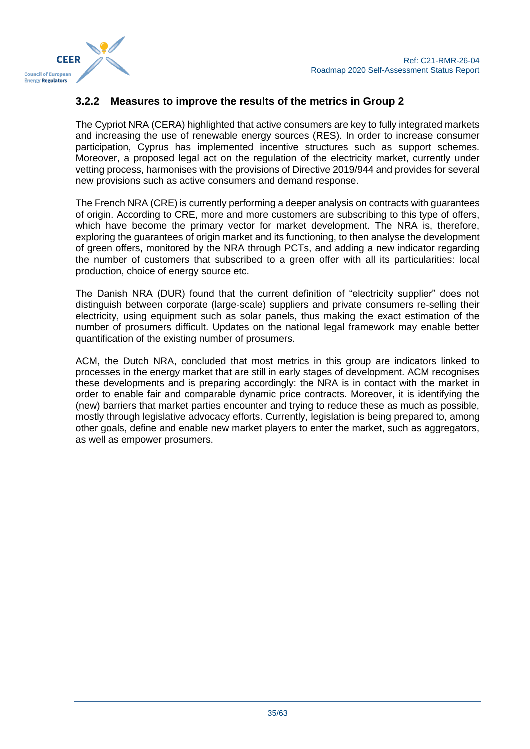### 3.2.2 Measures to improve the results of the metrics in Group 2

The Cypriot NRA (CERA) highlighted that active consumers are key to fully integrated markets and increasing the use of renewable energy sources (RES). In order to increase consumer participation, Cyprus has implemented incentive structures such as support schemes. Moreover, a proposed legal act on the regulation of the electricity market, currently under vetting process, harmonises with the provisions of Directive 2019/944 and provides for several new provisions such as active consumers and demand response.

The French NRA (CRE) is currently performing a deeper analysis on contracts with guarantees of origin. According to CRE, more and more customers are subscribing to this type of offers, which have become the primary vector for market development. The NRA is, therefore, exploring the guarantees of origin market and its functioning, to then analyse the development of green offers, monitored by the NRA through PCTs, and adding a new indicator regarding the number of customers that subscribed to a green offer with all its particularities: local production, choice of energy source etc.

The Danish NRA (DUR) found that the current definition of "electricity supplier" does not distinguish between corporate (large-scale) suppliers and private consumers re-selling their electricity, using equipment such as solar panels, thus making the exact estimation of the number of prosumers difficult. Updates on the national legal framework may enable better quantification of the existing number of prosumers.

ACM, the Dutch NRA, concluded that most metrics in this group are indicators linked to processes in the energy market that are still in early stages of development. ACM recognises these developments and is preparing accordingly: the NRA is in contact with the market in order to enable fair and comparable dynamic price contracts. Moreover, it is identifying the (new) barriers that market parties encounter and trying to reduce these as much as possible, mostly through legislative advocacy efforts. Currently, legislation is being prepared to, among other goals, define and enable new market players to enter the market, such as aggregators, as well as empower prosumers.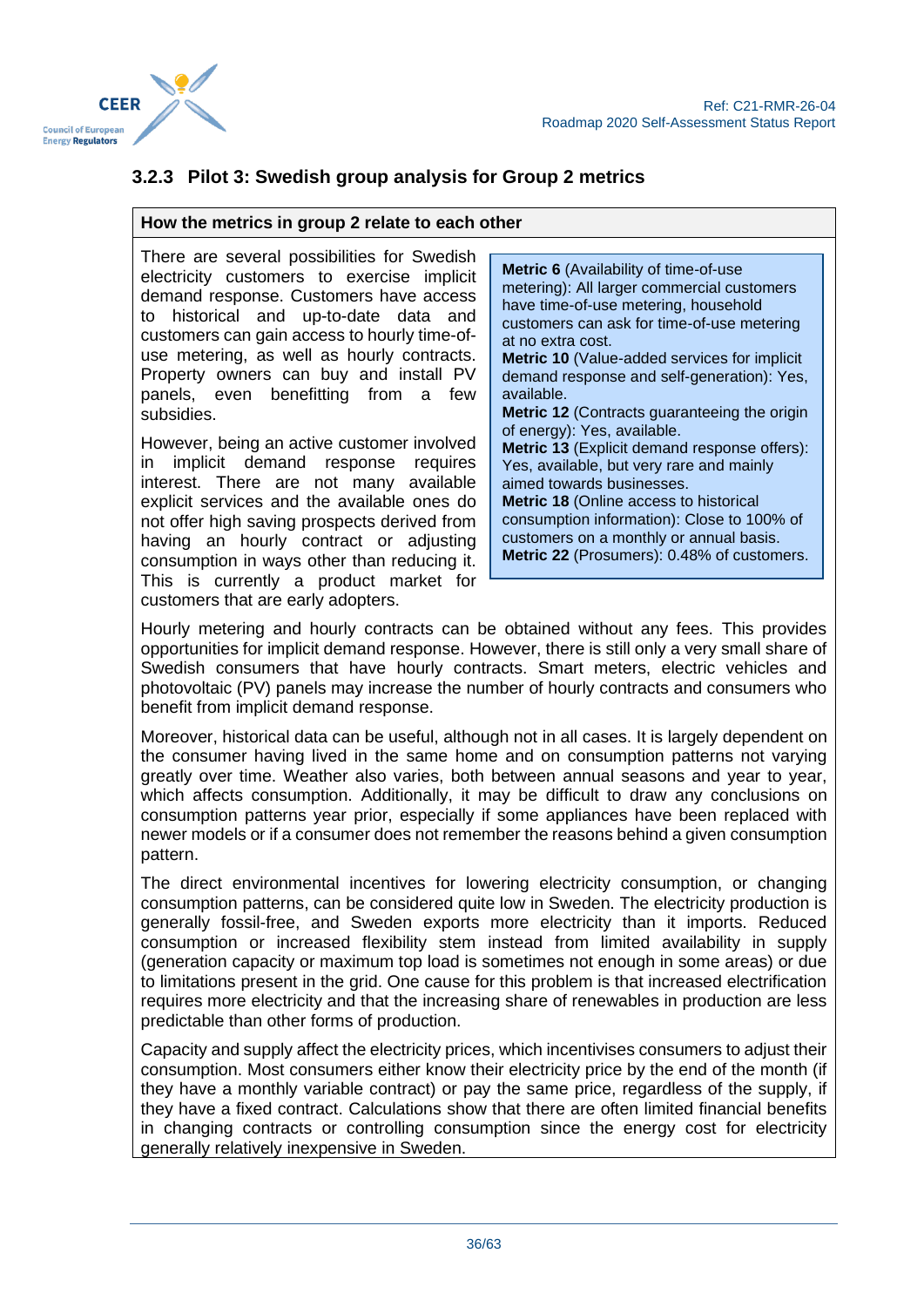### 3.2.3 Pilot 3: Swedish group analysis for Group 2 metrics

**How the metrics in group 2 relate to each other**

There are several possibilities for Swedish electricity customers to exercise implicit demand response. Customers have access to historical and up-to-date data and customers can gain access to hourly time-of-use metering, as well as hourly contracts. Property owners can buy and install PV panels, even benefitting from a few subsidies.

However, being an active customer involved in implicit demand response requires interest. There are not many available explicit services and the available ones do not offer high saving prospects derived from having an hourly contract or adjusting consumption in ways other than reducing it. This is currently a product market for customers that are early adopters.

**Metric 6** (Availability of time-of-use metering): All larger commercial customers have time-of-use metering, household customers can ask for time-of-use metering at no extra cost.
**Metric 10** (Value-added services for implicit demand response and self-generation): Yes, available.
**Metric 12** (Contracts guaranteeing the origin of energy): Yes, available.
**Metric 13** (Explicit demand response offers): Yes, available, but very rare and mainly aimed towards businesses.
**Metric 18** (Online access to historical consumption information): Close to 100% of customers on a monthly or annual basis.
**Metric 22** (Prosumers): 0.48% of customers.

Hourly metering and hourly contracts can be obtained without any fees. This provides opportunities for implicit demand response. However, there is still only a very small share of Swedish consumers that have hourly contracts. Smart meters, electric vehicles and photovoltaic (PV) panels may increase the number of hourly contracts and consumers who benefit from implicit demand response.

Moreover, historical data can be useful, although not in all cases. It is largely dependent on the consumer having lived in the same home and on consumption patterns not varying greatly over time. Weather also varies, both between annual seasons and year to year, which affects consumption. Additionally, it may be difficult to draw any conclusions on consumption patterns year prior, especially if some appliances have been replaced with newer models or if a consumer does not remember the reasons behind a given consumption pattern.

The direct environmental incentives for lowering electricity consumption, or changing consumption patterns, can be considered quite low in Sweden. The electricity production is generally fossil-free, and Sweden exports more electricity than it imports. Reduced consumption or increased flexibility stem instead from limited availability in supply (generation capacity or maximum top load is sometimes not enough in some areas) or due to limitations present in the grid. One cause for this problem is that increased electrification requires more electricity and that the increasing share of renewables in production are less predictable than other forms of production.

Capacity and supply affect the electricity prices, which incentivises consumers to adjust their consumption. Most consumers either know their electricity price by the end of the month (if they have a monthly variable contract) or pay the same price, regardless of the supply, if they have a fixed contract. Calculations show that there are often limited financial benefits in changing contracts or controlling consumption since the energy cost for electricity generally relatively inexpensive in Sweden.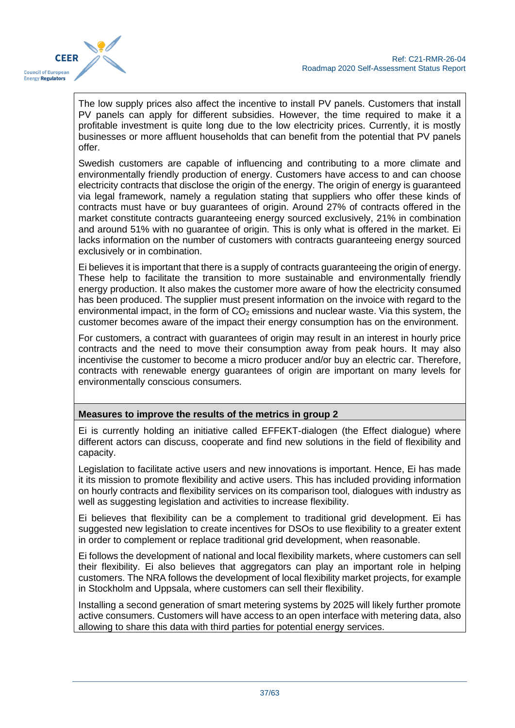The low supply prices also affect the incentive to install PV panels. Customers that install PV panels can apply for different subsidies. However, the time required to make it a profitable investment is quite long due to the low electricity prices. Currently, it is mostly businesses or more affluent households that can benefit from the potential that PV panels offer.

Swedish customers are capable of influencing and contributing to a more climate and environmentally friendly production of energy. Customers have access to and can choose electricity contracts that disclose the origin of the energy. The origin of energy is guaranteed via legal framework, namely a regulation stating that suppliers who offer these kinds of contracts must have or buy guarantees of origin. Around 27% of contracts offered in the market constitute contracts guaranteeing energy sourced exclusively, 21% in combination and around 51% with no guarantee of origin. This is only what is offered in the market. Ei lacks information on the number of customers with contracts guaranteeing energy sourced exclusively or in combination.

Ei believes it is important that there is a supply of contracts guaranteeing the origin of energy. These help to facilitate the transition to more sustainable and environmentally friendly energy production. It also makes the customer more aware of how the electricity consumed has been produced. The supplier must present information on the invoice with regard to the environmental impact, in the form of $CO_2$ emissions and nuclear waste. Via this system, the customer becomes aware of the impact their energy consumption has on the environment.

For customers, a contract with guarantees of origin may result in an interest in hourly price contracts and the need to move their consumption away from peak hours. It may also incentivise the customer to become a micro producer and/or buy an electric car. Therefore, contracts with renewable energy guarantees of origin are important on many levels for environmentally conscious consumers.

**Measures to improve the results of the metrics in group 2**

Ei is currently holding an initiative called EFFEKT-dialogen (the Effect dialogue) where different actors can discuss, cooperate and find new solutions in the field of flexibility and capacity.

Legislation to facilitate active users and new innovations is important. Hence, Ei has made it its mission to promote flexibility and active users. This has included providing information on hourly contracts and flexibility services on its comparison tool, dialogues with industry as well as suggesting legislation and activities to increase flexibility.

Ei believes that flexibility can be a complement to traditional grid development. Ei has suggested new legislation to create incentives for DSOs to use flexibility to a greater extent in order to complement or replace traditional grid development, when reasonable.

Ei follows the development of national and local flexibility markets, where customers can sell their flexibility. Ei also believes that aggregators can play an important role in helping customers. The NRA follows the development of local flexibility market projects, for example in Stockholm and Uppsala, where customers can sell their flexibility.

Installing a second generation of smart metering systems by 2025 will likely further promote active consumers. Customers will have access to an open interface with metering data, also allowing to share this data with third parties for potential energy services.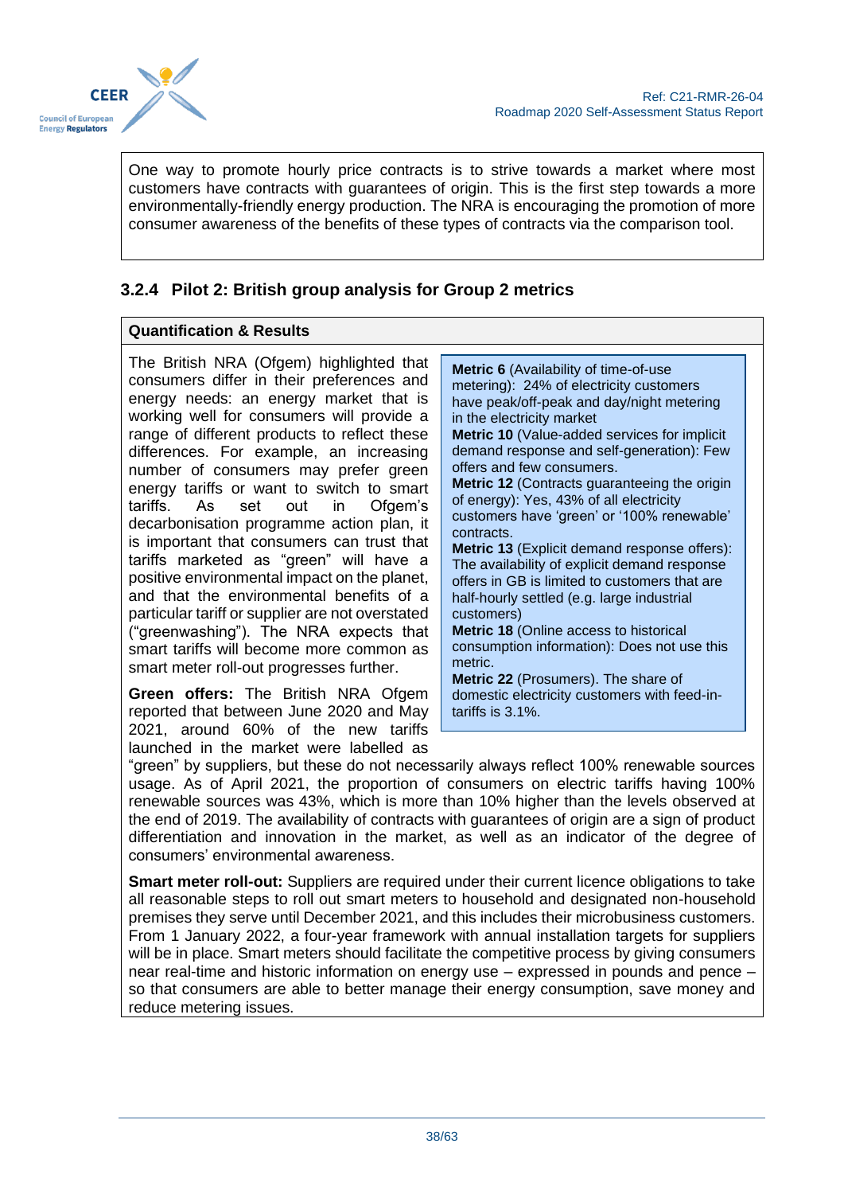One way to promote hourly price contracts is to strive towards a market where most customers have contracts with guarantees of origin. This is the first step towards a more environmentally-friendly energy production. The NRA is encouraging the promotion of more consumer awareness of the benefits of these types of contracts via the comparison tool.

### 3.2.4 Pilot 2: British group analysis for Group 2 metrics

**Quantification & Results**

The British NRA (Ofgem) highlighted that consumers differ in their preferences and energy needs: an energy market that is working well for consumers will provide a range of different products to reflect these differences. For example, an increasing number of consumers may prefer green energy tariffs or want to switch to smart tariffs. As set out in Ofgem's decarbonisation programme action plan, it is important that consumers can trust that tariffs marketed as "green" will have a positive environmental impact on the planet, and that the environmental benefits of a particular tariff or supplier are not overstated ("greenwashing"). The NRA expects that smart tariffs will become more common as smart meter roll-out progresses further.

**Metric 6** (Availability of time-of-use metering): 24% of electricity customers have peak/off-peak and day/night metering in the electricity market
**Metric 10** (Value-added services for implicit demand response and self-generation): Few offers and few consumers.
**Metric 12** (Contracts guaranteeing the origin of energy): Yes, 43% of all electricity customers have 'green' or '100% renewable' contracts.
**Metric 13** (Explicit demand response offers): The availability of explicit demand response offers in GB is limited to customers that are half-hourly settled (e.g. large industrial customers)
**Metric 18** (Online access to historical consumption information): Does not use this metric.
**Metric 22** (Prosumers). The share of domestic electricity customers with feed-in-tariffs is 3.1%.

**Green offers:** The British NRA Ofgem reported that between June 2020 and May 2021, around 60% of the new tariffs launched in the market were labelled as "green" by suppliers, but these do not necessarily always reflect 100% renewable sources usage. As of April 2021, the proportion of consumers on electric tariffs having 100% renewable sources was 43%, which is more than 10% higher than the levels observed at the end of 2019. The availability of contracts with guarantees of origin are a sign of product differentiation and innovation in the market, as well as an indicator of the degree of consumers' environmental awareness.

**Smart meter roll-out:** Suppliers are required under their current licence obligations to take all reasonable steps to roll out smart meters to household and designated non-household premises they serve until December 2021, and this includes their microbusiness customers. From 1 January 2022, a four-year framework with annual installation targets for suppliers will be in place. Smart meters should facilitate the competitive process by giving consumers near real-time and historic information on energy use – expressed in pounds and pence – so that consumers are able to better manage their energy consumption, save money and reduce metering issues.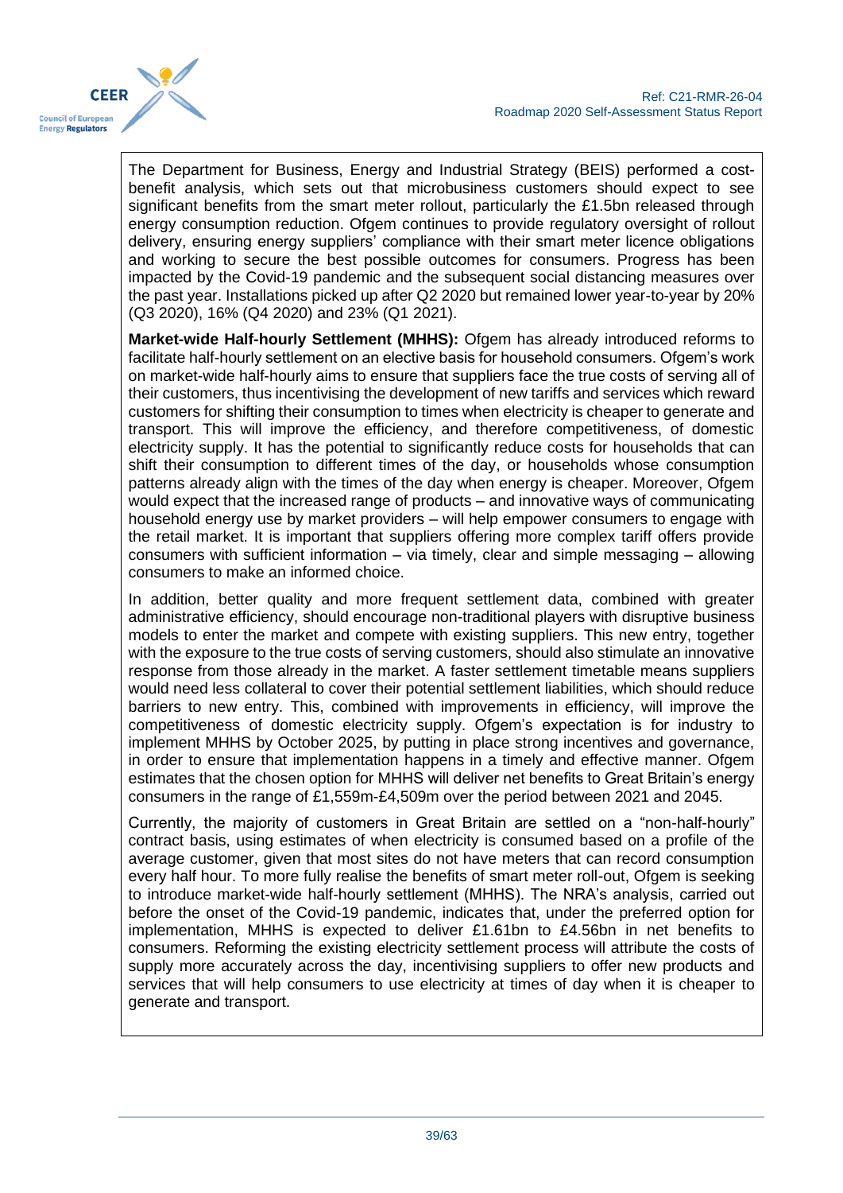The Department for Business, Energy and Industrial Strategy (BEIS) performed a cost-benefit analysis, which sets out that microbusiness customers should expect to see significant benefits from the smart meter rollout, particularly the £1.5bn released through energy consumption reduction. Ofgem continues to provide regulatory oversight of rollout delivery, ensuring energy suppliers' compliance with their smart meter licence obligations and working to secure the best possible outcomes for consumers. Progress has been impacted by the Covid-19 pandemic and the subsequent social distancing measures over the past year. Installations picked up after Q2 2020 but remained lower year-to-year by 20% (Q3 2020), 16% (Q4 2020) and 23% (Q1 2021).

**Market-wide Half-hourly Settlement (MHHS):** Ofgem has already introduced reforms to facilitate half-hourly settlement on an elective basis for household consumers. Ofgem's work on market-wide half-hourly aims to ensure that suppliers face the true costs of serving all of their customers, thus incentivising the development of new tariffs and services which reward customers for shifting their consumption to times when electricity is cheaper to generate and transport. This will improve the efficiency, and therefore competitiveness, of domestic electricity supply. It has the potential to significantly reduce costs for households that can shift their consumption to different times of the day, or households whose consumption patterns already align with the times of the day when energy is cheaper. Moreover, Ofgem would expect that the increased range of products – and innovative ways of communicating household energy use by market providers – will help empower consumers to engage with the retail market. It is important that suppliers offering more complex tariff offers provide consumers with sufficient information – via timely, clear and simple messaging – allowing consumers to make an informed choice.

In addition, better quality and more frequent settlement data, combined with greater administrative efficiency, should encourage non-traditional players with disruptive business models to enter the market and compete with existing suppliers. This new entry, together with the exposure to the true costs of serving customers, should also stimulate an innovative response from those already in the market. A faster settlement timetable means suppliers would need less collateral to cover their potential settlement liabilities, which should reduce barriers to new entry. This, combined with improvements in efficiency, will improve the competitiveness of domestic electricity supply. Ofgem's expectation is for industry to implement MHHS by October 2025, by putting in place strong incentives and governance, in order to ensure that implementation happens in a timely and effective manner. Ofgem estimates that the chosen option for MHHS will deliver net benefits to Great Britain's energy consumers in the range of £1,559m-£4,509m over the period between 2021 and 2045.

Currently, the majority of customers in Great Britain are settled on a "non-half-hourly" contract basis, using estimates of when electricity is consumed based on a profile of the average customer, given that most sites do not have meters that can record consumption every half hour. To more fully realise the benefits of smart meter roll-out, Ofgem is seeking to introduce market-wide half-hourly settlement (MHHS). The NRA's analysis, carried out before the onset of the Covid-19 pandemic, indicates that, under the preferred option for implementation, MHHS is expected to deliver £1.61bn to £4.56bn in net benefits to consumers. Reforming the existing electricity settlement process will attribute the costs of supply more accurately across the day, incentivising suppliers to offer new products and services that will help consumers to use electricity at times of day when it is cheaper to generate and transport.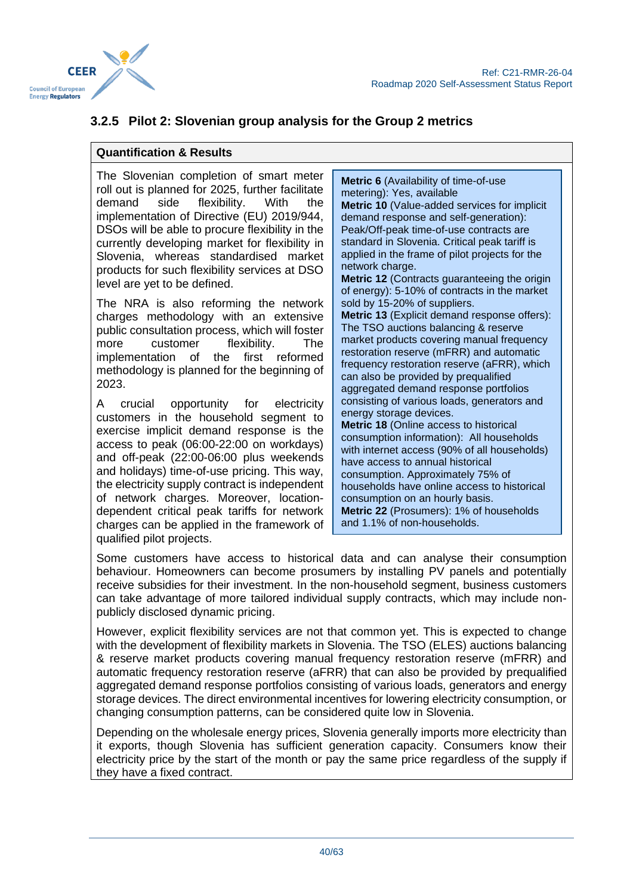### 3.2.5 Pilot 2: Slovenian group analysis for the Group 2 metrics

**Quantification & Results**

The Slovenian completion of smart meter roll out is planned for 2025, further facilitate demand side flexibility. With the implementation of Directive (EU) 2019/944, DSOs will be able to procure flexibility in the currently developing market for flexibility in Slovenia, whereas standardised market products for such flexibility services at DSO level are yet to be defined.

The NRA is also reforming the network charges methodology with an extensive public consultation process, which will foster more customer flexibility. The implementation of the first reformed methodology is planned for the beginning of 2023.

A crucial opportunity for electricity customers in the household segment to exercise implicit demand response is the access to peak (06:00-22:00 on workdays) and off-peak (22:00-06:00 plus weekends and holidays) time-of-use pricing. This way, the electricity supply contract is independent of network charges. Moreover, location-dependent critical peak tariffs for network charges can be applied in the framework of qualified pilot projects.

> **Metric 6** (Availability of time-of-use metering): Yes, available
> **Metric 10** (Value-added services for implicit demand response and self-generation): Peak/Off-peak time-of-use contracts are standard in Slovenia. Critical peak tariff is applied in the frame of pilot projects for the network charge.
> **Metric 12** (Contracts guaranteeing the origin of energy): 5-10% of contracts in the market sold by 15-20% of suppliers.
> **Metric 13** (Explicit demand response offers): The TSO auctions balancing & reserve market products covering manual frequency restoration reserve (mFRR) and automatic frequency restoration reserve (aFRR), which can also be provided by prequalified aggregated demand response portfolios consisting of various loads, generators and energy storage devices.
> **Metric 18** (Online access to historical consumption information): All households with internet access (90% of all households) have access to annual historical consumption. Approximately 75% of households have online access to historical consumption on an hourly basis.
> **Metric 22** (Prosumers): 1% of households and 1.1% of non-households.

Some customers have access to historical data and can analyse their consumption behaviour. Homeowners can become prosumers by installing PV panels and potentially receive subsidies for their investment. In the non-household segment, business customers can take advantage of more tailored individual supply contracts, which may include non-publicly disclosed dynamic pricing.

However, explicit flexibility services are not that common yet. This is expected to change with the development of flexibility markets in Slovenia. The TSO (ELES) auctions balancing & reserve market products covering manual frequency restoration reserve (mFRR) and automatic frequency restoration reserve (aFRR) that can also be provided by prequalified aggregated demand response portfolios consisting of various loads, generators and energy storage devices. The direct environmental incentives for lowering electricity consumption, or changing consumption patterns, can be considered quite low in Slovenia.

Depending on the wholesale energy prices, Slovenia generally imports more electricity than it exports, though Slovenia has sufficient generation capacity. Consumers know their electricity price by the start of the month or pay the same price regardless of the supply if they have a fixed contract.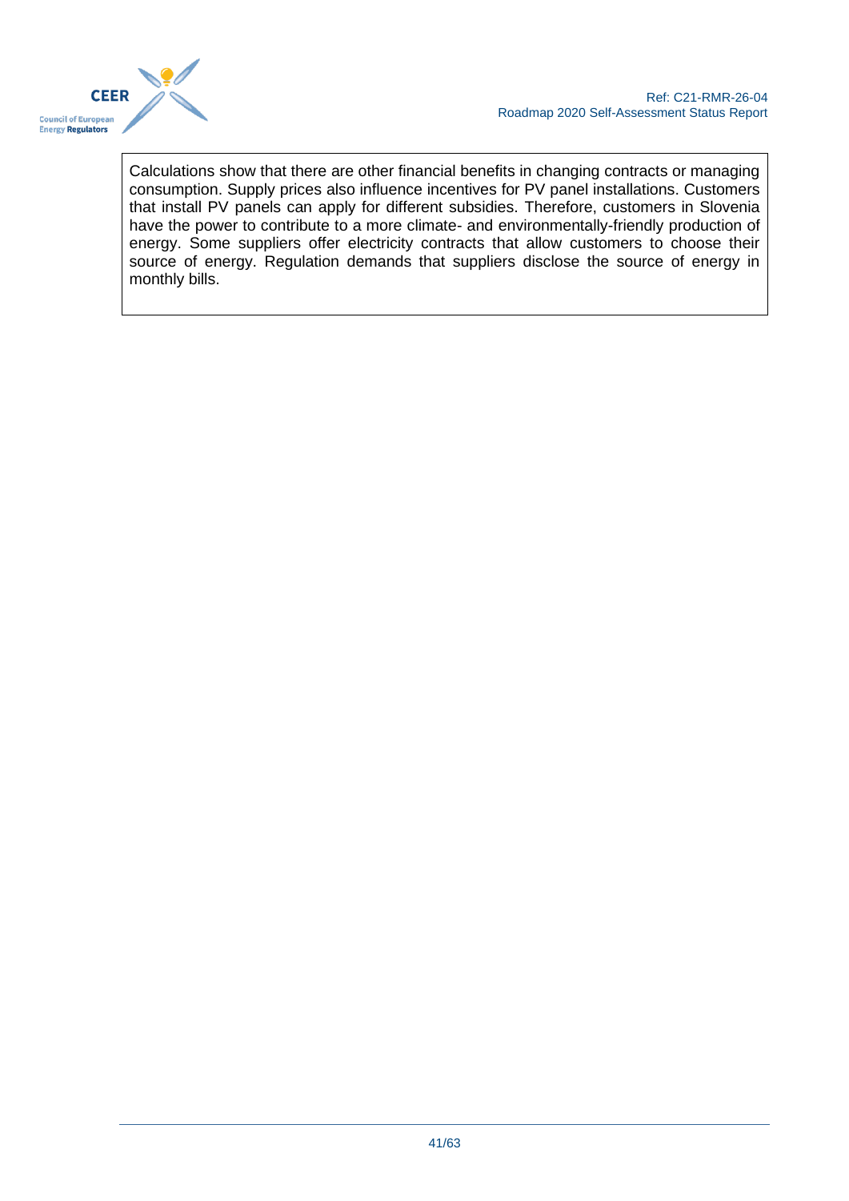Calculations show that there are other financial benefits in changing contracts or managing consumption. Supply prices also influence incentives for PV panel installations. Customers that install PV panels can apply for different subsidies. Therefore, customers in Slovenia have the power to contribute to a more climate- and environmentally-friendly production of energy. Some suppliers offer electricity contracts that allow customers to choose their source of energy. Regulation demands that suppliers disclose the source of energy in monthly bills.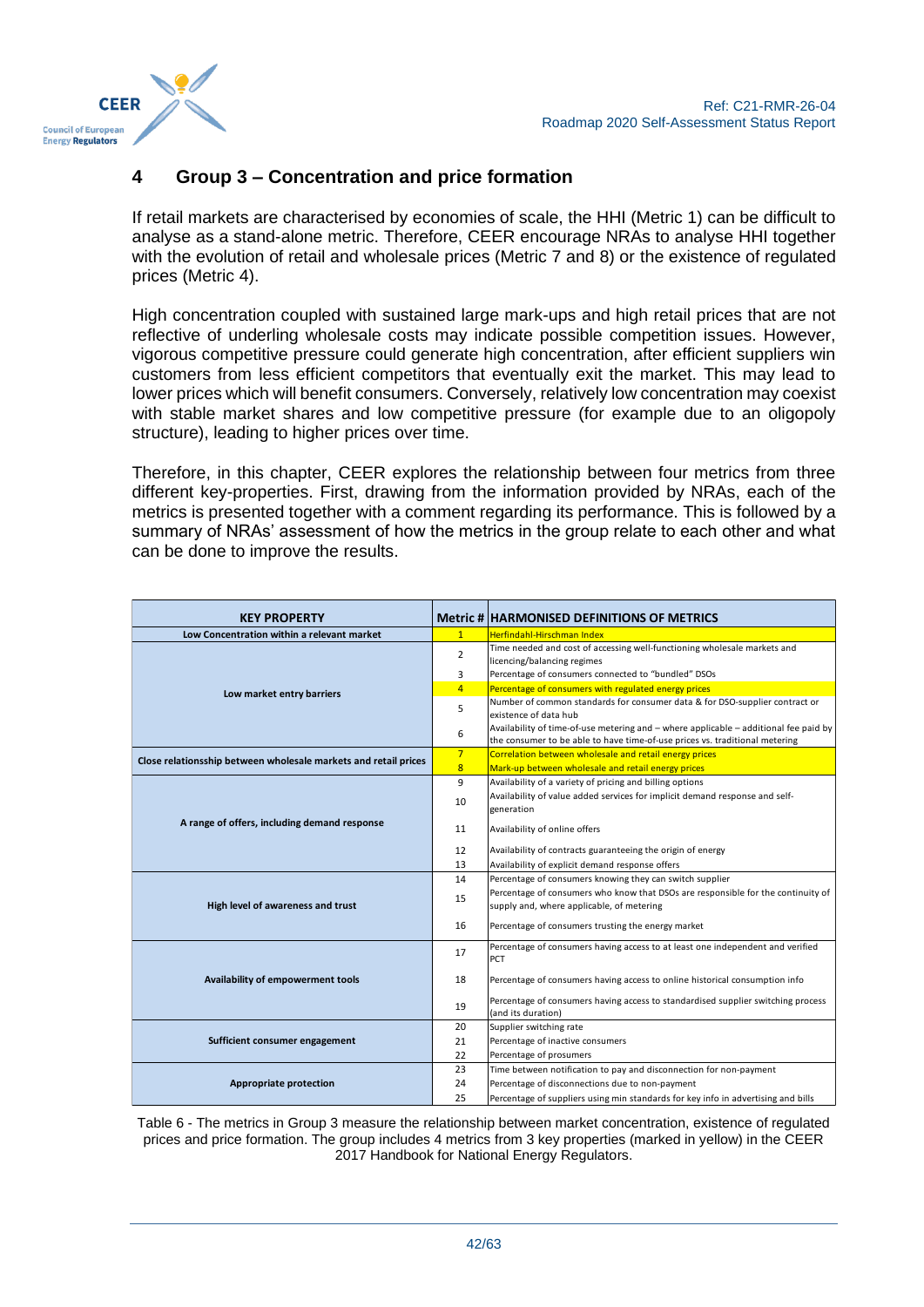## 4 Group 3 – Concentration and price formation

If retail markets are characterised by economies of scale, the HHI (Metric 1) can be difficult to analyse as a stand-alone metric. Therefore, CEER encourage NRAs to analyse HHI together with the evolution of retail and wholesale prices (Metric 7 and 8) or the existence of regulated prices (Metric 4).

High concentration coupled with sustained large mark-ups and high retail prices that are not reflective of underling wholesale costs may indicate possible competition issues. However, vigorous competitive pressure could generate high concentration, after efficient suppliers win customers from less efficient competitors that eventually exit the market. This may lead to lower prices which will benefit consumers. Conversely, relatively low concentration may coexist with stable market shares and low competitive pressure (for example due to an oligopoly structure), leading to higher prices over time.

Therefore, in this chapter, CEER explores the relationship between four metrics from three different key-properties. First, drawing from the information provided by NRAs, each of the metrics is presented together with a comment regarding its performance. This is followed by a summary of NRAs' assessment of how the metrics in the group relate to each other and what can be done to improve the results.

| KEY PROPERTY | Metric # | HARMONISED DEFINITIONS OF METRICS |
|---|---|---|
| Low Concentration within a relevant market | 1 | Herfindahl-Hirschman Index |
| Low market entry barriers | 2 | Time needed and cost of accessing well-functioning wholesale markets and licencing/balancing regimes |
| | 3 | Percentage of consumers connected to "bundled" DSOs |
| | 4 | Percentage of consumers with regulated energy prices |
| | 5 | Number of common standards for consumer data & for DSO-supplier contract or existence of data hub |
| | 6 | Availability of time-of-use metering and – where applicable – additional fee paid by the consumer to be able to have time-of-use prices vs. traditional metering |
| Close relationsship between wholesale markets and retail prices | 7 | Correlation between wholesale and retail energy prices |
| | 8 | Mark-up between wholesale and retail energy prices |
| A range of offers, including demand response | 9 | Availability of a variety of pricing and billing options |
| | 10 | Availability of value added services for implicit demand response and self-generation |
| | 11 | Availability of online offers |
| | 12 | Availability of contracts guaranteeing the origin of energy |
| | 13 | Availability of explicit demand response offers |
| High level of awareness and trust | 14 | Percentage of consumers knowing they can switch supplier |
| | 15 | Percentage of consumers who know that DSOs are responsible for the continuity of supply and, where applicable, of metering |
| | 16 | Percentage of consumers trusting the energy market |
| Availability of empowerment tools | 17 | Percentage of consumers having access to at least one independent and verified PCT |
| | 18 | Percentage of consumers having access to online historical consumption info |
| | 19 | Percentage of consumers having access to standardised supplier switching process (and its duration) |
| Sufficient consumer engagement | 20 | Supplier switching rate |
| | 21 | Percentage of inactive consumers |
| | 22 | Percentage of prosumers |
| Appropriate protection | 23 | Time between notification to pay and disconnection for non-payment |
| | 24 | Percentage of disconnections due to non-payment |
| | 25 | Percentage of suppliers using min standards for key info in advertising and bills |

Table 6 - The metrics in Group 3 measure the relationship between market concentration, existence of regulated prices and price formation. The group includes 4 metrics from 3 key properties (marked in yellow) in the CEER 2017 Handbook for National Energy Regulators.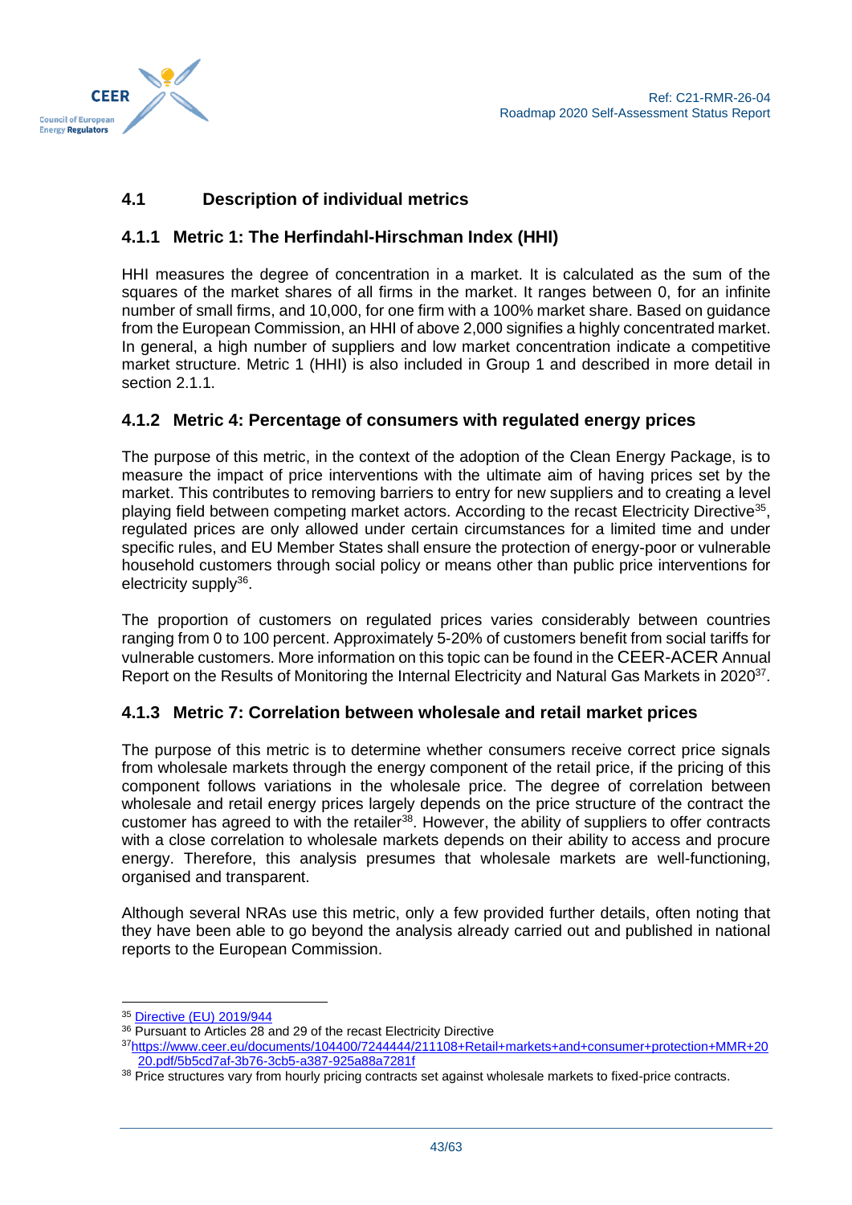## 4.1 Description of individual metrics

### 4.1.1 Metric 1: The Herfindahl-Hirschman Index (HHI)

HHI measures the degree of concentration in a market. It is calculated as the sum of the squares of the market shares of all firms in the market. It ranges between 0, for an infinite number of small firms, and 10,000, for one firm with a 100% market share. Based on guidance from the European Commission, an HHI of above 2,000 signifies a highly concentrated market. In general, a high number of suppliers and low market concentration indicate a competitive market structure. Metric 1 (HHI) is also included in Group 1 and described in more detail in section 2.1.1.

### 4.1.2 Metric 4: Percentage of consumers with regulated energy prices

The purpose of this metric, in the context of the adoption of the Clean Energy Package, is to measure the impact of price interventions with the ultimate aim of having prices set by the market. This contributes to removing barriers to entry for new suppliers and to creating a level playing field between competing market actors. According to the recast Electricity Directive[35], regulated prices are only allowed under certain circumstances for a limited time and under specific rules, and EU Member States shall ensure the protection of energy-poor or vulnerable household customers through social policy or means other than public price interventions for electricity supply[36].

The proportion of customers on regulated prices varies considerably between countries ranging from 0 to 100 percent. Approximately 5-20% of customers benefit from social tariffs for vulnerable customers. More information on this topic can be found in the CEER-ACER Annual Report on the Results of Monitoring the Internal Electricity and Natural Gas Markets in 2020[37].

### 4.1.3 Metric 7: Correlation between wholesale and retail market prices

The purpose of this metric is to determine whether consumers receive correct price signals from wholesale markets through the energy component of the retail price, if the pricing of this component follows variations in the wholesale price. The degree of correlation between wholesale and retail energy prices largely depends on the price structure of the contract the customer has agreed to with the retailer[38]. However, the ability of suppliers to offer contracts with a close correlation to wholesale markets depends on their ability to access and procure energy. Therefore, this analysis presumes that wholesale markets are well-functioning, organised and transparent.

Although several NRAs use this metric, only a few provided further details, often noting that they have been able to go beyond the analysis already carried out and published in national reports to the European Commission.

---

[35] Directive (EU) 2019/944

[36] Pursuant to Articles 28 and 29 of the recast Electricity Directive

[37] https://www.ceer.eu/documents/104400/7244444/211108+Retail+markets+and+consumer+protection+MMR+2020.pdf/5b5cd7af-3b76-3cb5-a387-925a88a7281f

[38] Price structures vary from hourly pricing contracts set against wholesale markets to fixed-price contracts.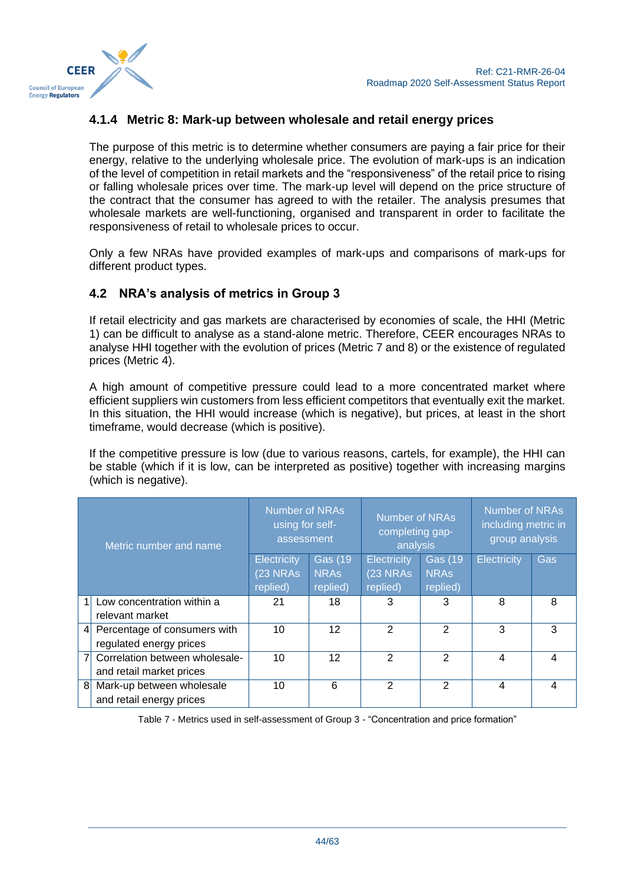### 4.1.4 Metric 8: Mark-up between wholesale and retail energy prices

The purpose of this metric is to determine whether consumers are paying a fair price for their energy, relative to the underlying wholesale price. The evolution of mark-ups is an indication of the level of competition in retail markets and the "responsiveness" of the retail price to rising or falling wholesale prices over time. The mark-up level will depend on the price structure of the contract that the consumer has agreed to with the retailer. The analysis presumes that wholesale markets are well-functioning, organised and transparent in order to facilitate the responsiveness of retail to wholesale prices to occur.

Only a few NRAs have provided examples of mark-ups and comparisons of mark-ups for different product types.

## 4.2 NRA's analysis of metrics in Group 3

If retail electricity and gas markets are characterised by economies of scale, the HHI (Metric 1) can be difficult to analyse as a stand-alone metric. Therefore, CEER encourages NRAs to analyse HHI together with the evolution of prices (Metric 7 and 8) or the existence of regulated prices (Metric 4).

A high amount of competitive pressure could lead to a more concentrated market where efficient suppliers win customers from less efficient competitors that eventually exit the market. In this situation, the HHI would increase (which is negative), but prices, at least in the short timeframe, would decrease (which is positive).

If the competitive pressure is low (due to various reasons, cartels, for example), the HHI can be stable (which if it is low, can be interpreted as positive) together with increasing margins (which is negative).

| | Metric number and name | Number of NRAs using for self-assessment | | Number of NRAs completing gap-analysis | | Number of NRAs including metric in group analysis | |
|---|---|---|---|---|---|---|---|
| | | Electricity (23 NRAs replied) | Gas (19 NRAs replied) | Electricity (23 NRAs replied) | Gas (19 NRAs replied) | Electricity | Gas |
| 1 | Low concentration within a relevant market | 21 | 18 | 3 | 3 | 8 | 8 |
| 4 | Percentage of consumers with regulated energy prices | 10 | 12 | 2 | 2 | 3 | 3 |
| 7 | Correlation between wholesale- and retail market prices | 10 | 12 | 2 | 2 | 4 | 4 |
| 8 | Mark-up between wholesale and retail energy prices | 10 | 6 | 2 | 2 | 4 | 4 |

Table 7 - Metrics used in self-assessment of Group 3 - "Concentration and price formation"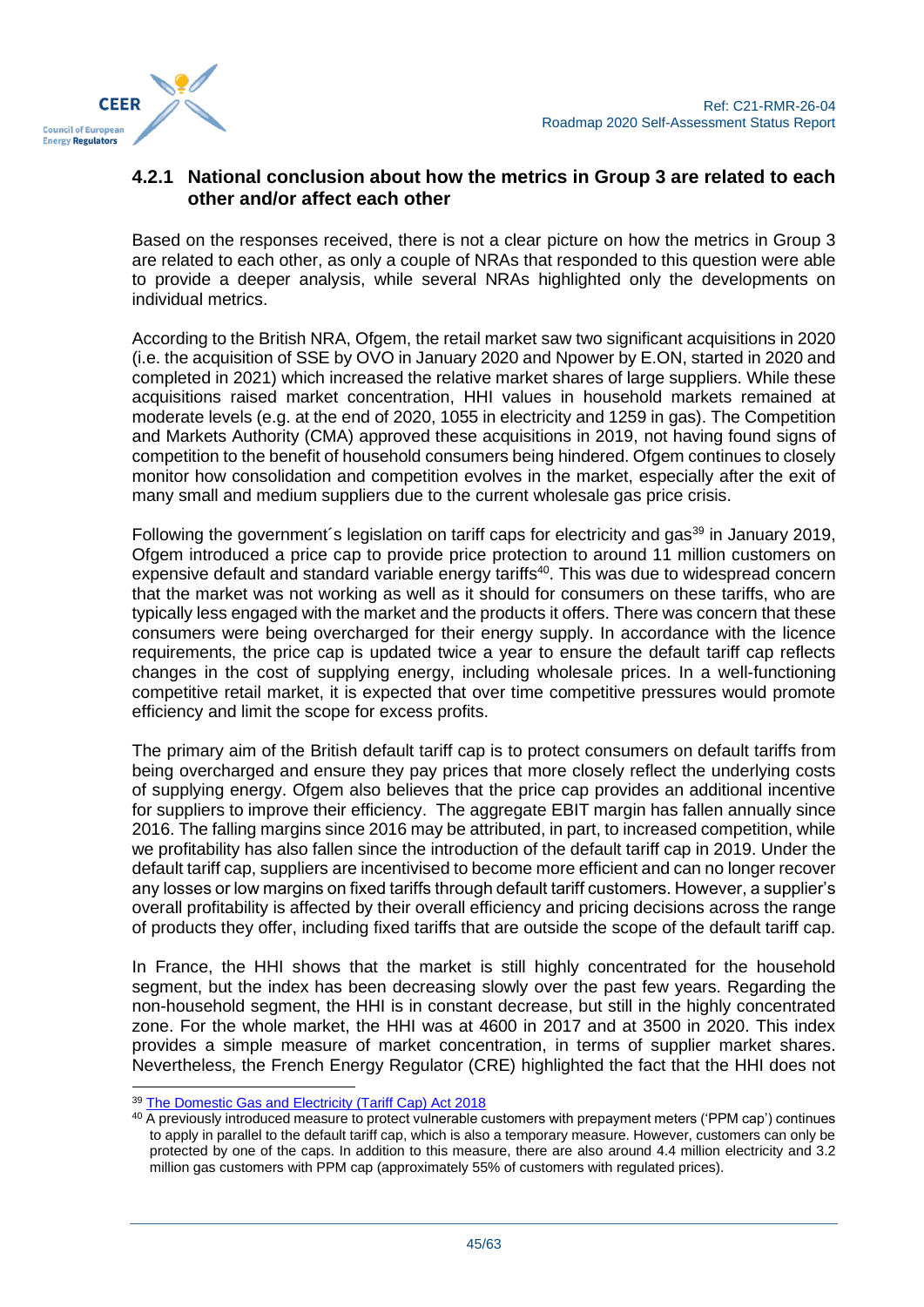### 4.2.1 National conclusion about how the metrics in Group 3 are related to each other and/or affect each other

Based on the responses received, there is not a clear picture on how the metrics in Group 3 are related to each other, as only a couple of NRAs that responded to this question were able to provide a deeper analysis, while several NRAs highlighted only the developments on individual metrics.

According to the British NRA, Ofgem, the retail market saw two significant acquisitions in 2020 (i.e. the acquisition of SSE by OVO in January 2020 and Npower by E.ON, started in 2020 and completed in 2021) which increased the relative market shares of large suppliers. While these acquisitions raised market concentration, HHI values in household markets remained at moderate levels (e.g. at the end of 2020, 1055 in electricity and 1259 in gas). The Competition and Markets Authority (CMA) approved these acquisitions in 2019, not having found signs of competition to the benefit of household consumers being hindered. Ofgem continues to closely monitor how consolidation and competition evolves in the market, especially after the exit of many small and medium suppliers due to the current wholesale gas price crisis.

Following the government´s legislation on tariff caps for electricity and gas[39] in January 2019, Ofgem introduced a price cap to provide price protection to around 11 million customers on expensive default and standard variable energy tariffs[40]. This was due to widespread concern that the market was not working as well as it should for consumers on these tariffs, who are typically less engaged with the market and the products it offers. There was concern that these consumers were being overcharged for their energy supply. In accordance with the licence requirements, the price cap is updated twice a year to ensure the default tariff cap reflects changes in the cost of supplying energy, including wholesale prices. In a well-functioning competitive retail market, it is expected that over time competitive pressures would promote efficiency and limit the scope for excess profits.

The primary aim of the British default tariff cap is to protect consumers on default tariffs from being overcharged and ensure they pay prices that more closely reflect the underlying costs of supplying energy. Ofgem also believes that the price cap provides an additional incentive for suppliers to improve their efficiency. The aggregate EBIT margin has fallen annually since 2016. The falling margins since 2016 may be attributed, in part, to increased competition, while we profitability has also fallen since the introduction of the default tariff cap in 2019. Under the default tariff cap, suppliers are incentivised to become more efficient and can no longer recover any losses or low margins on fixed tariffs through default tariff customers. However, a supplier's overall profitability is affected by their overall efficiency and pricing decisions across the range of products they offer, including fixed tariffs that are outside the scope of the default tariff cap.

In France, the HHI shows that the market is still highly concentrated for the household segment, but the index has been decreasing slowly over the past few years. Regarding the non-household segment, the HHI is in constant decrease, but still in the highly concentrated zone. For the whole market, the HHI was at 4600 in 2017 and at 3500 in 2020. This index provides a simple measure of market concentration, in terms of supplier market shares. Nevertheless, the French Energy Regulator (CRE) highlighted the fact that the HHI does not

---

[39] The Domestic Gas and Electricity (Tariff Cap) Act 2018

[40] A previously introduced measure to protect vulnerable customers with prepayment meters ('PPM cap') continues to apply in parallel to the default tariff cap, which is also a temporary measure. However, customers can only be protected by one of the caps. In addition to this measure, there are also around 4.4 million electricity and 3.2 million gas customers with PPM cap (approximately 55% of customers with regulated prices).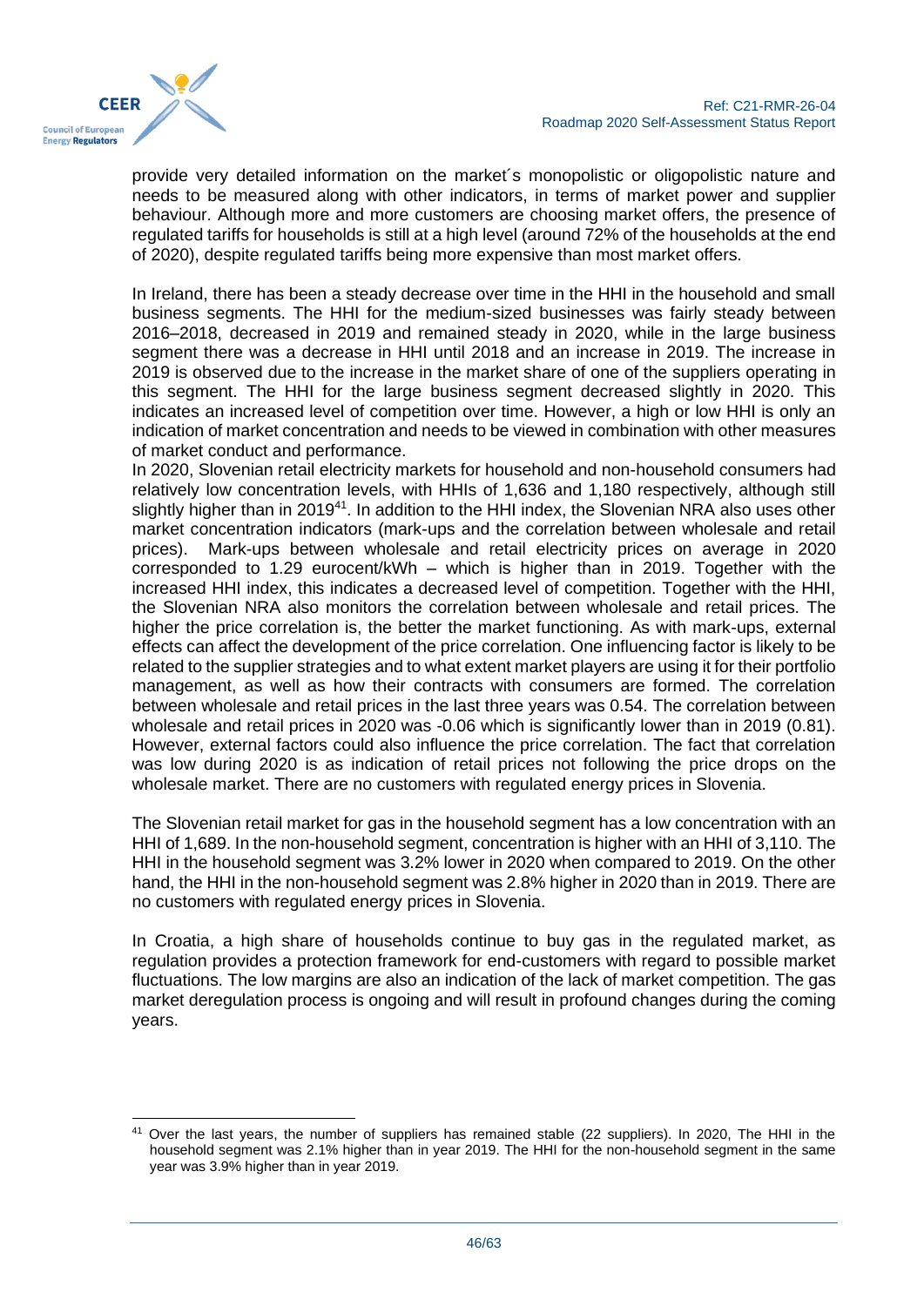provide very detailed information on the market´s monopolistic or oligopolistic nature and needs to be measured along with other indicators, in terms of market power and supplier behaviour. Although more and more customers are choosing market offers, the presence of regulated tariffs for households is still at a high level (around 72% of the households at the end of 2020), despite regulated tariffs being more expensive than most market offers.

In Ireland, there has been a steady decrease over time in the HHI in the household and small business segments. The HHI for the medium-sized businesses was fairly steady between 2016–2018, decreased in 2019 and remained steady in 2020, while in the large business segment there was a decrease in HHI until 2018 and an increase in 2019. The increase in 2019 is observed due to the increase in the market share of one of the suppliers operating in this segment. The HHI for the large business segment decreased slightly in 2020. This indicates an increased level of competition over time. However, a high or low HHI is only an indication of market concentration and needs to be viewed in combination with other measures of market conduct and performance.

In 2020, Slovenian retail electricity markets for household and non-household consumers had relatively low concentration levels, with HHIs of 1,636 and 1,180 respectively, although still slightly higher than in 2019[41]. In addition to the HHI index, the Slovenian NRA also uses other market concentration indicators (mark-ups and the correlation between wholesale and retail prices). Mark-ups between wholesale and retail electricity prices on average in 2020 corresponded to 1.29 eurocent/kWh – which is higher than in 2019. Together with the increased HHI index, this indicates a decreased level of competition. Together with the HHI, the Slovenian NRA also monitors the correlation between wholesale and retail prices. The higher the price correlation is, the better the market functioning. As with mark-ups, external effects can affect the development of the price correlation. One influencing factor is likely to be related to the supplier strategies and to what extent market players are using it for their portfolio management, as well as how their contracts with consumers are formed. The correlation between wholesale and retail prices in the last three years was 0.54. The correlation between wholesale and retail prices in 2020 was -0.06 which is significantly lower than in 2019 (0.81). However, external factors could also influence the price correlation. The fact that correlation was low during 2020 is as indication of retail prices not following the price drops on the wholesale market. There are no customers with regulated energy prices in Slovenia.

The Slovenian retail market for gas in the household segment has a low concentration with an HHI of 1,689. In the non-household segment, concentration is higher with an HHI of 3,110. The HHI in the household segment was 3.2% lower in 2020 when compared to 2019. On the other hand, the HHI in the non-household segment was 2.8% higher in 2020 than in 2019. There are no customers with regulated energy prices in Slovenia.

In Croatia, a high share of households continue to buy gas in the regulated market, as regulation provides a protection framework for end-customers with regard to possible market fluctuations. The low margins are also an indication of the lack of market competition. The gas market deregulation process is ongoing and will result in profound changes during the coming years.

[41] Over the last years, the number of suppliers has remained stable (22 suppliers). In 2020, The HHI in the household segment was 2.1% higher than in year 2019. The HHI for the non-household segment in the same year was 3.9% higher than in year 2019.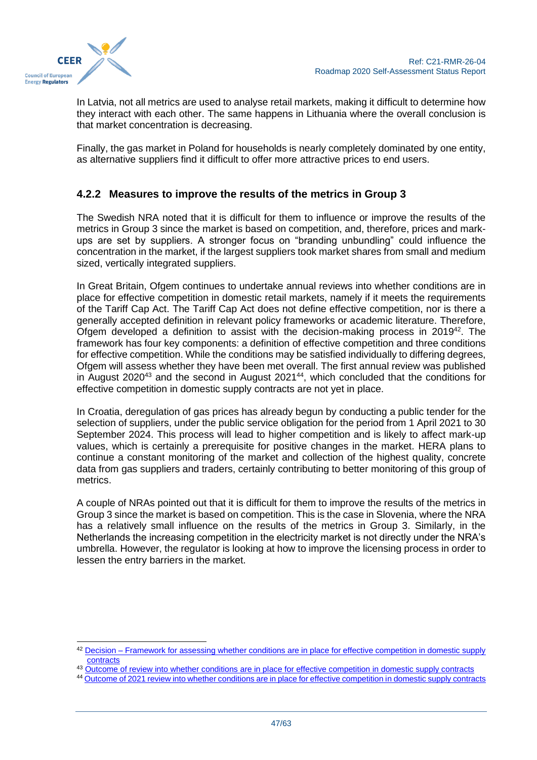In Latvia, not all metrics are used to analyse retail markets, making it difficult to determine how they interact with each other. The same happens in Lithuania where the overall conclusion is that market concentration is decreasing.

Finally, the gas market in Poland for households is nearly completely dominated by one entity, as alternative suppliers find it difficult to offer more attractive prices to end users.

### 4.2.2 Measures to improve the results of the metrics in Group 3

The Swedish NRA noted that it is difficult for them to influence or improve the results of the metrics in Group 3 since the market is based on competition, and, therefore, prices and mark-ups are set by suppliers. A stronger focus on "branding unbundling" could influence the concentration in the market, if the largest suppliers took market shares from small and medium sized, vertically integrated suppliers.

In Great Britain, Ofgem continues to undertake annual reviews into whether conditions are in place for effective competition in domestic retail markets, namely if it meets the requirements of the Tariff Cap Act. The Tariff Cap Act does not define effective competition, nor is there a generally accepted definition in relevant policy frameworks or academic literature. Therefore, Ofgem developed a definition to assist with the decision-making process in 2019[42]. The framework has four key components: a definition of effective competition and three conditions for effective competition. While the conditions may be satisfied individually to differing degrees, Ofgem will assess whether they have been met overall. The first annual review was published in August 2020[43] and the second in August 2021[44], which concluded that the conditions for effective competition in domestic supply contracts are not yet in place.

In Croatia, deregulation of gas prices has already begun by conducting a public tender for the selection of suppliers, under the public service obligation for the period from 1 April 2021 to 30 September 2024. This process will lead to higher competition and is likely to affect mark-up values, which is certainly a prerequisite for positive changes in the market. HERA plans to continue a constant monitoring of the market and collection of the highest quality, concrete data from gas suppliers and traders, certainly contributing to better monitoring of this group of metrics.

A couple of NRAs pointed out that it is difficult for them to improve the results of the metrics in Group 3 since the market is based on competition. This is the case in Slovenia, where the NRA has a relatively small influence on the results of the metrics in Group 3. Similarly, in the Netherlands the increasing competition in the electricity market is not directly under the NRA's umbrella. However, the regulator is looking at how to improve the licensing process in order to lessen the entry barriers in the market.

---

[42] Decision – Framework for assessing whether conditions are in place for effective competition in domestic supply contracts

[43] Outcome of review into whether conditions are in place for effective competition in domestic supply contracts

[44] Outcome of 2021 review into whether conditions are in place for effective competition in domestic supply contracts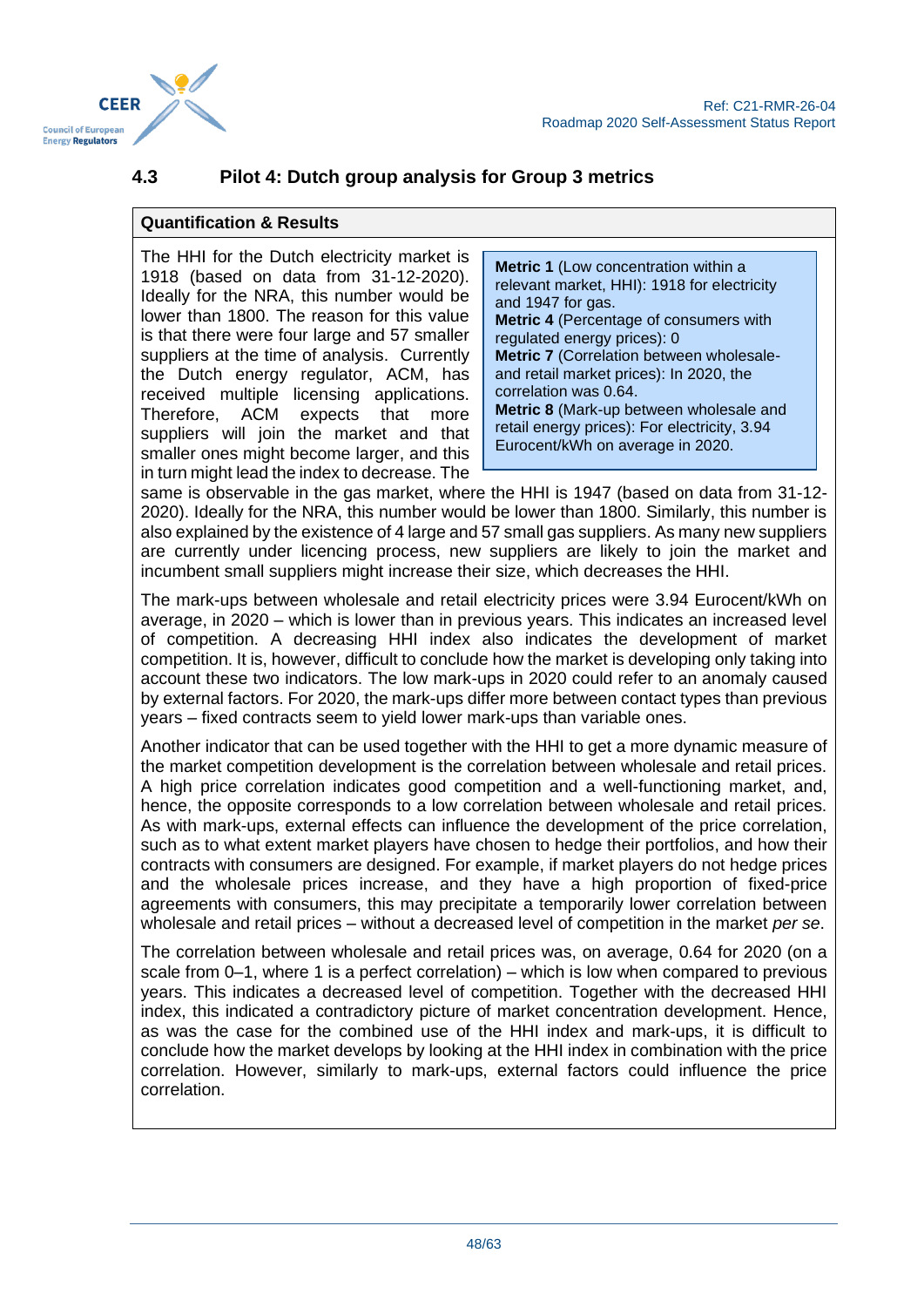## 4.3 Pilot 4: Dutch group analysis for Group 3 metrics

**Quantification & Results**

> **Metric 1** (Low concentration within a relevant market, HHI): 1918 for electricity and 1947 for gas.
> **Metric 4** (Percentage of consumers with regulated energy prices): 0
> **Metric 7** (Correlation between wholesale- and retail market prices): In 2020, the correlation was 0.64.
> **Metric 8** (Mark-up between wholesale and retail energy prices): For electricity, 3.94 Eurocent/kWh on average in 2020.

The HHI for the Dutch electricity market is 1918 (based on data from 31-12-2020). Ideally for the NRA, this number would be lower than 1800. The reason for this value is that there were four large and 57 smaller suppliers at the time of analysis. Currently the Dutch energy regulator, ACM, has received multiple licensing applications. Therefore, ACM expects that more suppliers will join the market and that smaller ones might become larger, and this in turn might lead the index to decrease. The same is observable in the gas market, where the HHI is 1947 (based on data from 31-12-2020). Ideally for the NRA, this number would be lower than 1800. Similarly, this number is also explained by the existence of 4 large and 57 small gas suppliers. As many new suppliers are currently under licencing process, new suppliers are likely to join the market and incumbent small suppliers might increase their size, which decreases the HHI.

The mark-ups between wholesale and retail electricity prices were 3.94 Eurocent/kWh on average, in 2020 – which is lower than in previous years. This indicates an increased level of competition. A decreasing HHI index also indicates the development of market competition. It is, however, difficult to conclude how the market is developing only taking into account these two indicators. The low mark-ups in 2020 could refer to an anomaly caused by external factors. For 2020, the mark-ups differ more between contact types than previous years – fixed contracts seem to yield lower mark-ups than variable ones.

Another indicator that can be used together with the HHI to get a more dynamic measure of the market competition development is the correlation between wholesale and retail prices. A high price correlation indicates good competition and a well-functioning market, and, hence, the opposite corresponds to a low correlation between wholesale and retail prices. As with mark-ups, external effects can influence the development of the price correlation, such as to what extent market players have chosen to hedge their portfolios, and how their contracts with consumers are designed. For example, if market players do not hedge prices and the wholesale prices increase, and they have a high proportion of fixed-price agreements with consumers, this may precipitate a temporarily lower correlation between wholesale and retail prices – without a decreased level of competition in the market *per se*.

The correlation between wholesale and retail prices was, on average, 0.64 for 2020 (on a scale from 0–1, where 1 is a perfect correlation) – which is low when compared to previous years. This indicates a decreased level of competition. Together with the decreased HHI index, this indicated a contradictory picture of market concentration development. Hence, as was the case for the combined use of the HHI index and mark-ups, it is difficult to conclude how the market develops by looking at the HHI index in combination with the price correlation. However, similarly to mark-ups, external factors could influence the price correlation.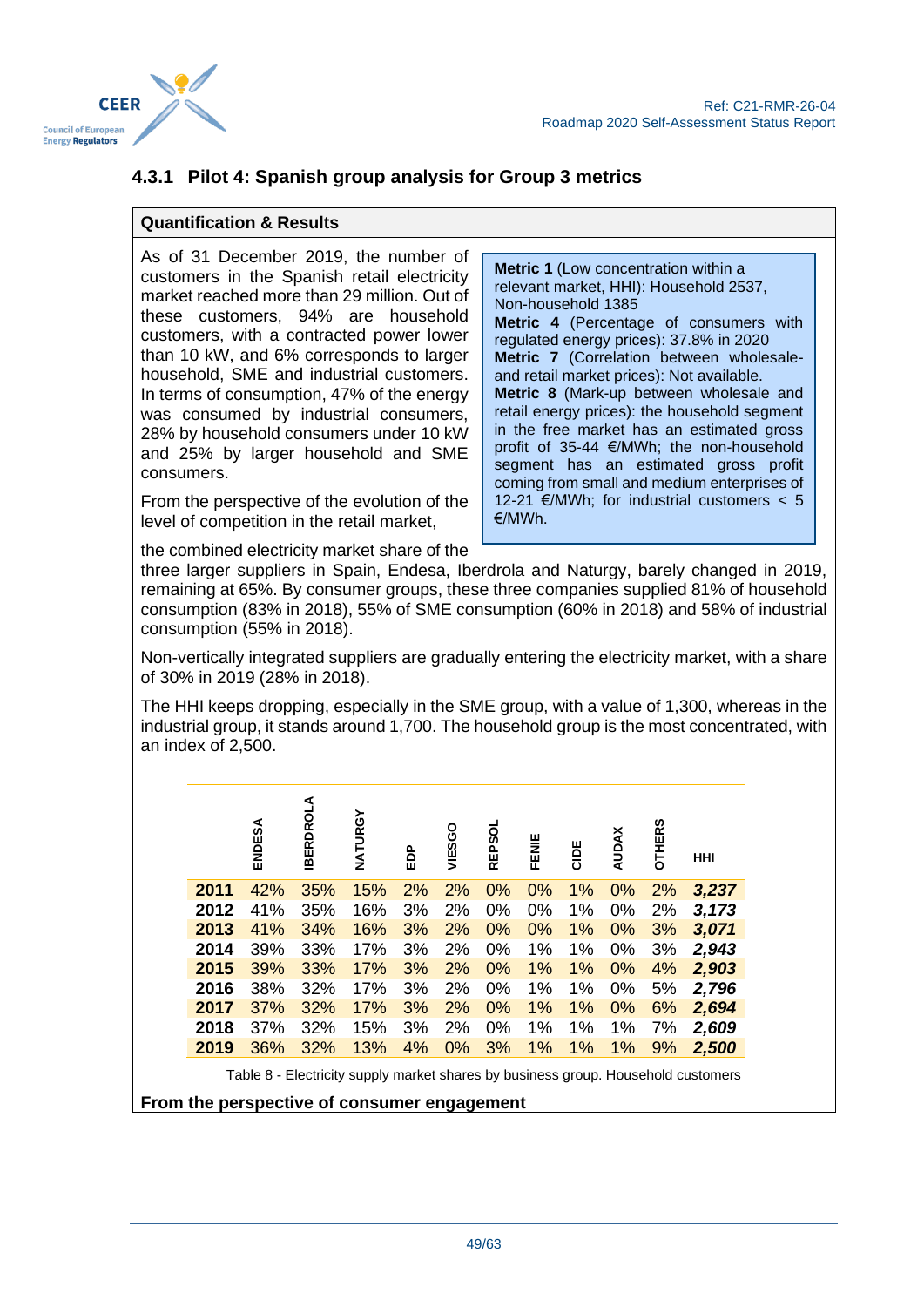### 4.3.1 Pilot 4: Spanish group analysis for Group 3 metrics

**Quantification & Results**

**Metric 1** (Low concentration within a relevant market, HHI): Household 2537, Non-household 1385
**Metric 4** (Percentage of consumers with regulated energy prices): 37.8% in 2020
**Metric 7** (Correlation between wholesale- and retail market prices): Not available.
**Metric 8** (Mark-up between wholesale and retail energy prices): the household segment in the free market has an estimated gross profit of 35-44 €/MWh; the non-household segment has an estimated gross profit coming from small and medium enterprises of 12-21 €/MWh; for industrial customers < 5 €/MWh.

As of 31 December 2019, the number of customers in the Spanish retail electricity market reached more than 29 million. Out of these customers, 94% are household customers, with a contracted power lower than 10 kW, and 6% corresponds to larger household, SME and industrial customers. In terms of consumption, 47% of the energy was consumed by industrial consumers, 28% by household consumers under 10 kW and 25% by larger household and SME consumers.

From the perspective of the evolution of the level of competition in the retail market, the combined electricity market share of the three larger suppliers in Spain, Endesa, Iberdrola and Naturgy, barely changed in 2019, remaining at 65%. By consumer groups, these three companies supplied 81% of household consumption (83% in 2018), 55% of SME consumption (60% in 2018) and 58% of industrial consumption (55% in 2018).

Non-vertically integrated suppliers are gradually entering the electricity market, with a share of 30% in 2019 (28% in 2018).

The HHI keeps dropping, especially in the SME group, with a value of 1,300, whereas in the industrial group, it stands around 1,700. The household group is the most concentrated, with an index of 2,500.

| | ENDESA | IBERDROLA | NATURGY | EDP | VIESGO | REPSOL | FENIE | CIDE | AUDAX | OTHERS | HHI |
|---|---|---|---|---|---|---|---|---|---|---|---|
| **2011** | 42% | 35% | 15% | 2% | 2% | 0% | 0% | 1% | 0% | 2% | ***3,237*** |
| **2012** | 41% | 35% | 16% | 3% | 2% | 0% | 0% | 1% | 0% | 2% | ***3,173*** |
| **2013** | 41% | 34% | 16% | 3% | 2% | 0% | 0% | 1% | 0% | 3% | ***3,071*** |
| **2014** | 39% | 33% | 17% | 3% | 2% | 0% | 1% | 1% | 0% | 3% | ***2,943*** |
| **2015** | 39% | 33% | 17% | 3% | 2% | 0% | 1% | 1% | 0% | 4% | ***2,903*** |
| **2016** | 38% | 32% | 17% | 3% | 2% | 0% | 1% | 1% | 0% | 5% | ***2,796*** |
| **2017** | 37% | 32% | 17% | 3% | 2% | 0% | 1% | 1% | 0% | 6% | ***2,694*** |
| **2018** | 37% | 32% | 15% | 3% | 2% | 0% | 1% | 1% | 1% | 7% | ***2,609*** |
| **2019** | 36% | 32% | 13% | 4% | 0% | 3% | 1% | 1% | 1% | 9% | ***2,500*** |

Table 8 - Electricity supply market shares by business group. Household customers

**From the perspective of consumer engagement**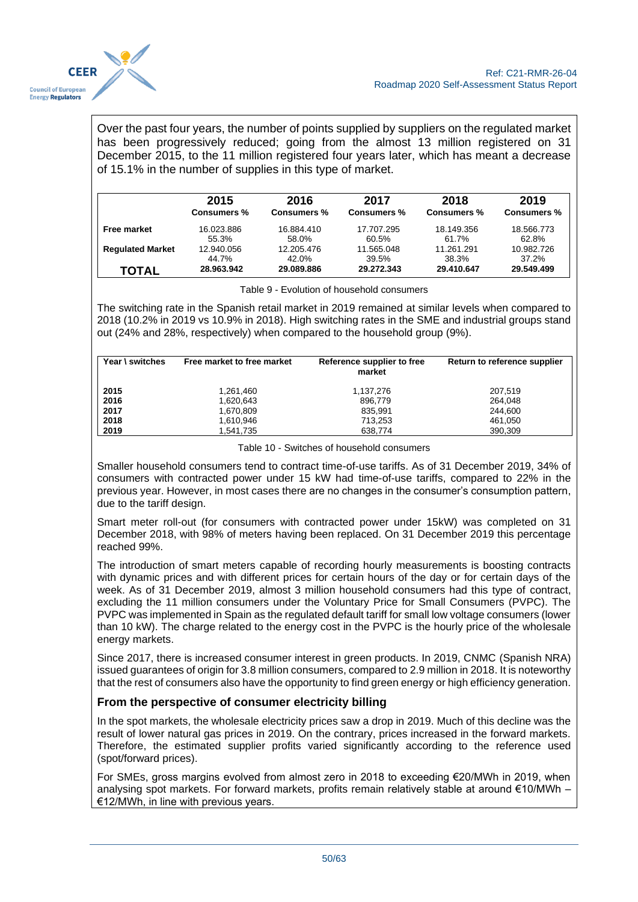Over the past four years, the number of points supplied by suppliers on the regulated market has been progressively reduced; going from the almost 13 million registered on 31 December 2015, to the 11 million registered four years later, which has meant a decrease of 15.1% in the number of supplies in this type of market.

| | 2015 Consumers % | 2016 Consumers % | 2017 Consumers % | 2018 Consumers % | 2019 Consumers % |
|---|---|---|---|---|---|
| **Free market** | 16.023.886<br>55.3% | 16.884.410<br>58.0% | 17.707.295<br>60.5% | 18.149.356<br>61.7% | 18.566.773<br>62.8% |
| **Regulated Market** | 12.940.056<br>44.7% | 12.205.476<br>42.0% | 11.565.048<br>39.5% | 11.261.291<br>38.3% | 10.982.726<br>37.2% |
| **TOTAL** | **28.963.942** | **29.089.886** | **29.272.343** | **29.410.647** | **29.549.499** |

Table 9 - Evolution of household consumers

The switching rate in the Spanish retail market in 2019 remained at similar levels when compared to 2018 (10.2% in 2019 vs 10.9% in 2018). High switching rates in the SME and industrial groups stand out (24% and 28%, respectively) when compared to the household group (9%).

| Year \ switches | Free market to free market | Reference supplier to free market | Return to reference supplier |
|---|---|---|---|
| **2015** | 1,261,460 | 1,137,276 | 207,519 |
| **2016** | 1,620,643 | 896,779 | 264,048 |
| **2017** | 1,670,809 | 835,991 | 244,600 |
| **2018** | 1,610,946 | 713,253 | 461,050 |
| **2019** | 1,541,735 | 638,774 | 390,309 |

Table 10 - Switches of household consumers

Smaller household consumers tend to contract time-of-use tariffs. As of 31 December 2019, 34% of consumers with contracted power under 15 kW had time-of-use tariffs, compared to 22% in the previous year. However, in most cases there are no changes in the consumer's consumption pattern, due to the tariff design.

Smart meter roll-out (for consumers with contracted power under 15kW) was completed on 31 December 2018, with 98% of meters having been replaced. On 31 December 2019 this percentage reached 99%.

The introduction of smart meters capable of recording hourly measurements is boosting contracts with dynamic prices and with different prices for certain hours of the day or for certain days of the week. As of 31 December 2019, almost 3 million household consumers had this type of contract, excluding the 11 million consumers under the Voluntary Price for Small Consumers (PVPC). The PVPC was implemented in Spain as the regulated default tariff for small low voltage consumers (lower than 10 kW). The charge related to the energy cost in the PVPC is the hourly price of the wholesale energy markets.

Since 2017, there is increased consumer interest in green products. In 2019, CNMC (Spanish NRA) issued guarantees of origin for 3.8 million consumers, compared to 2.9 million in 2018. It is noteworthy that the rest of consumers also have the opportunity to find green energy or high efficiency generation.

### From the perspective of consumer electricity billing

In the spot markets, the wholesale electricity prices saw a drop in 2019. Much of this decline was the result of lower natural gas prices in 2019. On the contrary, prices increased in the forward markets. Therefore, the estimated supplier profits varied significantly according to the reference used (spot/forward prices).

For SMEs, gross margins evolved from almost zero in 2018 to exceeding €20/MWh in 2019, when analysing spot markets. For forward markets, profits remain relatively stable at around €10/MWh – €12/MWh, in line with previous years.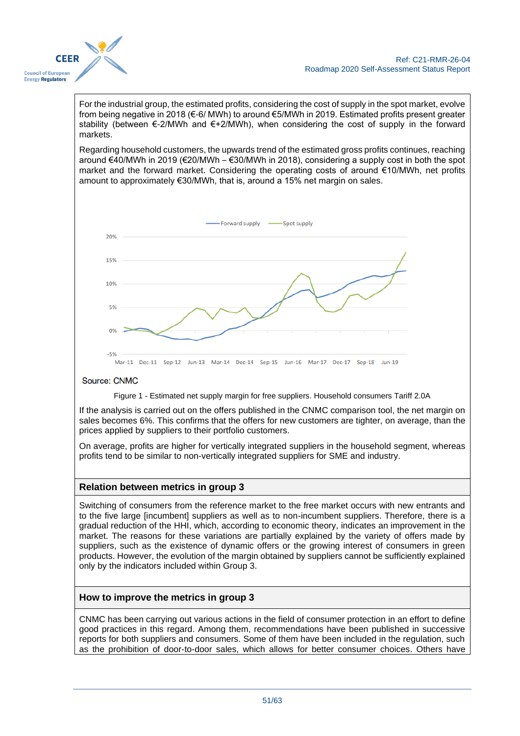For the industrial group, the estimated profits, considering the cost of supply in the spot market, evolve from being negative in 2018 (€-6/ MWh) to around €5/MWh in 2019. Estimated profits present greater stability (between €-2/MWh and €+2/MWh), when considering the cost of supply in the forward markets.

Regarding household customers, the upwards trend of the estimated gross profits continues, reaching around €40/MWh in 2019 (€20/MWh – €30/MWh in 2018), considering a supply cost in both the spot market and the forward market. Considering the operating costs of around €10/MWh, net profits amount to approximately €30/MWh, that is, around a 15% net margin on sales.

Forward supply
Spot supply

20%
15%
10%
5%
0%
-5%

Mar-11 Dec-11 Sep-12 Jun-13 Mar-14 Dec-14 Sep-15 Jun-16 Mar-17 Dec-17 Sep-18 Jun-19

Source: CNMC

Figure 1 - Estimated net supply margin for free suppliers. Household consumers Tariff 2.0A

If the analysis is carried out on the offers published in the CNMC comparison tool, the net margin on sales becomes 6%. This confirms that the offers for new customers are tighter, on average, than the prices applied by suppliers to their portfolio customers.

On average, profits are higher for vertically integrated suppliers in the household segment, whereas profits tend to be similar to non-vertically integrated suppliers for SME and industry.

## Relation between metrics in group 3

Switching of consumers from the reference market to the free market occurs with new entrants and to the five large [incumbent] suppliers as well as to non-incumbent suppliers. Therefore, there is a gradual reduction of the HHI, which, according to economic theory, indicates an improvement in the market. The reasons for these variations are partially explained by the variety of offers made by suppliers, such as the existence of dynamic offers or the growing interest of consumers in green products. However, the evolution of the margin obtained by suppliers cannot be sufficiently explained only by the indicators included within Group 3.

## How to improve the metrics in group 3

CNMC has been carrying out various actions in the field of consumer protection in an effort to define good practices in this regard. Among them, recommendations have been published in successive reports for both suppliers and consumers. Some of them have been included in the regulation, such as the prohibition of door-to-door sales, which allows for better consumer choices. Others have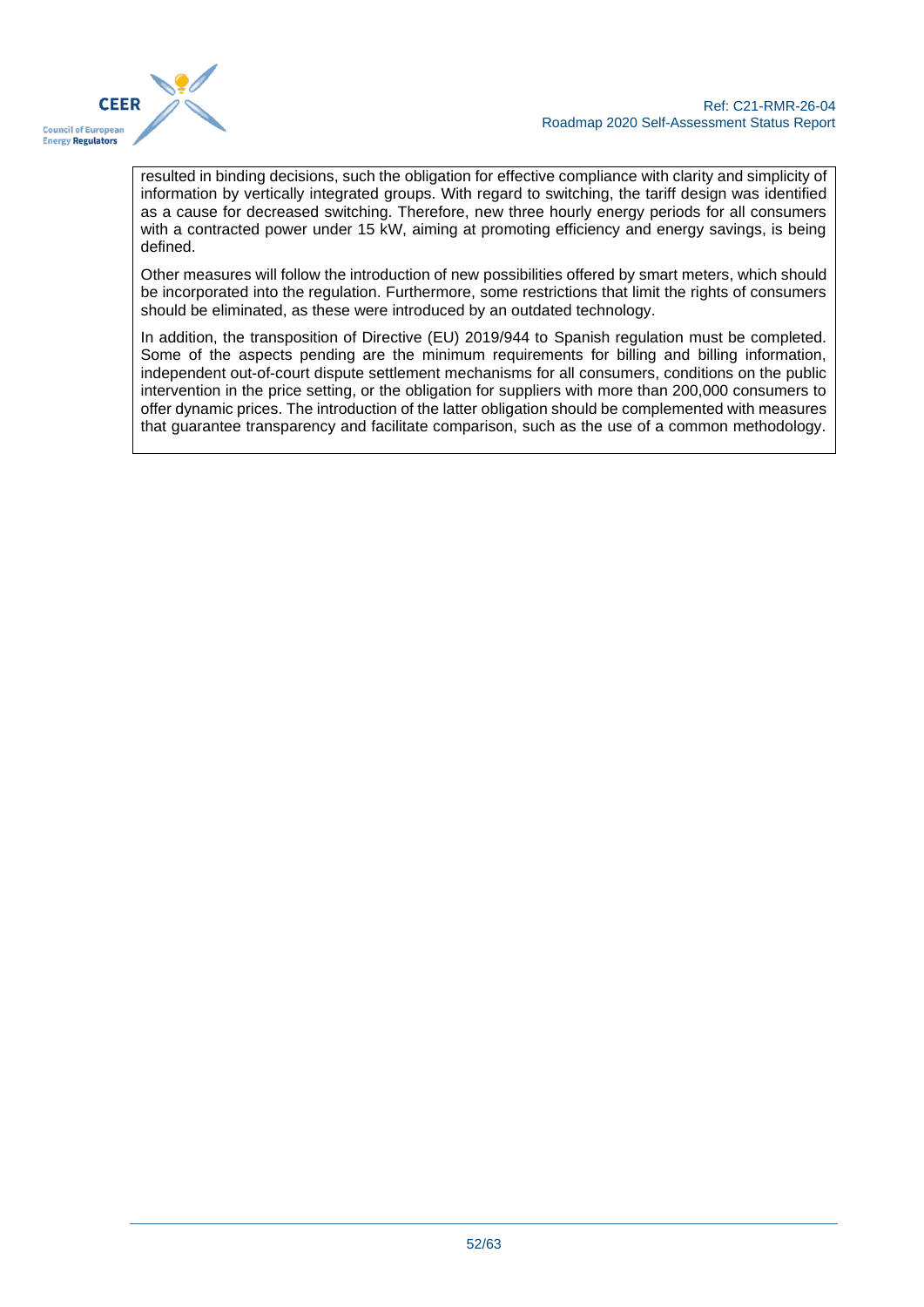resulted in binding decisions, such the obligation for effective compliance with clarity and simplicity of information by vertically integrated groups. With regard to switching, the tariff design was identified as a cause for decreased switching. Therefore, new three hourly energy periods for all consumers with a contracted power under 15 kW, aiming at promoting efficiency and energy savings, is being defined.

Other measures will follow the introduction of new possibilities offered by smart meters, which should be incorporated into the regulation. Furthermore, some restrictions that limit the rights of consumers should be eliminated, as these were introduced by an outdated technology.

In addition, the transposition of Directive (EU) 2019/944 to Spanish regulation must be completed. Some of the aspects pending are the minimum requirements for billing and billing information, independent out-of-court dispute settlement mechanisms for all consumers, conditions on the public intervention in the price setting, or the obligation for suppliers with more than 200,000 consumers to offer dynamic prices. The introduction of the latter obligation should be complemented with measures that guarantee transparency and facilitate comparison, such as the use of a common methodology.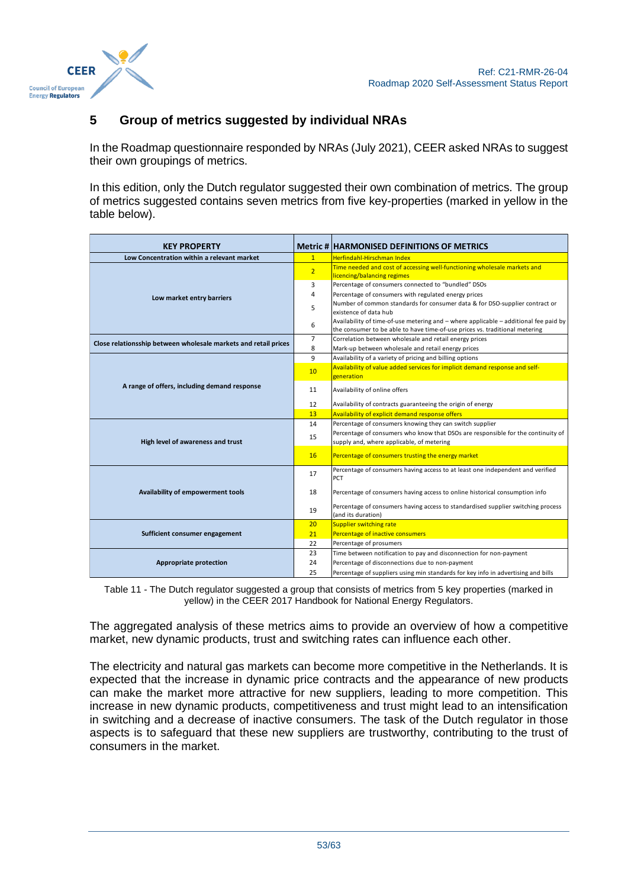## 5 Group of metrics suggested by individual NRAs

In the Roadmap questionnaire responded by NRAs (July 2021), CEER asked NRAs to suggest their own groupings of metrics.

In this edition, only the Dutch regulator suggested their own combination of metrics. The group of metrics suggested contains seven metrics from five key-properties (marked in yellow in the table below).

| KEY PROPERTY | Metric # | HARMONISED DEFINITIONS OF METRICS |
|---|---|---|
| Low Concentration within a relevant market | 1 | Herfindahl-Hirschman Index |
| Low market entry barriers | 2 | Time needed and cost of accessing well-functioning wholesale markets and licencing/balancing regimes |
| | 3 | Percentage of consumers connected to "bundled" DSOs |
| | 4 | Percentage of consumers with regulated energy prices |
| | 5 | Number of common standards for consumer data & for DSO-supplier contract or existence of data hub |
| | 6 | Availability of time-of-use metering and – where applicable – additional fee paid by the consumer to be able to have time-of-use prices vs. traditional metering |
| Close relationsship between wholesale markets and retail prices | 7 | Correlation between wholesale and retail energy prices |
| | 8 | Mark-up between wholesale and retail energy prices |
| A range of offers, including demand response | 9 | Availability of a variety of pricing and billing options |
| | 10 | Availability of value added services for implicit demand response and self-generation |
| | 11 | Availability of online offers |
| | 12 | Availability of contracts guaranteeing the origin of energy |
| | 13 | Availability of explicit demand response offers |
| High level of awareness and trust | 14 | Percentage of consumers knowing they can switch supplier |
| | 15 | Percentage of consumers who know that DSOs are responsible for the continuity of supply and, where applicable, of metering |
| | 16 | Percentage of consumers trusting the energy market |
| Availability of empowerment tools | 17 | Percentage of consumers having access to at least one independent and verified PCT |
| | 18 | Percentage of consumers having access to online historical consumption info |
| | 19 | Percentage of consumers having access to standardised supplier switching process (and its duration) |
| Sufficient consumer engagement | 20 | Supplier switching rate |
| | 21 | Percentage of inactive consumers |
| | 22 | Percentage of prosumers |
| Appropriate protection | 23 | Time between notification to pay and disconnection for non-payment |
| | 24 | Percentage of disconnections due to non-payment |
| | 25 | Percentage of suppliers using min standards for key info in advertising and bills |

Table 11 - The Dutch regulator suggested a group that consists of metrics from 5 key properties (marked in yellow) in the CEER 2017 Handbook for National Energy Regulators.

The aggregated analysis of these metrics aims to provide an overview of how a competitive market, new dynamic products, trust and switching rates can influence each other.

The electricity and natural gas markets can become more competitive in the Netherlands. It is expected that the increase in dynamic price contracts and the appearance of new products can make the market more attractive for new suppliers, leading to more competition. This increase in new dynamic products, competitiveness and trust might lead to an intensification in switching and a decrease of inactive consumers. The task of the Dutch regulator in those aspects is to safeguard that these new suppliers are trustworthy, contributing to the trust of consumers in the market.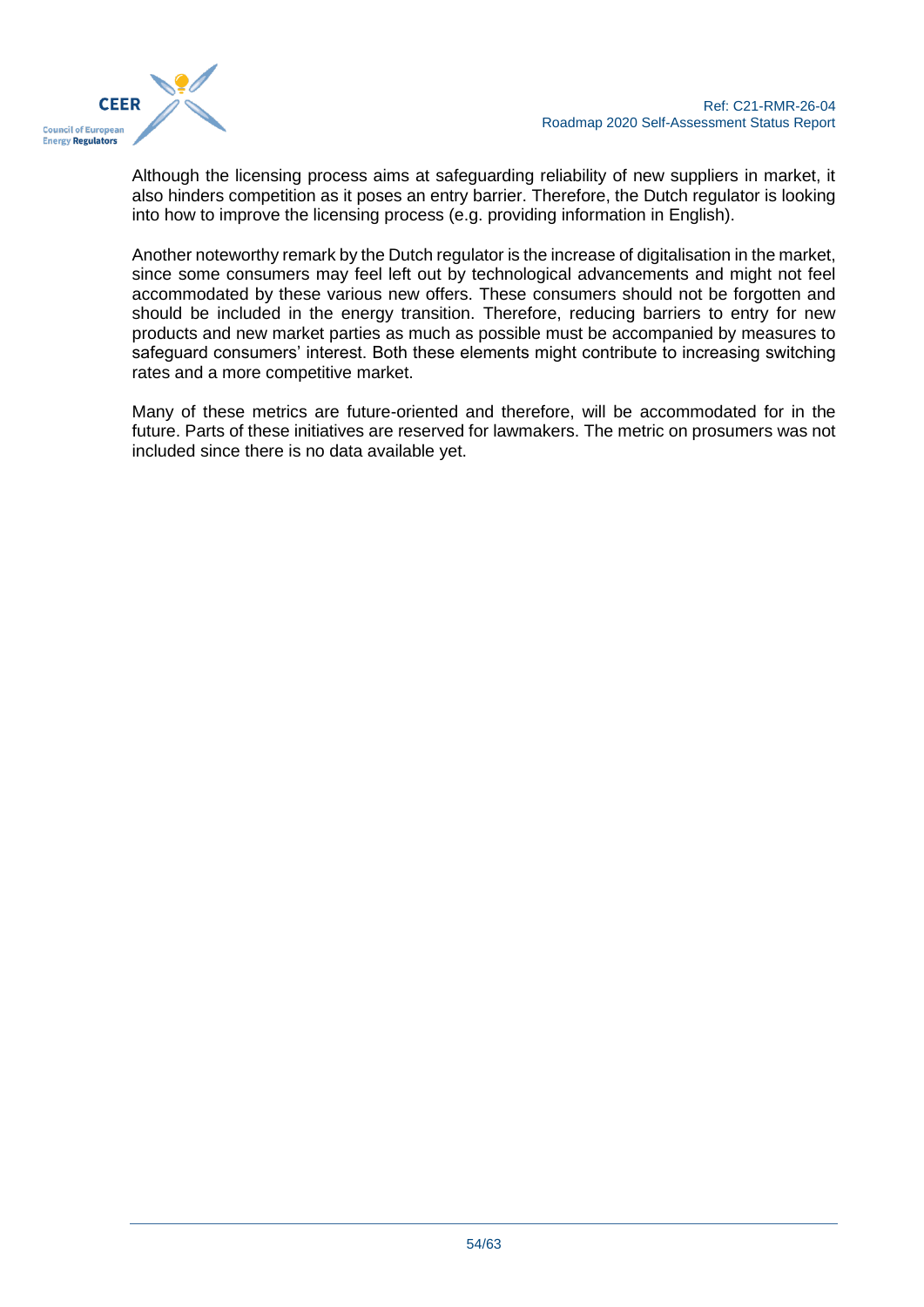Although the licensing process aims at safeguarding reliability of new suppliers in market, it also hinders competition as it poses an entry barrier. Therefore, the Dutch regulator is looking into how to improve the licensing process (e.g. providing information in English).

Another noteworthy remark by the Dutch regulator is the increase of digitalisation in the market, since some consumers may feel left out by technological advancements and might not feel accommodated by these various new offers. These consumers should not be forgotten and should be included in the energy transition. Therefore, reducing barriers to entry for new products and new market parties as much as possible must be accompanied by measures to safeguard consumers' interest. Both these elements might contribute to increasing switching rates and a more competitive market.

Many of these metrics are future-oriented and therefore, will be accommodated for in the future. Parts of these initiatives are reserved for lawmakers. The metric on prosumers was not included since there is no data available yet.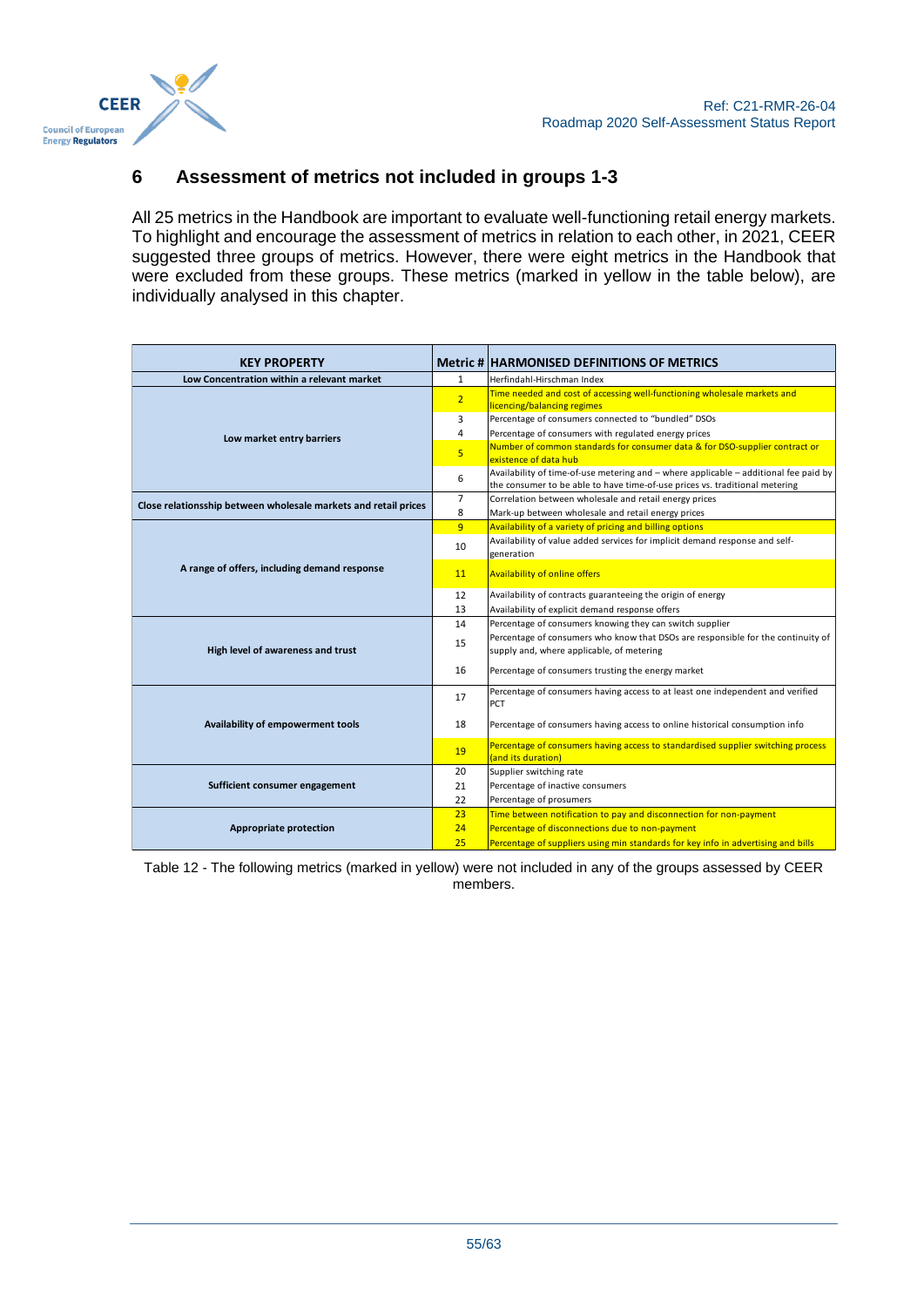## 6 Assessment of metrics not included in groups 1-3

All 25 metrics in the Handbook are important to evaluate well-functioning retail energy markets. To highlight and encourage the assessment of metrics in relation to each other, in 2021, CEER suggested three groups of metrics. However, there were eight metrics in the Handbook that were excluded from these groups. These metrics (marked in yellow in the table below), are individually analysed in this chapter.

| KEY PROPERTY | Metric # | HARMONISED DEFINITIONS OF METRICS |
|---|---|---|
| Low Concentration within a relevant market | 1 | Herfindahl-Hirschman Index |
| Low market entry barriers | 2 | Time needed and cost of accessing well-functioning wholesale markets and licencing/balancing regimes |
| | 3 | Percentage of consumers connected to "bundled" DSOs |
| | 4 | Percentage of consumers with regulated energy prices |
| | 5 | Number of common standards for consumer data & for DSO-supplier contract or existence of data hub |
| | 6 | Availability of time-of-use metering and – where applicable – additional fee paid by the consumer to be able to have time-of-use prices vs. traditional metering |
| Close relationsship between wholesale markets and retail prices | 7 | Correlation between wholesale and retail energy prices |
| | 8 | Mark-up between wholesale and retail energy prices |
| A range of offers, including demand response | 9 | Availability of a variety of pricing and billing options |
| | 10 | Availability of value added services for implicit demand response and self-generation |
| | 11 | Availability of online offers |
| | 12 | Availability of contracts guaranteeing the origin of energy |
| | 13 | Availability of explicit demand response offers |
| High level of awareness and trust | 14 | Percentage of consumers knowing they can switch supplier |
| | 15 | Percentage of consumers who know that DSOs are responsible for the continuity of supply and, where applicable, of metering |
| | 16 | Percentage of consumers trusting the energy market |
| Availability of empowerment tools | 17 | Percentage of consumers having access to at least one independent and verified PCT |
| | 18 | Percentage of consumers having access to online historical consumption info |
| | 19 | Percentage of consumers having access to standardised supplier switching process (and its duration) |
| Sufficient consumer engagement | 20 | Supplier switching rate |
| | 21 | Percentage of inactive consumers |
| | 22 | Percentage of prosumers |
| Appropriate protection | 23 | Time between notification to pay and disconnection for non-payment |
| | 24 | Percentage of disconnections due to non-payment |
| | 25 | Percentage of suppliers using min standards for key info in advertising and bills |

Table 12 - The following metrics (marked in yellow) were not included in any of the groups assessed by CEER members.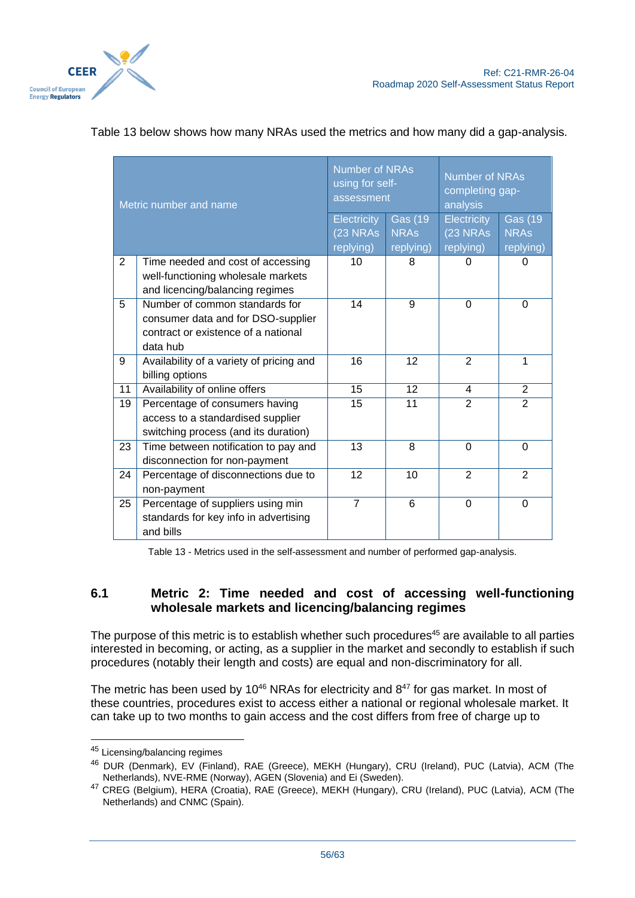Table 13 below shows how many NRAs used the metrics and how many did a gap-analysis.

| Metric number and name | | Number of NRAs using for self-assessment | | Number of NRAs completing gap-analysis | |
|---|---|---|---|---|---|
| | | Electricity (23 NRAs replying) | Gas (19 NRAs replying) | Electricity (23 NRAs replying) | Gas (19 NRAs replying) |
| 2 | Time needed and cost of accessing well-functioning wholesale markets and licencing/balancing regimes | 10 | 8 | 0 | 0 |
| 5 | Number of common standards for consumer data and for DSO-supplier contract or existence of a national data hub | 14 | 9 | 0 | 0 |
| 9 | Availability of a variety of pricing and billing options | 16 | 12 | 2 | 1 |
| 11 | Availability of online offers | 15 | 12 | 4 | 2 |
| 19 | Percentage of consumers having access to a standardised supplier switching process (and its duration) | 15 | 11 | 2 | 2 |
| 23 | Time between notification to pay and disconnection for non-payment | 13 | 8 | 0 | 0 |
| 24 | Percentage of disconnections due to non-payment | 12 | 10 | 2 | 2 |
| 25 | Percentage of suppliers using min standards for key info in advertising and bills | 7 | 6 | 0 | 0 |

Table 13 - Metrics used in the self-assessment and number of performed gap-analysis.

### 6.1 Metric 2: Time needed and cost of accessing well-functioning wholesale markets and licencing/balancing regimes

The purpose of this metric is to establish whether such procedures[45] are available to all parties interested in becoming, or acting, as a supplier in the market and secondly to establish if such procedures (notably their length and costs) are equal and non-discriminatory for all.

The metric has been used by 10[46] NRAs for electricity and 8[47] for gas market. In most of these countries, procedures exist to access either a national or regional wholesale market. It can take up to two months to gain access and the cost differs from free of charge up to

[45] Licensing/balancing regimes

[46] DUR (Denmark), EV (Finland), RAE (Greece), MEKH (Hungary), CRU (Ireland), PUC (Latvia), ACM (The Netherlands), NVE-RME (Norway), AGEN (Slovenia) and Ei (Sweden).

[47] CREG (Belgium), HERA (Croatia), RAE (Greece), MEKH (Hungary), CRU (Ireland), PUC (Latvia), ACM (The Netherlands) and CNMC (Spain).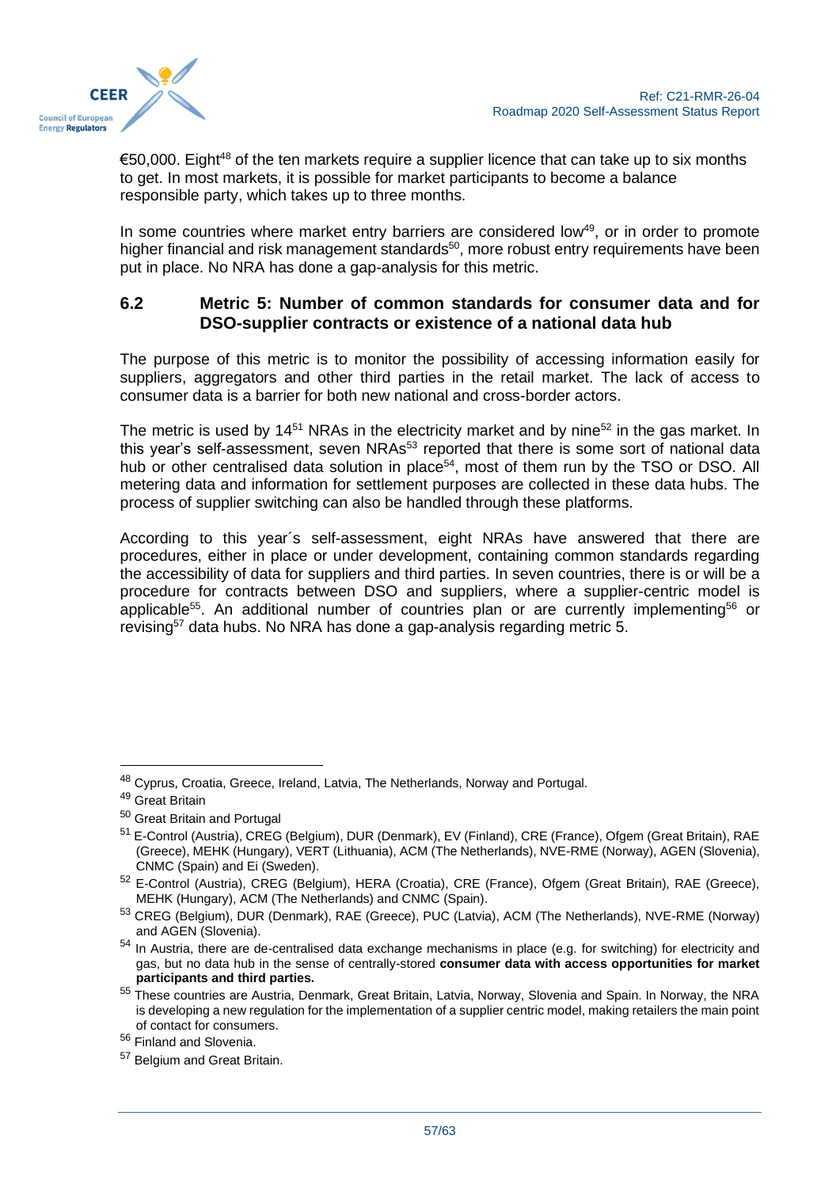€50,000. Eight[48] of the ten markets require a supplier licence that can take up to six months to get. In most markets, it is possible for market participants to become a balance responsible party, which takes up to three months.

In some countries where market entry barriers are considered low[49], or in order to promote higher financial and risk management standards[50], more robust entry requirements have been put in place. No NRA has done a gap-analysis for this metric.

### 6.2 Metric 5: Number of common standards for consumer data and for DSO-supplier contracts or existence of a national data hub

The purpose of this metric is to monitor the possibility of accessing information easily for suppliers, aggregators and other third parties in the retail market. The lack of access to consumer data is a barrier for both new national and cross-border actors.

The metric is used by 14[51] NRAs in the electricity market and by nine[52] in the gas market. In this year's self-assessment, seven NRAs[53] reported that there is some sort of national data hub or other centralised data solution in place[54], most of them run by the TSO or DSO. All metering data and information for settlement purposes are collected in these data hubs. The process of supplier switching can also be handled through these platforms.

According to this year´s self-assessment, eight NRAs have answered that there are procedures, either in place or under development, containing common standards regarding the accessibility of data for suppliers and third parties. In seven countries, there is or will be a procedure for contracts between DSO and suppliers, where a supplier-centric model is applicable[55]. An additional number of countries plan or are currently implementing[56] or revising[57] data hubs. No NRA has done a gap-analysis regarding metric 5.

---

[48] Cyprus, Croatia, Greece, Ireland, Latvia, The Netherlands, Norway and Portugal.

[49] Great Britain

[50] Great Britain and Portugal

[51] E-Control (Austria), CREG (Belgium), DUR (Denmark), EV (Finland), CRE (France), Ofgem (Great Britain), RAE (Greece), MEHK (Hungary), VERT (Lithuania), ACM (The Netherlands), NVE-RME (Norway), AGEN (Slovenia), CNMC (Spain) and Ei (Sweden).

[52] E-Control (Austria), CREG (Belgium), HERA (Croatia), CRE (France), Ofgem (Great Britain), RAE (Greece), MEHK (Hungary), ACM (The Netherlands) and CNMC (Spain).

[53] CREG (Belgium), DUR (Denmark), RAE (Greece), PUC (Latvia), ACM (The Netherlands), NVE-RME (Norway) and AGEN (Slovenia).

[54] In Austria, there are de-centralised data exchange mechanisms in place (e.g. for switching) for electricity and gas, but no data hub in the sense of centrally-stored **consumer data with access opportunities for market participants and third parties.**

[55] These countries are Austria, Denmark, Great Britain, Latvia, Norway, Slovenia and Spain. In Norway, the NRA is developing a new regulation for the implementation of a supplier centric model, making retailers the main point of contact for consumers.

[56] Finland and Slovenia.

[57] Belgium and Great Britain.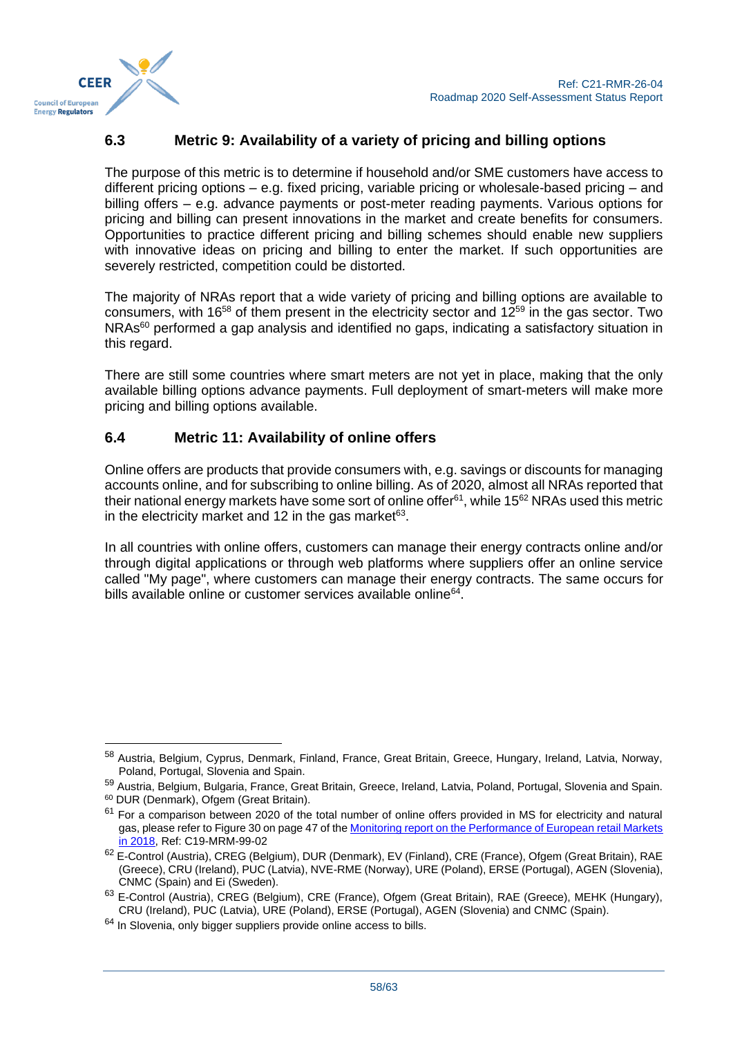### 6.3 Metric 9: Availability of a variety of pricing and billing options

The purpose of this metric is to determine if household and/or SME customers have access to different pricing options – e.g. fixed pricing, variable pricing or wholesale-based pricing – and billing offers – e.g. advance payments or post-meter reading payments. Various options for pricing and billing can present innovations in the market and create benefits for consumers. Opportunities to practice different pricing and billing schemes should enable new suppliers with innovative ideas on pricing and billing to enter the market. If such opportunities are severely restricted, competition could be distorted.

The majority of NRAs report that a wide variety of pricing and billing options are available to consumers, with 16[58] of them present in the electricity sector and 12[59] in the gas sector. Two NRAs[60] performed a gap analysis and identified no gaps, indicating a satisfactory situation in this regard.

There are still some countries where smart meters are not yet in place, making that the only available billing options advance payments. Full deployment of smart-meters will make more pricing and billing options available.

### 6.4 Metric 11: Availability of online offers

Online offers are products that provide consumers with, e.g. savings or discounts for managing accounts online, and for subscribing to online billing. As of 2020, almost all NRAs reported that their national energy markets have some sort of online offer[61], while 15[62] NRAs used this metric in the electricity market and 12 in the gas market[63].

In all countries with online offers, customers can manage their energy contracts online and/or through digital applications or through web platforms where suppliers offer an online service called "My page", where customers can manage their energy contracts. The same occurs for bills available online or customer services available online[64].

---

[58] Austria, Belgium, Cyprus, Denmark, Finland, France, Great Britain, Greece, Hungary, Ireland, Latvia, Norway, Poland, Portugal, Slovenia and Spain.

[59] Austria, Belgium, Bulgaria, France, Great Britain, Greece, Ireland, Latvia, Poland, Portugal, Slovenia and Spain.

[60] DUR (Denmark), Ofgem (Great Britain).

[61] For a comparison between 2020 of the total number of online offers provided in MS for electricity and natural gas, please refer to Figure 30 on page 47 of the Monitoring report on the Performance of European retail Markets in 2018, Ref: C19-MRM-99-02

[62] E-Control (Austria), CREG (Belgium), DUR (Denmark), EV (Finland), CRE (France), Ofgem (Great Britain), RAE (Greece), CRU (Ireland), PUC (Latvia), NVE-RME (Norway), URE (Poland), ERSE (Portugal), AGEN (Slovenia), CNMC (Spain) and Ei (Sweden).

[63] E-Control (Austria), CREG (Belgium), CRE (France), Ofgem (Great Britain), RAE (Greece), MEHK (Hungary), CRU (Ireland), PUC (Latvia), URE (Poland), ERSE (Portugal), AGEN (Slovenia) and CNMC (Spain).

[64] In Slovenia, only bigger suppliers provide online access to bills.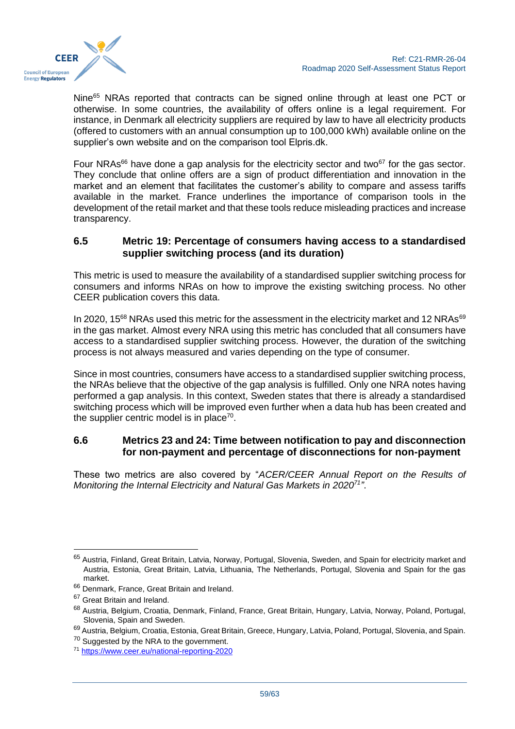Nine[65] NRAs reported that contracts can be signed online through at least one PCT or otherwise. In some countries, the availability of offers online is a legal requirement. For instance, in Denmark all electricity suppliers are required by law to have all electricity products (offered to customers with an annual consumption up to 100,000 kWh) available online on the supplier's own website and on the comparison tool Elpris.dk.

Four NRAs[66] have done a gap analysis for the electricity sector and two[67] for the gas sector. They conclude that online offers are a sign of product differentiation and innovation in the market and an element that facilitates the customer's ability to compare and assess tariffs available in the market. France underlines the importance of comparison tools in the development of the retail market and that these tools reduce misleading practices and increase transparency.

## 6.5 Metric 19: Percentage of consumers having access to a standardised supplier switching process (and its duration)

This metric is used to measure the availability of a standardised supplier switching process for consumers and informs NRAs on how to improve the existing switching process. No other CEER publication covers this data.

In 2020, 15[68] NRAs used this metric for the assessment in the electricity market and 12 NRAs[69] in the gas market. Almost every NRA using this metric has concluded that all consumers have access to a standardised supplier switching process. However, the duration of the switching process is not always measured and varies depending on the type of consumer.

Since in most countries, consumers have access to a standardised supplier switching process, the NRAs believe that the objective of the gap analysis is fulfilled. Only one NRA notes having performed a gap analysis. In this context, Sweden states that there is already a standardised switching process which will be improved even further when a data hub has been created and the supplier centric model is in place[70].

## 6.6 Metrics 23 and 24: Time between notification to pay and disconnection for non-payment and percentage of disconnections for non-payment

These two metrics are also covered by "*ACER/CEER Annual Report on the Results of Monitoring the Internal Electricity and Natural Gas Markets in 2020*[71]".

---

[65] Austria, Finland, Great Britain, Latvia, Norway, Portugal, Slovenia, Sweden, and Spain for electricity market and Austria, Estonia, Great Britain, Latvia, Lithuania, The Netherlands, Portugal, Slovenia and Spain for the gas market.

[66] Denmark, France, Great Britain and Ireland.

[67] Great Britain and Ireland.

[68] Austria, Belgium, Croatia, Denmark, Finland, France, Great Britain, Hungary, Latvia, Norway, Poland, Portugal, Slovenia, Spain and Sweden.

[69] Austria, Belgium, Croatia, Estonia, Great Britain, Greece, Hungary, Latvia, Poland, Portugal, Slovenia, and Spain.

[70] Suggested by the NRA to the government.

[71] https://www.ceer.eu/national-reporting-2020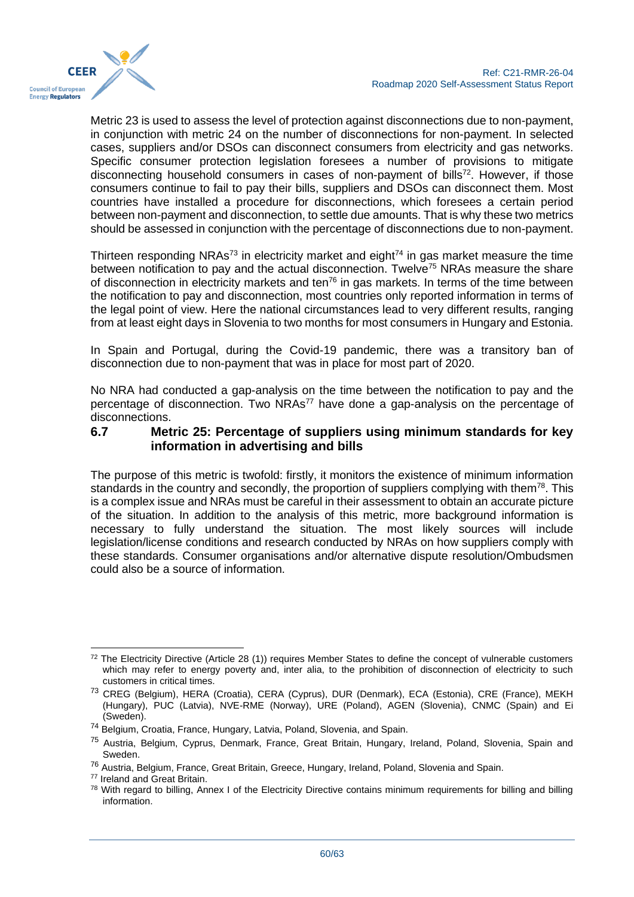Metric 23 is used to assess the level of protection against disconnections due to non-payment, in conjunction with metric 24 on the number of disconnections for non-payment. In selected cases, suppliers and/or DSOs can disconnect consumers from electricity and gas networks. Specific consumer protection legislation foresees a number of provisions to mitigate disconnecting household consumers in cases of non-payment of bills[72]. However, if those consumers continue to fail to pay their bills, suppliers and DSOs can disconnect them. Most countries have installed a procedure for disconnections, which foresees a certain period between non-payment and disconnection, to settle due amounts. That is why these two metrics should be assessed in conjunction with the percentage of disconnections due to non-payment.

Thirteen responding NRAs[73] in electricity market and eight[74] in gas market measure the time between notification to pay and the actual disconnection. Twelve[75] NRAs measure the share of disconnection in electricity markets and ten[76] in gas markets. In terms of the time between the notification to pay and disconnection, most countries only reported information in terms of the legal point of view. Here the national circumstances lead to very different results, ranging from at least eight days in Slovenia to two months for most consumers in Hungary and Estonia.

In Spain and Portugal, during the Covid-19 pandemic, there was a transitory ban of disconnection due to non-payment that was in place for most part of 2020.

No NRA had conducted a gap-analysis on the time between the notification to pay and the percentage of disconnection. Two NRAs[77] have done a gap-analysis on the percentage of disconnections.

### 6.7 Metric 25: Percentage of suppliers using minimum standards for key information in advertising and bills

The purpose of this metric is twofold: firstly, it monitors the existence of minimum information standards in the country and secondly, the proportion of suppliers complying with them[78]. This is a complex issue and NRAs must be careful in their assessment to obtain an accurate picture of the situation. In addition to the analysis of this metric, more background information is necessary to fully understand the situation. The most likely sources will include legislation/license conditions and research conducted by NRAs on how suppliers comply with these standards. Consumer organisations and/or alternative dispute resolution/Ombudsmen could also be a source of information.

---

[72] The Electricity Directive (Article 28 (1)) requires Member States to define the concept of vulnerable customers which may refer to energy poverty and, inter alia, to the prohibition of disconnection of electricity to such customers in critical times.

[73] CREG (Belgium), HERA (Croatia), CERA (Cyprus), DUR (Denmark), ECA (Estonia), CRE (France), MEKH (Hungary), PUC (Latvia), NVE-RME (Norway), URE (Poland), AGEN (Slovenia), CNMC (Spain) and Ei (Sweden).

[74] Belgium, Croatia, France, Hungary, Latvia, Poland, Slovenia, and Spain.

[75] Austria, Belgium, Cyprus, Denmark, France, Great Britain, Hungary, Ireland, Poland, Slovenia, Spain and Sweden.

[76] Austria, Belgium, France, Great Britain, Greece, Hungary, Ireland, Poland, Slovenia and Spain.

[77] Ireland and Great Britain.

[78] With regard to billing, Annex I of the Electricity Directive contains minimum requirements for billing and billing information.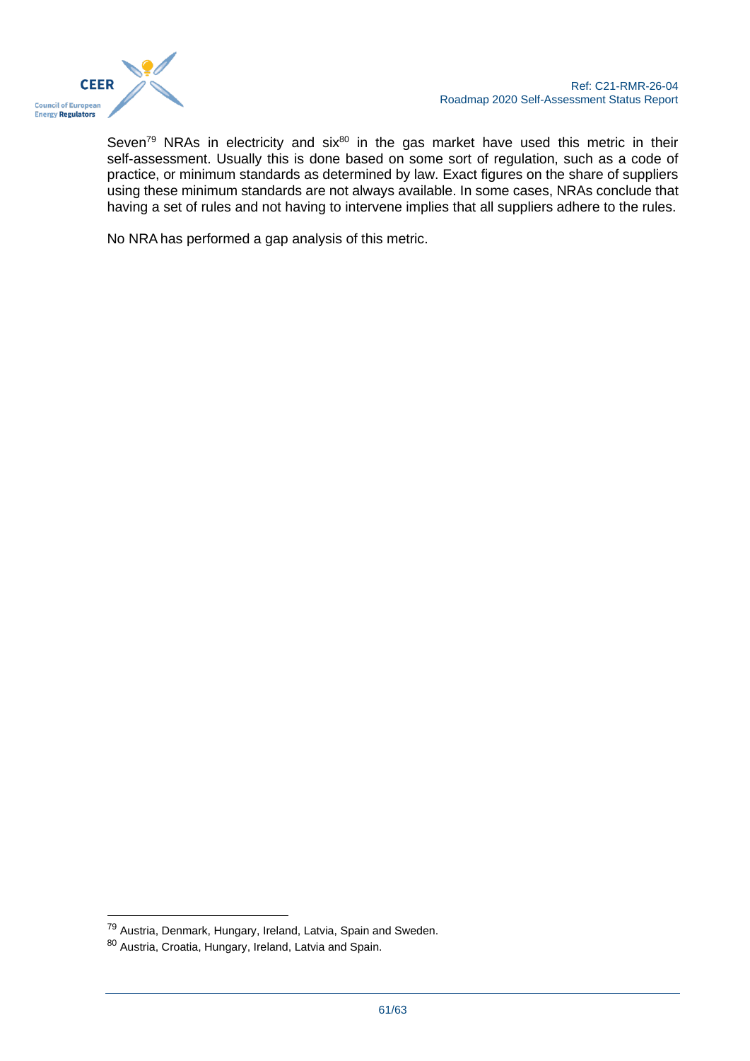Seven[79] NRAs in electricity and six[80] in the gas market have used this metric in their self-assessment. Usually this is done based on some sort of regulation, such as a code of practice, or minimum standards as determined by law. Exact figures on the share of suppliers using these minimum standards are not always available. In some cases, NRAs conclude that having a set of rules and not having to intervene implies that all suppliers adhere to the rules.

No NRA has performed a gap analysis of this metric.

[79] Austria, Denmark, Hungary, Ireland, Latvia, Spain and Sweden.

[80] Austria, Croatia, Hungary, Ireland, Latvia and Spain.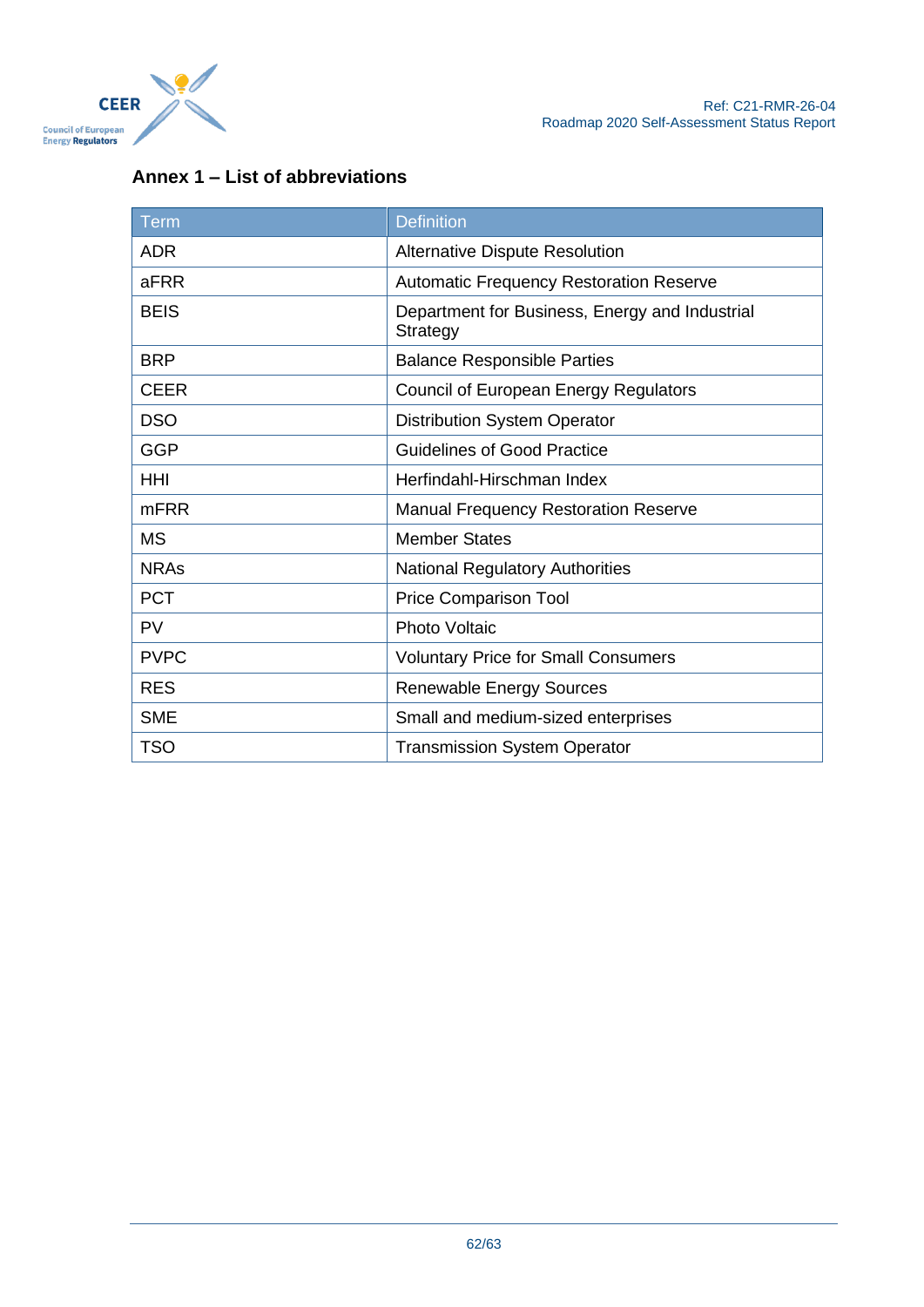## Annex 1 – List of abbreviations

| Term | Definition |
|---|---|
| ADR | Alternative Dispute Resolution |
| aFRR | Automatic Frequency Restoration Reserve |
| BEIS | Department for Business, Energy and Industrial Strategy |
| BRP | Balance Responsible Parties |
| CEER | Council of European Energy Regulators |
| DSO | Distribution System Operator |
| GGP | Guidelines of Good Practice |
| HHI | Herfindahl-Hirschman Index |
| mFRR | Manual Frequency Restoration Reserve |
| MS | Member States |
| NRAs | National Regulatory Authorities |
| PCT | Price Comparison Tool |
| PV | Photo Voltaic |
| PVPC | Voluntary Price for Small Consumers |
| RES | Renewable Energy Sources |
| SME | Small and medium-sized enterprises |
| TSO | Transmission System Operator |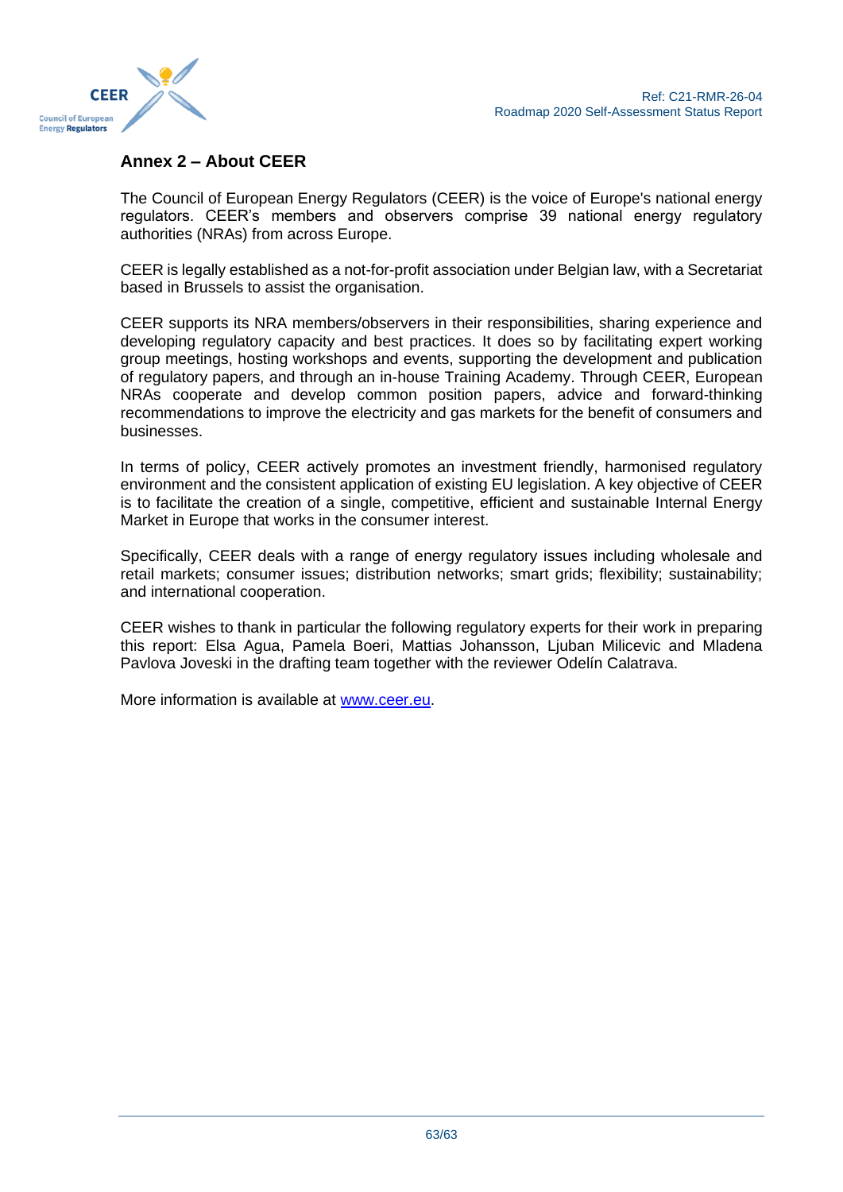## Annex 2 – About CEER

The Council of European Energy Regulators (CEER) is the voice of Europe's national energy regulators. CEER's members and observers comprise 39 national energy regulatory authorities (NRAs) from across Europe.

CEER is legally established as a not-for-profit association under Belgian law, with a Secretariat based in Brussels to assist the organisation.

CEER supports its NRA members/observers in their responsibilities, sharing experience and developing regulatory capacity and best practices. It does so by facilitating expert working group meetings, hosting workshops and events, supporting the development and publication of regulatory papers, and through an in-house Training Academy. Through CEER, European NRAs cooperate and develop common position papers, advice and forward-thinking recommendations to improve the electricity and gas markets for the benefit of consumers and businesses.

In terms of policy, CEER actively promotes an investment friendly, harmonised regulatory environment and the consistent application of existing EU legislation. A key objective of CEER is to facilitate the creation of a single, competitive, efficient and sustainable Internal Energy Market in Europe that works in the consumer interest.

Specifically, CEER deals with a range of energy regulatory issues including wholesale and retail markets; consumer issues; distribution networks; smart grids; flexibility; sustainability; and international cooperation.

CEER wishes to thank in particular the following regulatory experts for their work in preparing this report: Elsa Agua, Pamela Boeri, Mattias Johansson, Ljuban Milicevic and Mladena Pavlova Joveski in the drafting team together with the reviewer Odelín Calatrava.

More information is available at [www.ceer.eu](http://www.ceer.eu).